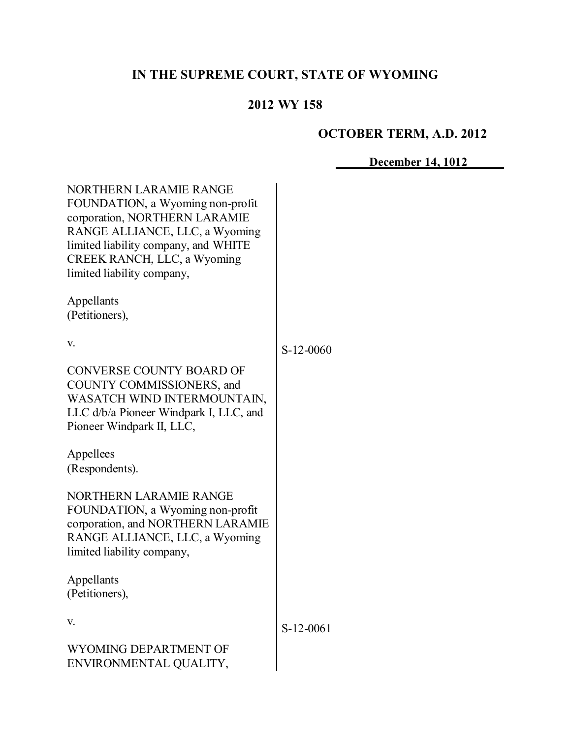# IN THE SUPREME COURT, STATE OF WYOMING

## 2012 WY 158

### OCTOBER TERM, A.D. 2012

**December 14, 1012**

NORTHERN LARAMIE RANGE FOUNDATION, a Wyoming non-profit corporation, NORTHERN LARAMIE RANGE ALLIANCE, LLC, a Wyoming limited liability company, and WHITE CREEK RANCH, LLC, a Wyoming limited liability company,

Appellants
(Petitioners),

v.

CONVERSE COUNTY BOARD OF COUNTY COMMISSIONERS, and WASATCH WIND INTERMOUNTAIN, LLC d/b/a Pioneer Windpark I, LLC, and Pioneer Windpark II, LLC,

Appellees
(Respondents).

S-12-0060

NORTHERN LARAMIE RANGE FOUNDATION, a Wyoming non-profit corporation, and NORTHERN LARAMIE RANGE ALLIANCE, LLC, a Wyoming limited liability company,

Appellants
(Petitioners),

v.

WYOMING DEPARTMENT OF ENVIRONMENTAL QUALITY,

S-12-0061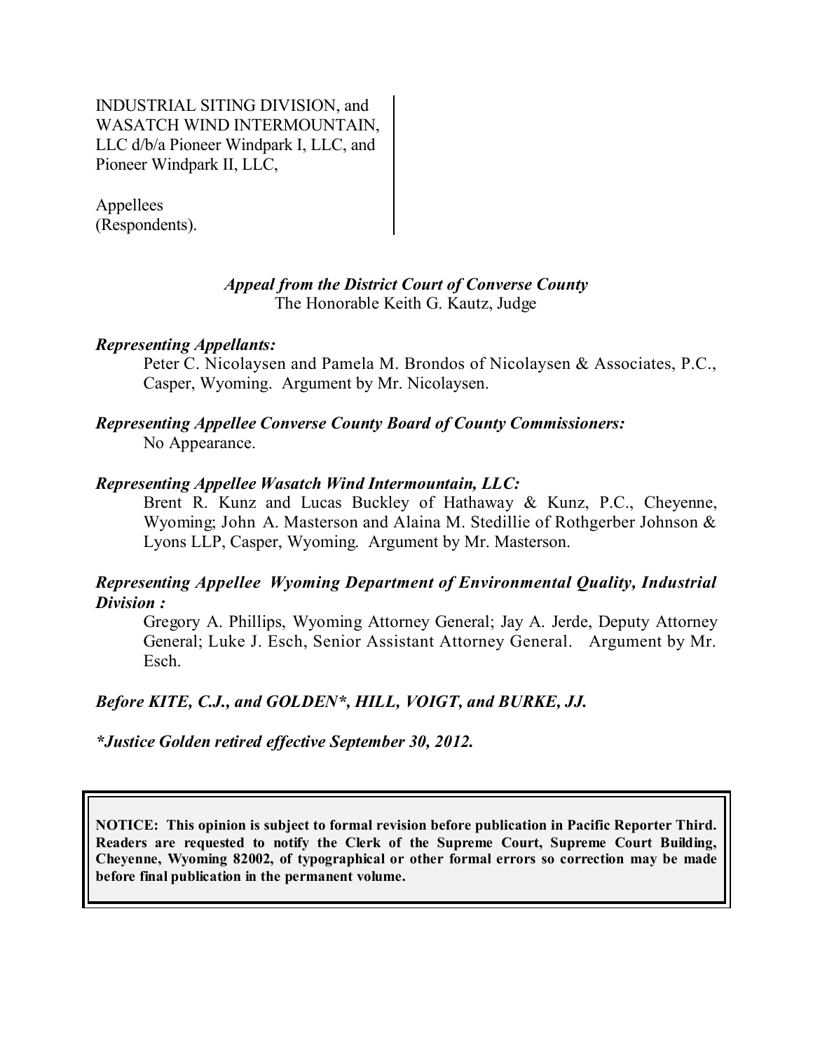INDUSTRIAL SITING DIVISION, and WASATCH WIND INTERMOUNTAIN, LLC d/b/a Pioneer Windpark I, LLC, and Pioneer Windpark II, LLC,

Appellees
(Respondents).

*Appeal from the District Court of Converse County*
The Honorable Keith G. Kautz, Judge

***Representing Appellants:***
Peter C. Nicolaysen and Pamela M. Brondos of Nicolaysen & Associates, P.C., Casper, Wyoming. Argument by Mr. Nicolaysen.

***Representing Appellee Converse County Board of County Commissioners:***
No Appearance.

***Representing Appellee Wasatch Wind Intermountain, LLC:***
Brent R. Kunz and Lucas Buckley of Hathaway & Kunz, P.C., Cheyenne, Wyoming; John A. Masterson and Alaina M. Stedillie of Rothgerber Johnson & Lyons LLP, Casper, Wyoming. Argument by Mr. Masterson.

***Representing Appellee Wyoming Department of Environmental Quality, Industrial Division :***
Gregory A. Phillips, Wyoming Attorney General; Jay A. Jerde, Deputy Attorney General; Luke J. Esch, Senior Assistant Attorney General. Argument by Mr. Esch.

***Before KITE, C.J., and GOLDEN\*, HILL, VOIGT, and BURKE, JJ.***

***\*Justice Golden retired effective September 30, 2012.***

**NOTICE: This opinion is subject to formal revision before publication in Pacific Reporter Third. Readers are requested to notify the Clerk of the Supreme Court, Supreme Court Building, Cheyenne, Wyoming 82002, of typographical or other formal errors so correction may be made before final publication in the permanent volume.**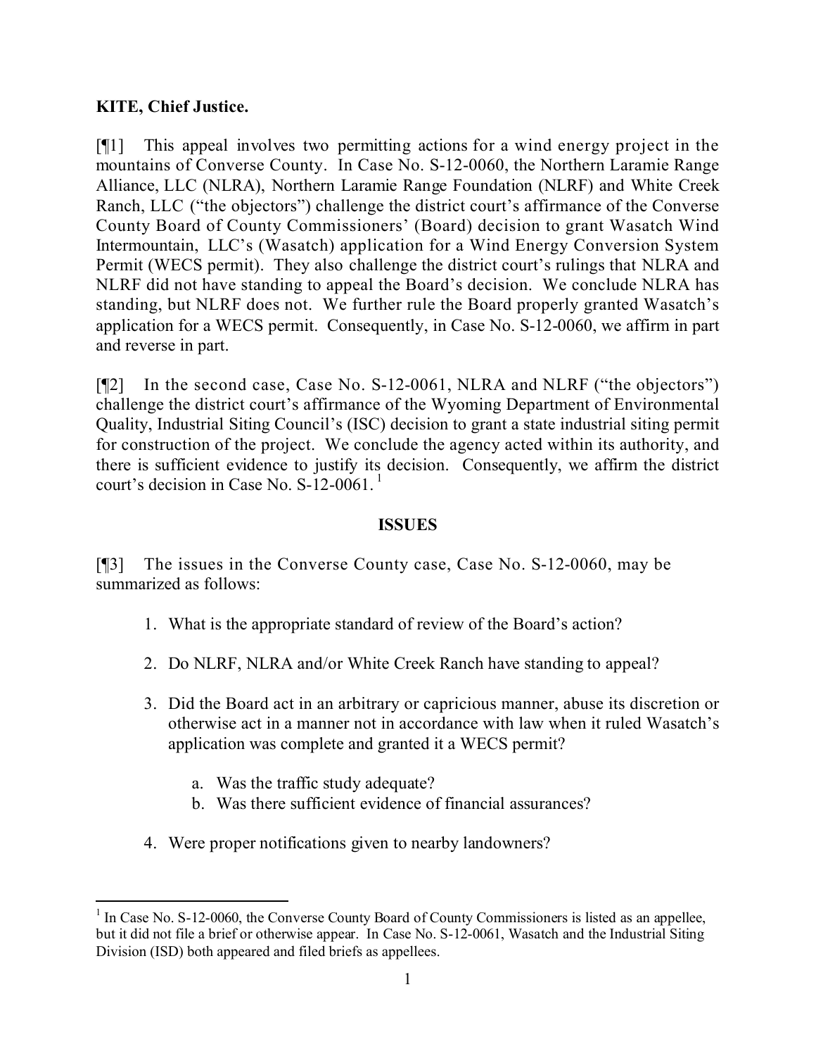**KITE, Chief Justice.**

[¶1] This appeal involves two permitting actions for a wind energy project in the mountains of Converse County. In Case No. S-12-0060, the Northern Laramie Range Alliance, LLC (NLRA), Northern Laramie Range Foundation (NLRF) and White Creek Ranch, LLC ("the objectors") challenge the district court's affirmance of the Converse County Board of County Commissioners' (Board) decision to grant Wasatch Wind Intermountain, LLC's (Wasatch) application for a Wind Energy Conversion System Permit (WECS permit). They also challenge the district court's rulings that NLRA and NLRF did not have standing to appeal the Board's decision. We conclude NLRA has standing, but NLRF does not. We further rule the Board properly granted Wasatch's application for a WECS permit. Consequently, in Case No. S-12-0060, we affirm in part and reverse in part.

[¶2] In the second case, Case No. S-12-0061, NLRA and NLRF ("the objectors") challenge the district court's affirmance of the Wyoming Department of Environmental Quality, Industrial Siting Council's (ISC) decision to grant a state industrial siting permit for construction of the project. We conclude the agency acted within its authority, and there is sufficient evidence to justify its decision. Consequently, we affirm the district court's decision in Case No. S-12-0061.[1]

## ISSUES

[¶3] The issues in the Converse County case, Case No. S-12-0060, may be summarized as follows:

1. What is the appropriate standard of review of the Board's action?
2. Do NLRF, NLRA and/or White Creek Ranch have standing to appeal?
3. Did the Board act in an arbitrary or capricious manner, abuse its discretion or otherwise act in a manner not in accordance with law when it ruled Wasatch's application was complete and granted it a WECS permit?
   a. Was the traffic study adequate?
   b. Was there sufficient evidence of financial assurances?
4. Were proper notifications given to nearby landowners?

---

[1] In Case No. S-12-0060, the Converse County Board of County Commissioners is listed as an appellee, but it did not file a brief or otherwise appear. In Case No. S-12-0061, Wasatch and the Industrial Siting Division (ISD) both appeared and filed briefs as appellees.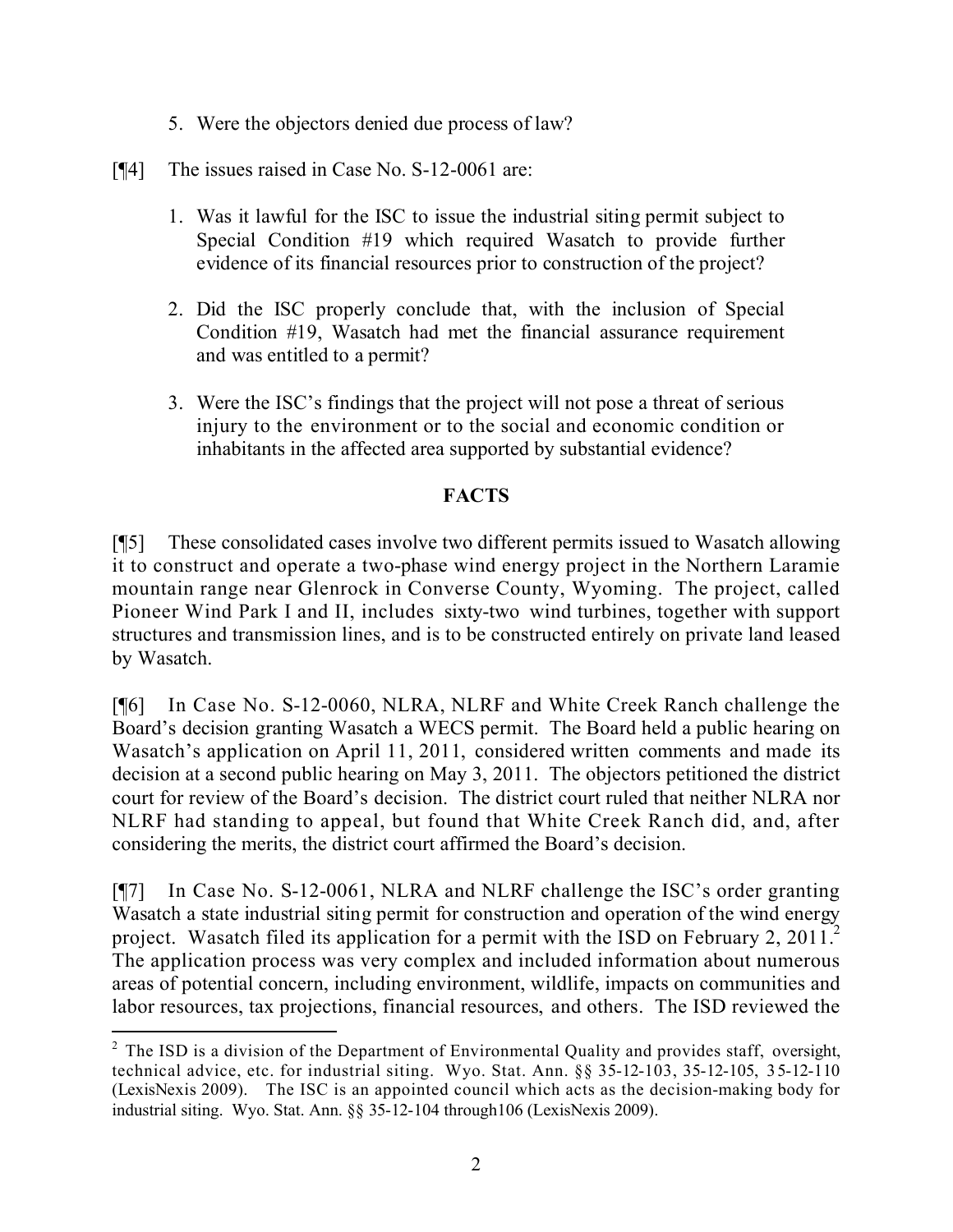5. Were the objectors denied due process of law?

[¶4] The issues raised in Case No. S-12-0061 are:

1. Was it lawful for the ISC to issue the industrial siting permit subject to Special Condition #19 which required Wasatch to provide further evidence of its financial resources prior to construction of the project?

2. Did the ISC properly conclude that, with the inclusion of Special Condition #19, Wasatch had met the financial assurance requirement and was entitled to a permit?

3. Were the ISC's findings that the project will not pose a threat of serious injury to the environment or to the social and economic condition or inhabitants in the affected area supported by substantial evidence?

## FACTS

[¶5] These consolidated cases involve two different permits issued to Wasatch allowing it to construct and operate a two-phase wind energy project in the Northern Laramie mountain range near Glenrock in Converse County, Wyoming. The project, called Pioneer Wind Park I and II, includes sixty-two wind turbines, together with support structures and transmission lines, and is to be constructed entirely on private land leased by Wasatch.

[¶6] In Case No. S-12-0060, NLRA, NLRF and White Creek Ranch challenge the Board's decision granting Wasatch a WECS permit. The Board held a public hearing on Wasatch's application on April 11, 2011, considered written comments and made its decision at a second public hearing on May 3, 2011. The objectors petitioned the district court for review of the Board's decision. The district court ruled that neither NLRA nor NLRF had standing to appeal, but found that White Creek Ranch did, and, after considering the merits, the district court affirmed the Board's decision.

[¶7] In Case No. S-12-0061, NLRA and NLRF challenge the ISC's order granting Wasatch a state industrial siting permit for construction and operation of the wind energy project. Wasatch filed its application for a permit with the ISD on February 2, 2011.[2] The application process was very complex and included information about numerous areas of potential concern, including environment, wildlife, impacts on communities and labor resources, tax projections, financial resources, and others. The ISD reviewed the

---

[2] The ISD is a division of the Department of Environmental Quality and provides staff, oversight, technical advice, etc. for industrial siting. Wyo. Stat. Ann. §§ 35-12-103, 35-12-105, 35-12-110 (LexisNexis 2009). The ISC is an appointed council which acts as the decision-making body for industrial siting. Wyo. Stat. Ann. §§ 35-12-104 through106 (LexisNexis 2009).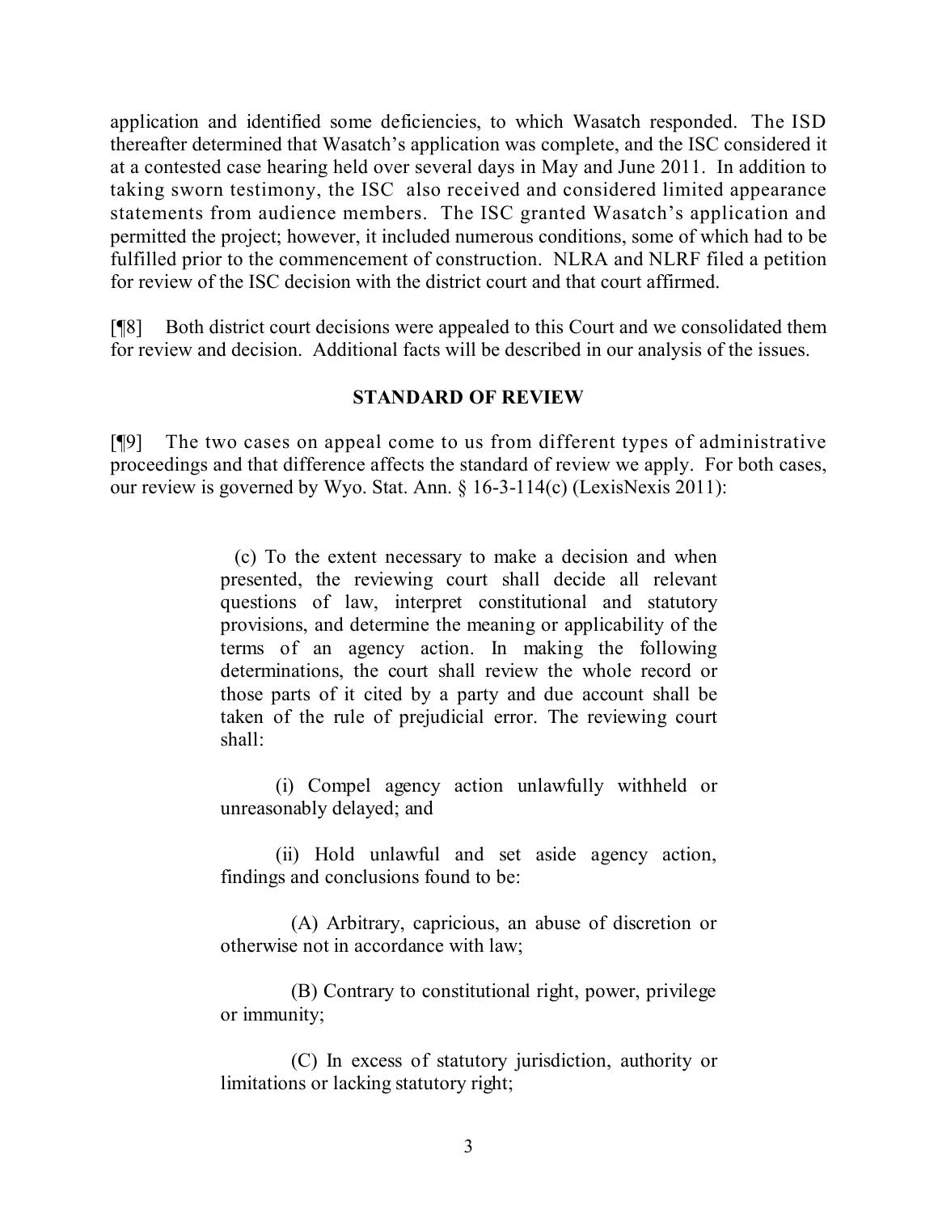application and identified some deficiencies, to which Wasatch responded. The ISD thereafter determined that Wasatch's application was complete, and the ISC considered it at a contested case hearing held over several days in May and June 2011. In addition to taking sworn testimony, the ISC also received and considered limited appearance statements from audience members. The ISC granted Wasatch's application and permitted the project; however, it included numerous conditions, some of which had to be fulfilled prior to the commencement of construction. NLRA and NLRF filed a petition for review of the ISC decision with the district court and that court affirmed.

[¶8] Both district court decisions were appealed to this Court and we consolidated them for review and decision. Additional facts will be described in our analysis of the issues.

## STANDARD OF REVIEW

[¶9] The two cases on appeal come to us from different types of administrative proceedings and that difference affects the standard of review we apply. For both cases, our review is governed by Wyo. Stat. Ann. § 16-3-114(c) (LexisNexis 2011):

> (c) To the extent necessary to make a decision and when presented, the reviewing court shall decide all relevant questions of law, interpret constitutional and statutory provisions, and determine the meaning or applicability of the terms of an agency action. In making the following determinations, the court shall review the whole record or those parts of it cited by a party and due account shall be taken of the rule of prejudicial error. The reviewing court shall:
>
> (i) Compel agency action unlawfully withheld or unreasonably delayed; and
>
> (ii) Hold unlawful and set aside agency action, findings and conclusions found to be:
>
> (A) Arbitrary, capricious, an abuse of discretion or otherwise not in accordance with law;
>
> (B) Contrary to constitutional right, power, privilege or immunity;
>
> (C) In excess of statutory jurisdiction, authority or limitations or lacking statutory right;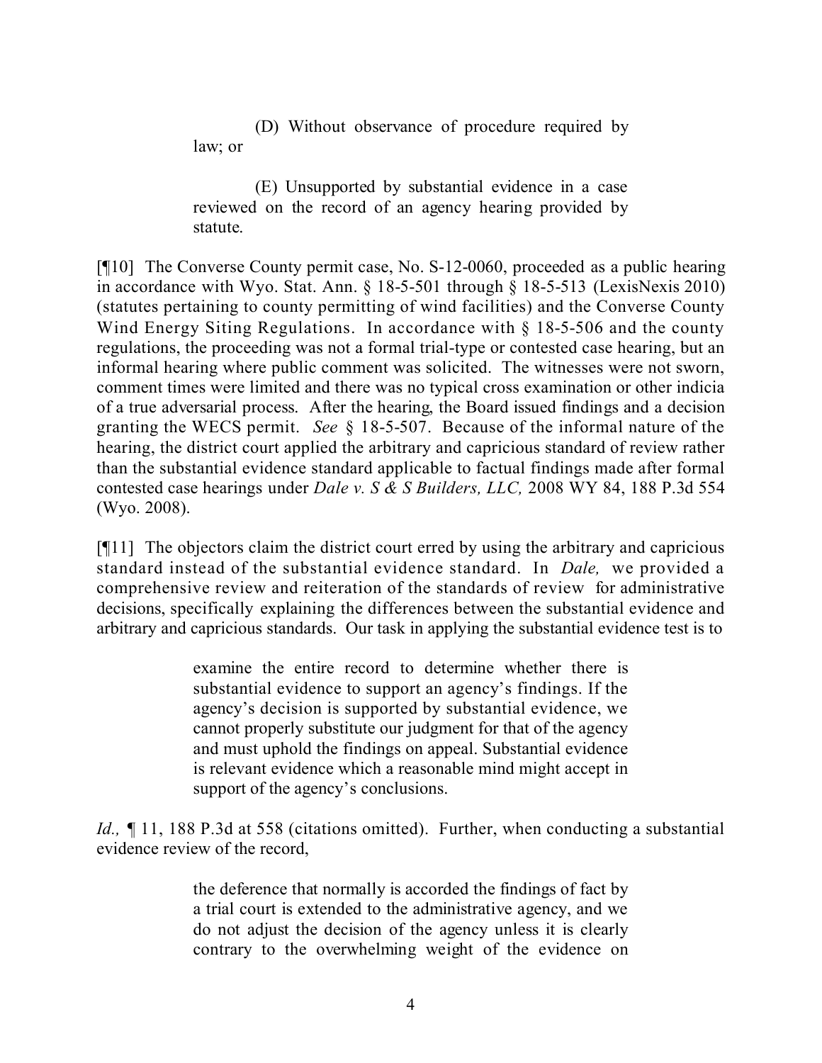(D) Without observance of procedure required by law; or

(E) Unsupported by substantial evidence in a case reviewed on the record of an agency hearing provided by statute.

[¶10] The Converse County permit case, No. S-12-0060, proceeded as a public hearing in accordance with Wyo. Stat. Ann. § 18-5-501 through § 18-5-513 (LexisNexis 2010) (statutes pertaining to county permitting of wind facilities) and the Converse County Wind Energy Siting Regulations. In accordance with § 18-5-506 and the county regulations, the proceeding was not a formal trial-type or contested case hearing, but an informal hearing where public comment was solicited. The witnesses were not sworn, comment times were limited and there was no typical cross examination or other indicia of a true adversarial process. After the hearing, the Board issued findings and a decision granting the WECS permit. *See* § 18-5-507. Because of the informal nature of the hearing, the district court applied the arbitrary and capricious standard of review rather than the substantial evidence standard applicable to factual findings made after formal contested case hearings under *Dale v. S & S Builders, LLC,* 2008 WY 84, 188 P.3d 554 (Wyo. 2008).

[¶11] The objectors claim the district court erred by using the arbitrary and capricious standard instead of the substantial evidence standard. In *Dale,* we provided a comprehensive review and reiteration of the standards of review for administrative decisions, specifically explaining the differences between the substantial evidence and arbitrary and capricious standards. Our task in applying the substantial evidence test is to

> examine the entire record to determine whether there is substantial evidence to support an agency's findings. If the agency's decision is supported by substantial evidence, we cannot properly substitute our judgment for that of the agency and must uphold the findings on appeal. Substantial evidence is relevant evidence which a reasonable mind might accept in support of the agency's conclusions.

*Id.,* ¶ 11, 188 P.3d at 558 (citations omitted). Further, when conducting a substantial evidence review of the record,

> the deference that normally is accorded the findings of fact by a trial court is extended to the administrative agency, and we do not adjust the decision of the agency unless it is clearly contrary to the overwhelming weight of the evidence on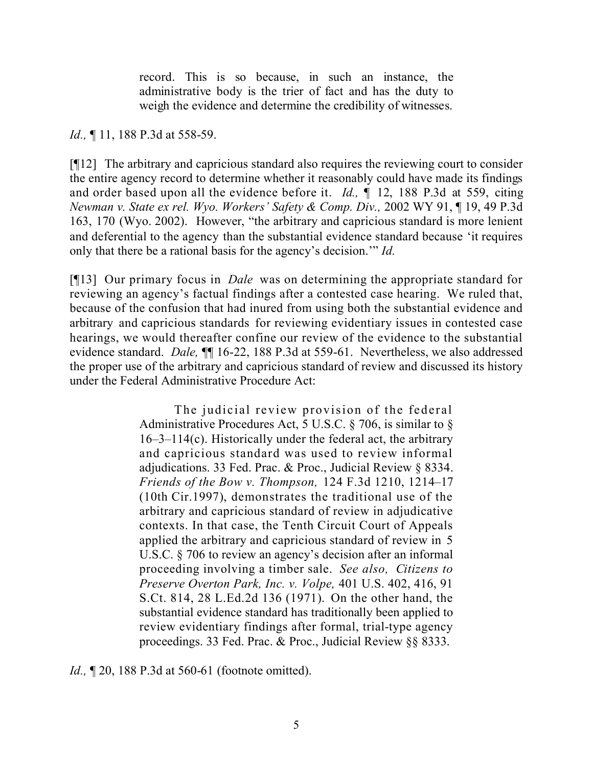> record. This is so because, in such an instance, the administrative body is the trier of fact and has the duty to weigh the evidence and determine the credibility of witnesses.

*Id.,* ¶ 11, 188 P.3d at 558-59.

[¶12] The arbitrary and capricious standard also requires the reviewing court to consider the entire agency record to determine whether it reasonably could have made its findings and order based upon all the evidence before it. *Id.,* ¶ 12, 188 P.3d at 559, citing *Newman v. State ex rel. Wyo. Workers' Safety & Comp. Div.,* 2002 WY 91, ¶ 19, 49 P.3d 163, 170 (Wyo. 2002). However, "the arbitrary and capricious standard is more lenient and deferential to the agency than the substantial evidence standard because 'it requires only that there be a rational basis for the agency's decision.'" *Id.*

[¶13] Our primary focus in *Dale* was on determining the appropriate standard for reviewing an agency's factual findings after a contested case hearing. We ruled that, because of the confusion that had inured from using both the substantial evidence and arbitrary and capricious standards for reviewing evidentiary issues in contested case hearings, we would thereafter confine our review of the evidence to the substantial evidence standard. *Dale,* ¶¶ 16-22, 188 P.3d at 559-61. Nevertheless, we also addressed the proper use of the arbitrary and capricious standard of review and discussed its history under the Federal Administrative Procedure Act:

> The judicial review provision of the federal Administrative Procedures Act, 5 U.S.C. § 706, is similar to § 16–3–114(c). Historically under the federal act, the arbitrary and capricious standard was used to review informal adjudications. 33 Fed. Prac. & Proc., Judicial Review § 8334. *Friends of the Bow v. Thompson,* 124 F.3d 1210, 1214–17 (10th Cir.1997), demonstrates the traditional use of the arbitrary and capricious standard of review in adjudicative contexts. In that case, the Tenth Circuit Court of Appeals applied the arbitrary and capricious standard of review in 5 U.S.C. § 706 to review an agency's decision after an informal proceeding involving a timber sale. *See also, Citizens to Preserve Overton Park, Inc. v. Volpe,* 401 U.S. 402, 416, 91 S.Ct. 814, 28 L.Ed.2d 136 (1971). On the other hand, the substantial evidence standard has traditionally been applied to review evidentiary findings after formal, trial-type agency proceedings. 33 Fed. Prac. & Proc., Judicial Review §§ 8333.

*Id.,* ¶ 20, 188 P.3d at 560-61 (footnote omitted).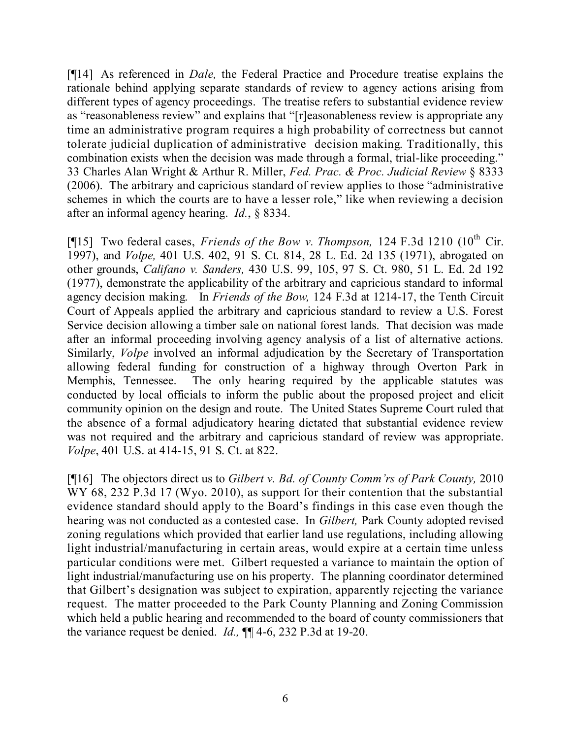[¶14] As referenced in *Dale,* the Federal Practice and Procedure treatise explains the rationale behind applying separate standards of review to agency actions arising from different types of agency proceedings. The treatise refers to substantial evidence review as "reasonableness review" and explains that "[r]easonableness review is appropriate any time an administrative program requires a high probability of correctness but cannot tolerate judicial duplication of administrative decision making. Traditionally, this combination exists when the decision was made through a formal, trial-like proceeding." 33 Charles Alan Wright & Arthur R. Miller, *Fed. Prac. & Proc. Judicial Review* § 8333 (2006). The arbitrary and capricious standard of review applies to those "administrative schemes in which the courts are to have a lesser role," like when reviewing a decision after an informal agency hearing. *Id.*, § 8334.

[¶15] Two federal cases, *Friends of the Bow v. Thompson,* 124 F.3d 1210 (10th Cir. 1997), and *Volpe,* 401 U.S. 402, 91 S. Ct. 814, 28 L. Ed. 2d 135 (1971), abrogated on other grounds, *Califano v. Sanders,* 430 U.S. 99, 105, 97 S. Ct. 980, 51 L. Ed. 2d 192 (1977), demonstrate the applicability of the arbitrary and capricious standard to informal agency decision making. In *Friends of the Bow,* 124 F.3d at 1214-17, the Tenth Circuit Court of Appeals applied the arbitrary and capricious standard to review a U.S. Forest Service decision allowing a timber sale on national forest lands. That decision was made after an informal proceeding involving agency analysis of a list of alternative actions. Similarly, *Volpe* involved an informal adjudication by the Secretary of Transportation allowing federal funding for construction of a highway through Overton Park in Memphis, Tennessee. The only hearing required by the applicable statutes was conducted by local officials to inform the public about the proposed project and elicit community opinion on the design and route. The United States Supreme Court ruled that the absence of a formal adjudicatory hearing dictated that substantial evidence review was not required and the arbitrary and capricious standard of review was appropriate. *Volpe*, 401 U.S. at 414-15, 91 S. Ct. at 822.

[¶16] The objectors direct us to *Gilbert v. Bd. of County Comm'rs of Park County,* 2010 WY 68, 232 P.3d 17 (Wyo. 2010), as support for their contention that the substantial evidence standard should apply to the Board's findings in this case even though the hearing was not conducted as a contested case. In *Gilbert,* Park County adopted revised zoning regulations which provided that earlier land use regulations, including allowing light industrial/manufacturing in certain areas, would expire at a certain time unless particular conditions were met. Gilbert requested a variance to maintain the option of light industrial/manufacturing use on his property. The planning coordinator determined that Gilbert's designation was subject to expiration, apparently rejecting the variance request. The matter proceeded to the Park County Planning and Zoning Commission which held a public hearing and recommended to the board of county commissioners that the variance request be denied. *Id.,* ¶¶ 4-6, 232 P.3d at 19-20.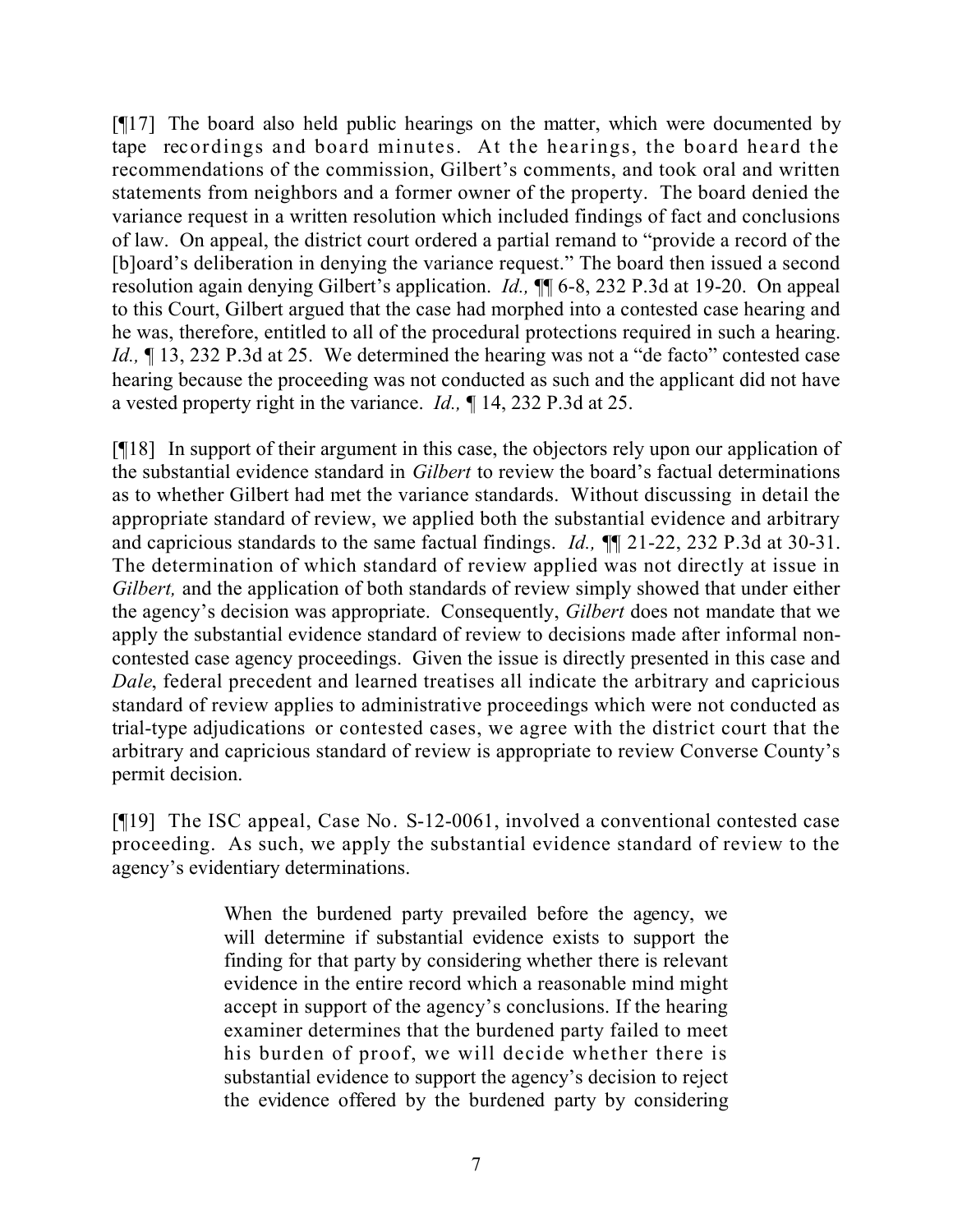[¶17] The board also held public hearings on the matter, which were documented by tape recordings and board minutes. At the hearings, the board heard the recommendations of the commission, Gilbert's comments, and took oral and written statements from neighbors and a former owner of the property. The board denied the variance request in a written resolution which included findings of fact and conclusions of law. On appeal, the district court ordered a partial remand to "provide a record of the [b]oard's deliberation in denying the variance request." The board then issued a second resolution again denying Gilbert's application. *Id.,* ¶¶ 6-8, 232 P.3d at 19-20. On appeal to this Court, Gilbert argued that the case had morphed into a contested case hearing and he was, therefore, entitled to all of the procedural protections required in such a hearing. *Id.,* ¶ 13, 232 P.3d at 25. We determined the hearing was not a "de facto" contested case hearing because the proceeding was not conducted as such and the applicant did not have a vested property right in the variance. *Id.,* ¶ 14, 232 P.3d at 25.

[¶18] In support of their argument in this case, the objectors rely upon our application of the substantial evidence standard in *Gilbert* to review the board's factual determinations as to whether Gilbert had met the variance standards. Without discussing in detail the appropriate standard of review, we applied both the substantial evidence and arbitrary and capricious standards to the same factual findings. *Id.,* ¶¶ 21-22, 232 P.3d at 30-31. The determination of which standard of review applied was not directly at issue in *Gilbert,* and the application of both standards of review simply showed that under either the agency's decision was appropriate. Consequently, *Gilbert* does not mandate that we apply the substantial evidence standard of review to decisions made after informal non-contested case agency proceedings. Given the issue is directly presented in this case and *Dale*, federal precedent and learned treatises all indicate the arbitrary and capricious standard of review applies to administrative proceedings which were not conducted as trial-type adjudications or contested cases, we agree with the district court that the arbitrary and capricious standard of review is appropriate to review Converse County's permit decision.

[¶19] The ISC appeal, Case No. S-12-0061, involved a conventional contested case proceeding. As such, we apply the substantial evidence standard of review to the agency's evidentiary determinations.

> When the burdened party prevailed before the agency, we will determine if substantial evidence exists to support the finding for that party by considering whether there is relevant evidence in the entire record which a reasonable mind might accept in support of the agency's conclusions. If the hearing examiner determines that the burdened party failed to meet his burden of proof, we will decide whether there is substantial evidence to support the agency's decision to reject the evidence offered by the burdened party by considering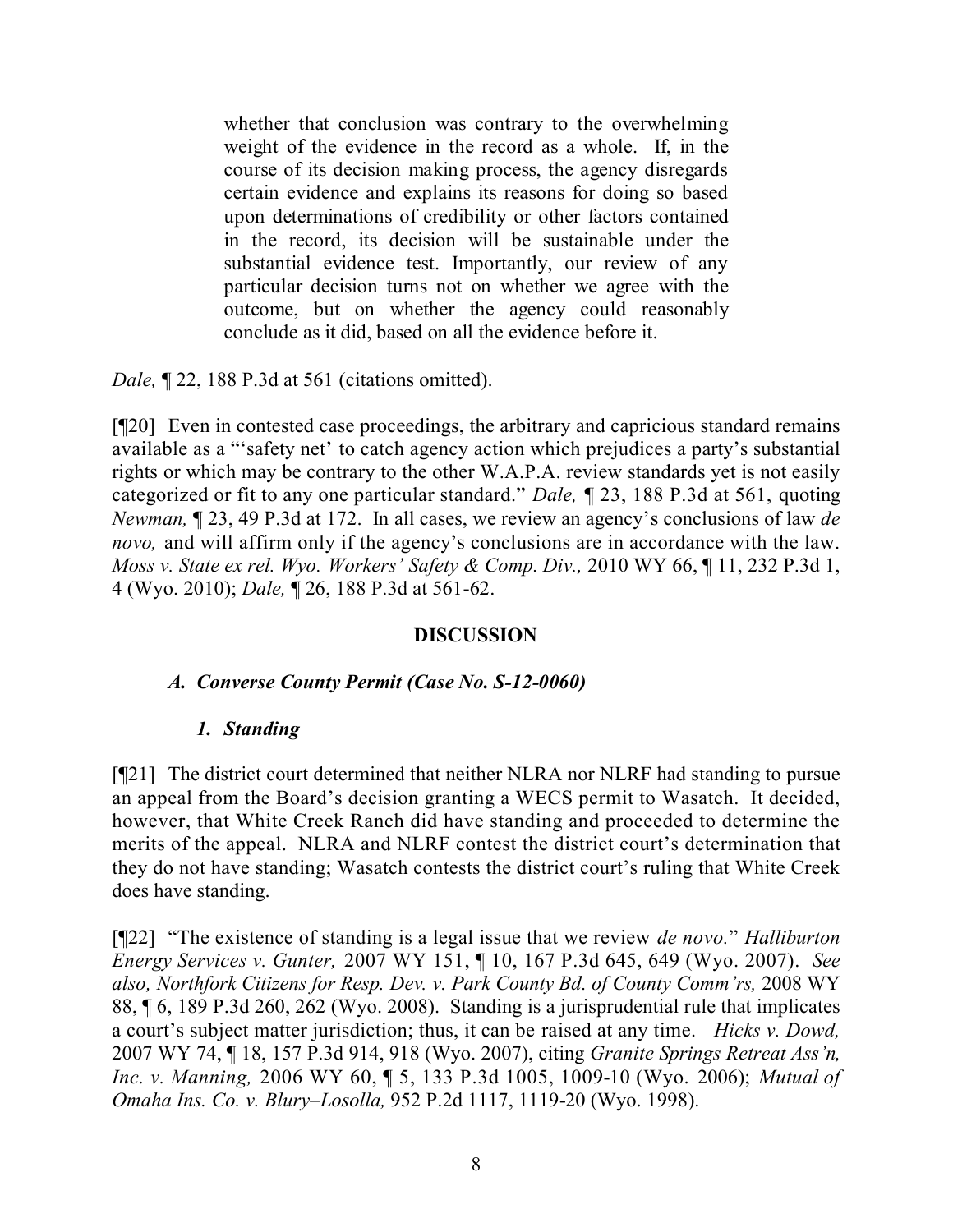> whether that conclusion was contrary to the overwhelming weight of the evidence in the record as a whole. If, in the course of its decision making process, the agency disregards certain evidence and explains its reasons for doing so based upon determinations of credibility or other factors contained in the record, its decision will be sustainable under the substantial evidence test. Importantly, our review of any particular decision turns not on whether we agree with the outcome, but on whether the agency could reasonably conclude as it did, based on all the evidence before it.

*Dale,* ¶ 22, 188 P.3d at 561 (citations omitted).

[¶20] Even in contested case proceedings, the arbitrary and capricious standard remains available as a "'safety net' to catch agency action which prejudices a party's substantial rights or which may be contrary to the other W.A.P.A. review standards yet is not easily categorized or fit to any one particular standard." *Dale,* ¶ 23, 188 P.3d at 561, quoting *Newman,* ¶ 23, 49 P.3d at 172. In all cases, we review an agency's conclusions of law *de novo,* and will affirm only if the agency's conclusions are in accordance with the law. *Moss v. State ex rel. Wyo. Workers' Safety & Comp. Div.,* 2010 WY 66, ¶ 11, 232 P.3d 1, 4 (Wyo. 2010); *Dale,* ¶ 26, 188 P.3d at 561-62.

## DISCUSSION

### *A. Converse County Permit (Case No. S-12-0060)*

#### *1. Standing*

[¶21] The district court determined that neither NLRA nor NLRF had standing to pursue an appeal from the Board's decision granting a WECS permit to Wasatch. It decided, however, that White Creek Ranch did have standing and proceeded to determine the merits of the appeal. NLRA and NLRF contest the district court's determination that they do not have standing; Wasatch contests the district court's ruling that White Creek does have standing.

[¶22] "The existence of standing is a legal issue that we review *de novo.*" *Halliburton Energy Services v. Gunter,* 2007 WY 151, ¶ 10, 167 P.3d 645, 649 (Wyo. 2007). *See also, Northfork Citizens for Resp. Dev. v. Park County Bd. of County Comm'rs,* 2008 WY 88, ¶ 6, 189 P.3d 260, 262 (Wyo. 2008). Standing is a jurisprudential rule that implicates a court's subject matter jurisdiction; thus, it can be raised at any time. *Hicks v. Dowd,* 2007 WY 74, ¶ 18, 157 P.3d 914, 918 (Wyo. 2007), citing *Granite Springs Retreat Ass'n, Inc. v. Manning,* 2006 WY 60, ¶ 5, 133 P.3d 1005, 1009-10 (Wyo. 2006); *Mutual of Omaha Ins. Co. v. Blury–Losolla,* 952 P.2d 1117, 1119-20 (Wyo. 1998).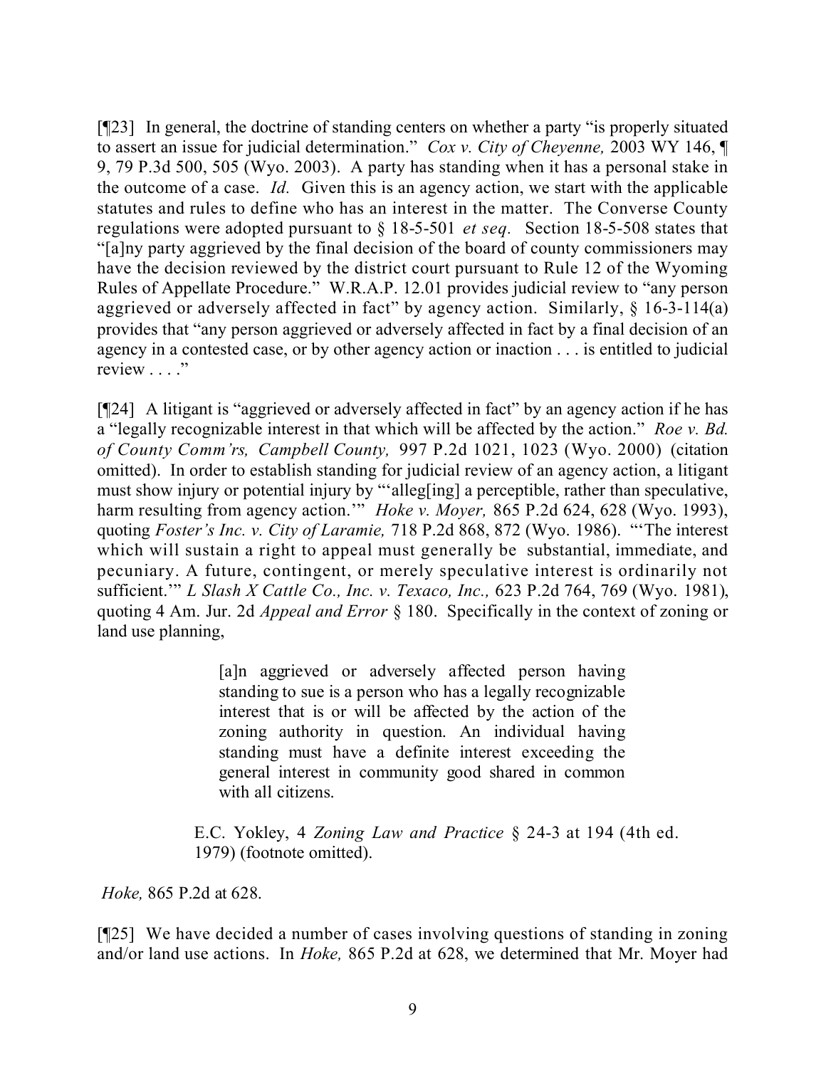[¶23] In general, the doctrine of standing centers on whether a party "is properly situated to assert an issue for judicial determination." *Cox v. City of Cheyenne,* 2003 WY 146, ¶ 9, 79 P.3d 500, 505 (Wyo. 2003). A party has standing when it has a personal stake in the outcome of a case. *Id.* Given this is an agency action, we start with the applicable statutes and rules to define who has an interest in the matter. The Converse County regulations were adopted pursuant to § 18-5-501 *et seq.* Section 18-5-508 states that "[a]ny party aggrieved by the final decision of the board of county commissioners may have the decision reviewed by the district court pursuant to Rule 12 of the Wyoming Rules of Appellate Procedure." W.R.A.P. 12.01 provides judicial review to "any person aggrieved or adversely affected in fact" by agency action. Similarly, § 16-3-114(a) provides that "any person aggrieved or adversely affected in fact by a final decision of an agency in a contested case, or by other agency action or inaction . . . is entitled to judicial review . . . ."

[¶24] A litigant is "aggrieved or adversely affected in fact" by an agency action if he has a "legally recognizable interest in that which will be affected by the action." *Roe v. Bd. of County Comm'rs, Campbell County,* 997 P.2d 1021, 1023 (Wyo. 2000) (citation omitted). In order to establish standing for judicial review of an agency action, a litigant must show injury or potential injury by "'alleg[ing] a perceptible, rather than speculative, harm resulting from agency action.'" *Hoke v. Moyer,* 865 P.2d 624, 628 (Wyo. 1993), quoting *Foster's Inc. v. City of Laramie,* 718 P.2d 868, 872 (Wyo. 1986). "'The interest which will sustain a right to appeal must generally be substantial, immediate, and pecuniary. A future, contingent, or merely speculative interest is ordinarily not sufficient.'" *L Slash X Cattle Co., Inc. v. Texaco, Inc.,* 623 P.2d 764, 769 (Wyo. 1981), quoting 4 Am. Jur. 2d *Appeal and Error* § 180. Specifically in the context of zoning or land use planning,

> [a]n aggrieved or adversely affected person having standing to sue is a person who has a legally recognizable interest that is or will be affected by the action of the zoning authority in question. An individual having standing must have a definite interest exceeding the general interest in community good shared in common with all citizens.
>
> E.C. Yokley, 4 *Zoning Law and Practice* § 24-3 at 194 (4th ed. 1979) (footnote omitted).

*Hoke,* 865 P.2d at 628.

[¶25] We have decided a number of cases involving questions of standing in zoning and/or land use actions. In *Hoke,* 865 P.2d at 628, we determined that Mr. Moyer had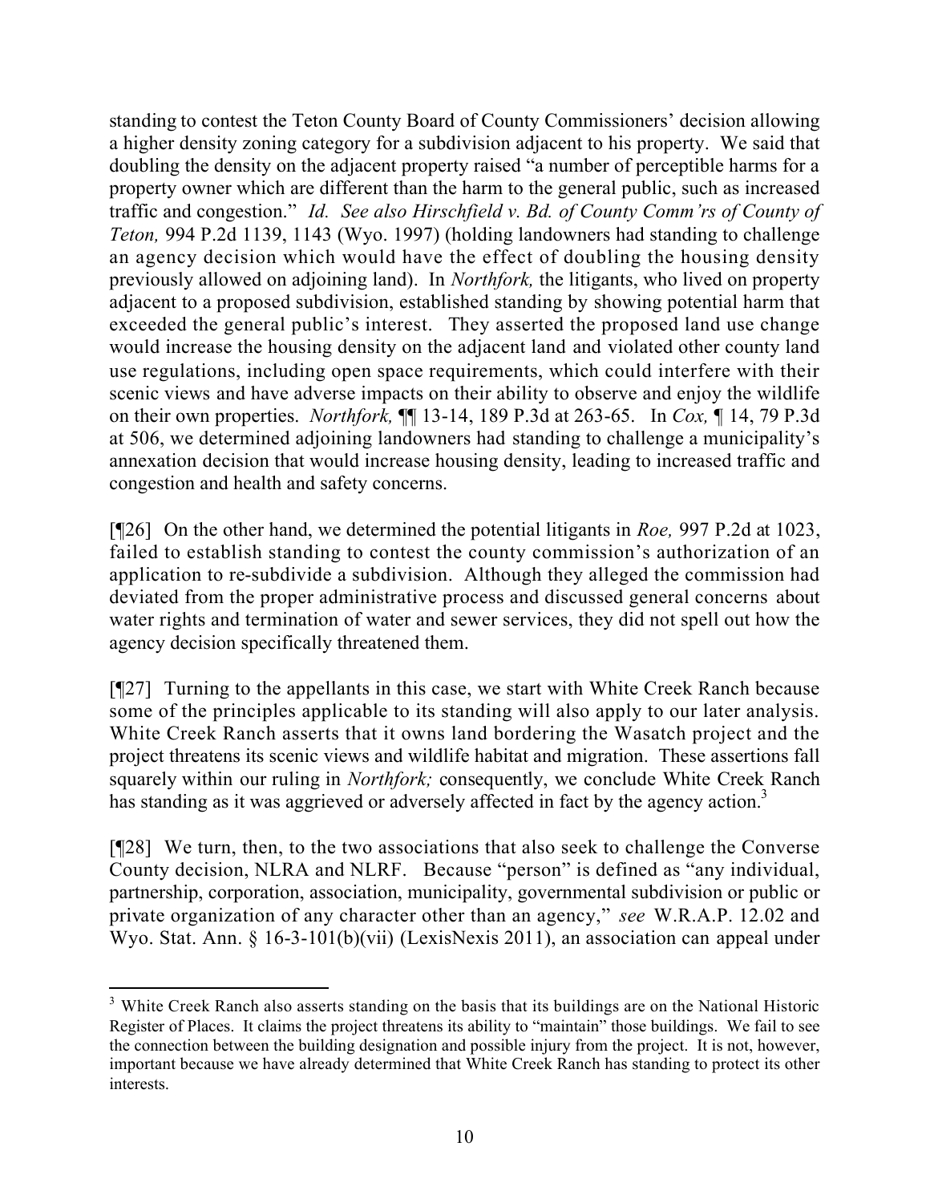standing to contest the Teton County Board of County Commissioners' decision allowing a higher density zoning category for a subdivision adjacent to his property. We said that doubling the density on the adjacent property raised "a number of perceptible harms for a property owner which are different than the harm to the general public, such as increased traffic and congestion." *Id. See also Hirschfield v. Bd. of County Comm'rs of County of Teton,* 994 P.2d 1139, 1143 (Wyo. 1997) (holding landowners had standing to challenge an agency decision which would have the effect of doubling the housing density previously allowed on adjoining land). In *Northfork,* the litigants, who lived on property adjacent to a proposed subdivision, established standing by showing potential harm that exceeded the general public's interest. They asserted the proposed land use change would increase the housing density on the adjacent land and violated other county land use regulations, including open space requirements, which could interfere with their scenic views and have adverse impacts on their ability to observe and enjoy the wildlife on their own properties. *Northfork,* ¶¶ 13-14, 189 P.3d at 263-65. In *Cox,* ¶ 14, 79 P.3d at 506, we determined adjoining landowners had standing to challenge a municipality's annexation decision that would increase housing density, leading to increased traffic and congestion and health and safety concerns.

[¶26] On the other hand, we determined the potential litigants in *Roe,* 997 P.2d at 1023, failed to establish standing to contest the county commission's authorization of an application to re-subdivide a subdivision. Although they alleged the commission had deviated from the proper administrative process and discussed general concerns about water rights and termination of water and sewer services, they did not spell out how the agency decision specifically threatened them.

[¶27] Turning to the appellants in this case, we start with White Creek Ranch because some of the principles applicable to its standing will also apply to our later analysis. White Creek Ranch asserts that it owns land bordering the Wasatch project and the project threatens its scenic views and wildlife habitat and migration. These assertions fall squarely within our ruling in *Northfork;* consequently, we conclude White Creek Ranch has standing as it was aggrieved or adversely affected in fact by the agency action.[3]

[¶28] We turn, then, to the two associations that also seek to challenge the Converse County decision, NLRA and NLRF. Because "person" is defined as "any individual, partnership, corporation, association, municipality, governmental subdivision or public or private organization of any character other than an agency," *see* W.R.A.P. 12.02 and Wyo. Stat. Ann. § 16-3-101(b)(vii) (LexisNexis 2011), an association can appeal under

---

[3] White Creek Ranch also asserts standing on the basis that its buildings are on the National Historic Register of Places. It claims the project threatens its ability to "maintain" those buildings. We fail to see the connection between the building designation and possible injury from the project. It is not, however, important because we have already determined that White Creek Ranch has standing to protect its other interests.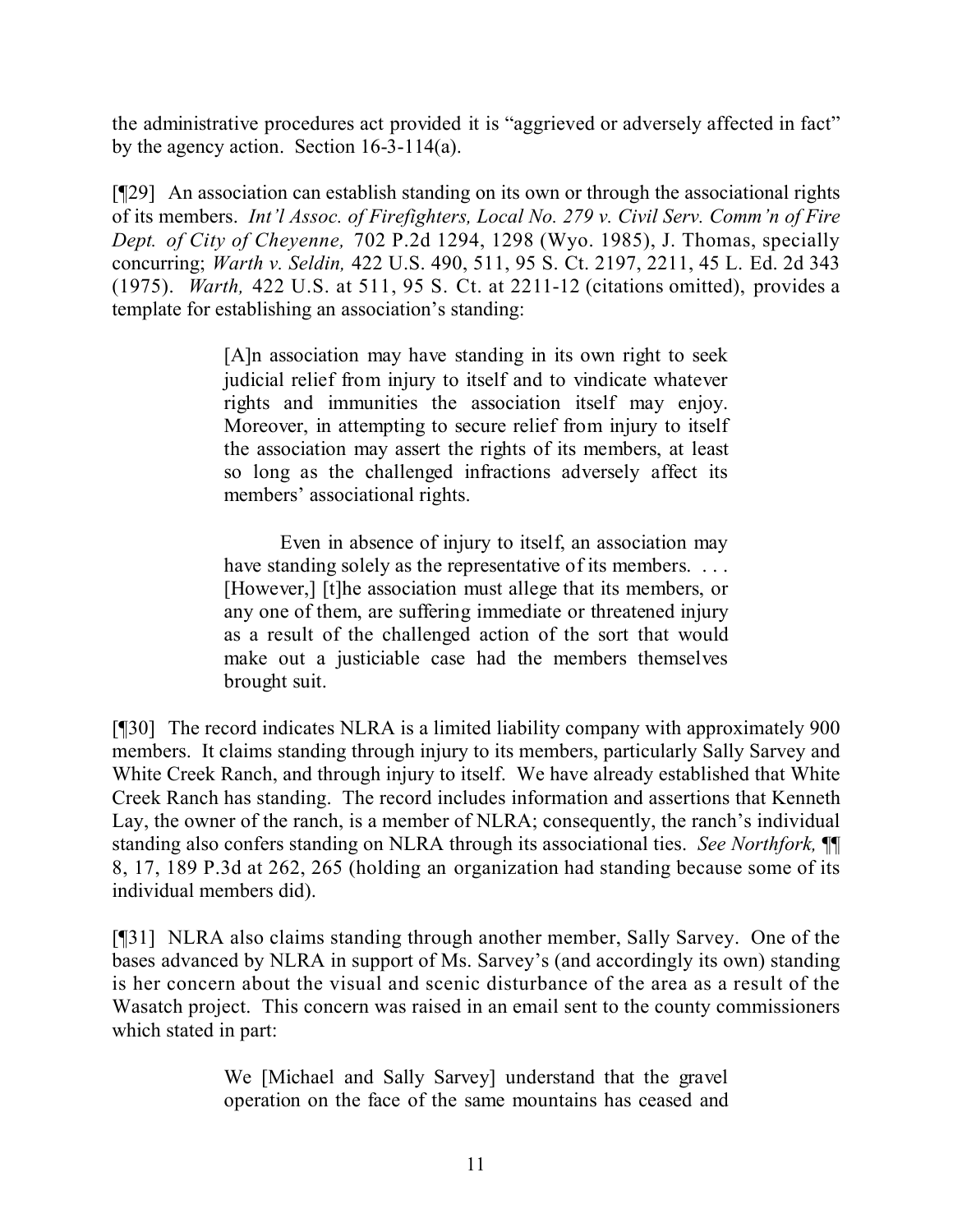the administrative procedures act provided it is "aggrieved or adversely affected in fact" by the agency action. Section 16-3-114(a).

[¶29] An association can establish standing on its own or through the associational rights of its members. *Int'l Assoc. of Firefighters, Local No. 279 v. Civil Serv. Comm'n of Fire Dept. of City of Cheyenne,* 702 P.2d 1294, 1298 (Wyo. 1985), J. Thomas, specially concurring; *Warth v. Seldin,* 422 U.S. 490, 511, 95 S. Ct. 2197, 2211, 45 L. Ed. 2d 343 (1975). *Warth,* 422 U.S. at 511, 95 S. Ct. at 2211-12 (citations omitted), provides a template for establishing an association's standing:

> [A]n association may have standing in its own right to seek judicial relief from injury to itself and to vindicate whatever rights and immunities the association itself may enjoy. Moreover, in attempting to secure relief from injury to itself the association may assert the rights of its members, at least so long as the challenged infractions adversely affect its members' associational rights.
>
> Even in absence of injury to itself, an association may have standing solely as the representative of its members. . . . [However,] [t]he association must allege that its members, or any one of them, are suffering immediate or threatened injury as a result of the challenged action of the sort that would make out a justiciable case had the members themselves brought suit.

[¶30] The record indicates NLRA is a limited liability company with approximately 900 members. It claims standing through injury to its members, particularly Sally Sarvey and White Creek Ranch, and through injury to itself. We have already established that White Creek Ranch has standing. The record includes information and assertions that Kenneth Lay, the owner of the ranch, is a member of NLRA; consequently, the ranch's individual standing also confers standing on NLRA through its associational ties. *See Northfork,* ¶¶ 8, 17, 189 P.3d at 262, 265 (holding an organization had standing because some of its individual members did).

[¶31] NLRA also claims standing through another member, Sally Sarvey. One of the bases advanced by NLRA in support of Ms. Sarvey's (and accordingly its own) standing is her concern about the visual and scenic disturbance of the area as a result of the Wasatch project. This concern was raised in an email sent to the county commissioners which stated in part:

> We [Michael and Sally Sarvey] understand that the gravel operation on the face of the same mountains has ceased and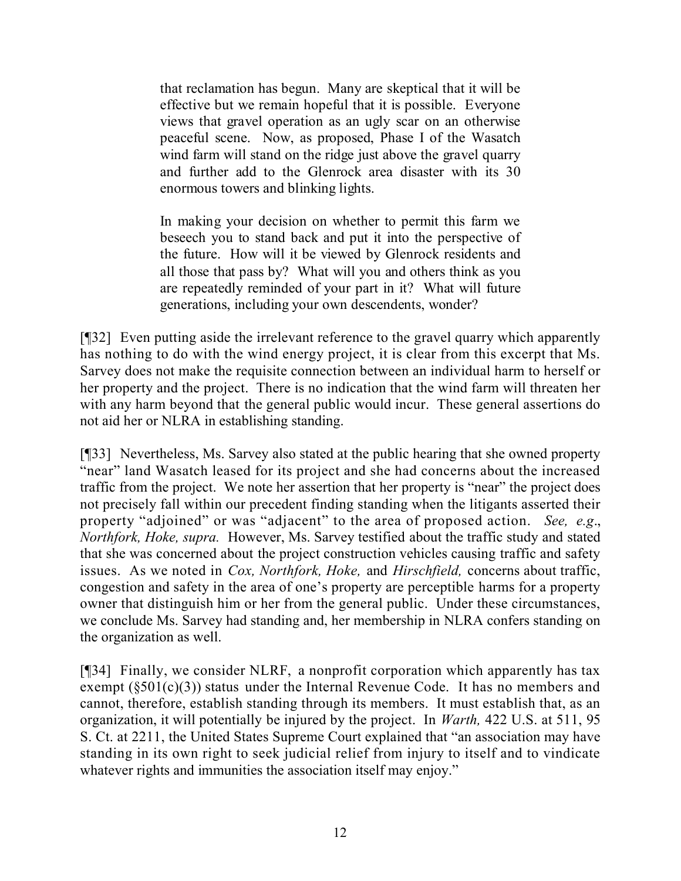> that reclamation has begun. Many are skeptical that it will be effective but we remain hopeful that it is possible. Everyone views that gravel operation as an ugly scar on an otherwise peaceful scene. Now, as proposed, Phase I of the Wasatch wind farm will stand on the ridge just above the gravel quarry and further add to the Glenrock area disaster with its 30 enormous towers and blinking lights.
>
> In making your decision on whether to permit this farm we beseech you to stand back and put it into the perspective of the future. How will it be viewed by Glenrock residents and all those that pass by? What will you and others think as you are repeatedly reminded of your part in it? What will future generations, including your own descendents, wonder?

[¶32] Even putting aside the irrelevant reference to the gravel quarry which apparently has nothing to do with the wind energy project, it is clear from this excerpt that Ms. Sarvey does not make the requisite connection between an individual harm to herself or her property and the project. There is no indication that the wind farm will threaten her with any harm beyond that the general public would incur. These general assertions do not aid her or NLRA in establishing standing.

[¶33] Nevertheless, Ms. Sarvey also stated at the public hearing that she owned property "near" land Wasatch leased for its project and she had concerns about the increased traffic from the project. We note her assertion that her property is "near" the project does not precisely fall within our precedent finding standing when the litigants asserted their property "adjoined" or was "adjacent" to the area of proposed action. *See, e.g*., *Northfork, Hoke, supra.* However, Ms. Sarvey testified about the traffic study and stated that she was concerned about the project construction vehicles causing traffic and safety issues. As we noted in *Cox, Northfork, Hoke,* and *Hirschfield,* concerns about traffic, congestion and safety in the area of one's property are perceptible harms for a property owner that distinguish him or her from the general public. Under these circumstances, we conclude Ms. Sarvey had standing and, her membership in NLRA confers standing on the organization as well.

[¶34] Finally, we consider NLRF, a nonprofit corporation which apparently has tax exempt (§501(c)(3)) status under the Internal Revenue Code. It has no members and cannot, therefore, establish standing through its members. It must establish that, as an organization, it will potentially be injured by the project. In *Warth,* 422 U.S. at 511, 95 S. Ct. at 2211, the United States Supreme Court explained that "an association may have standing in its own right to seek judicial relief from injury to itself and to vindicate whatever rights and immunities the association itself may enjoy."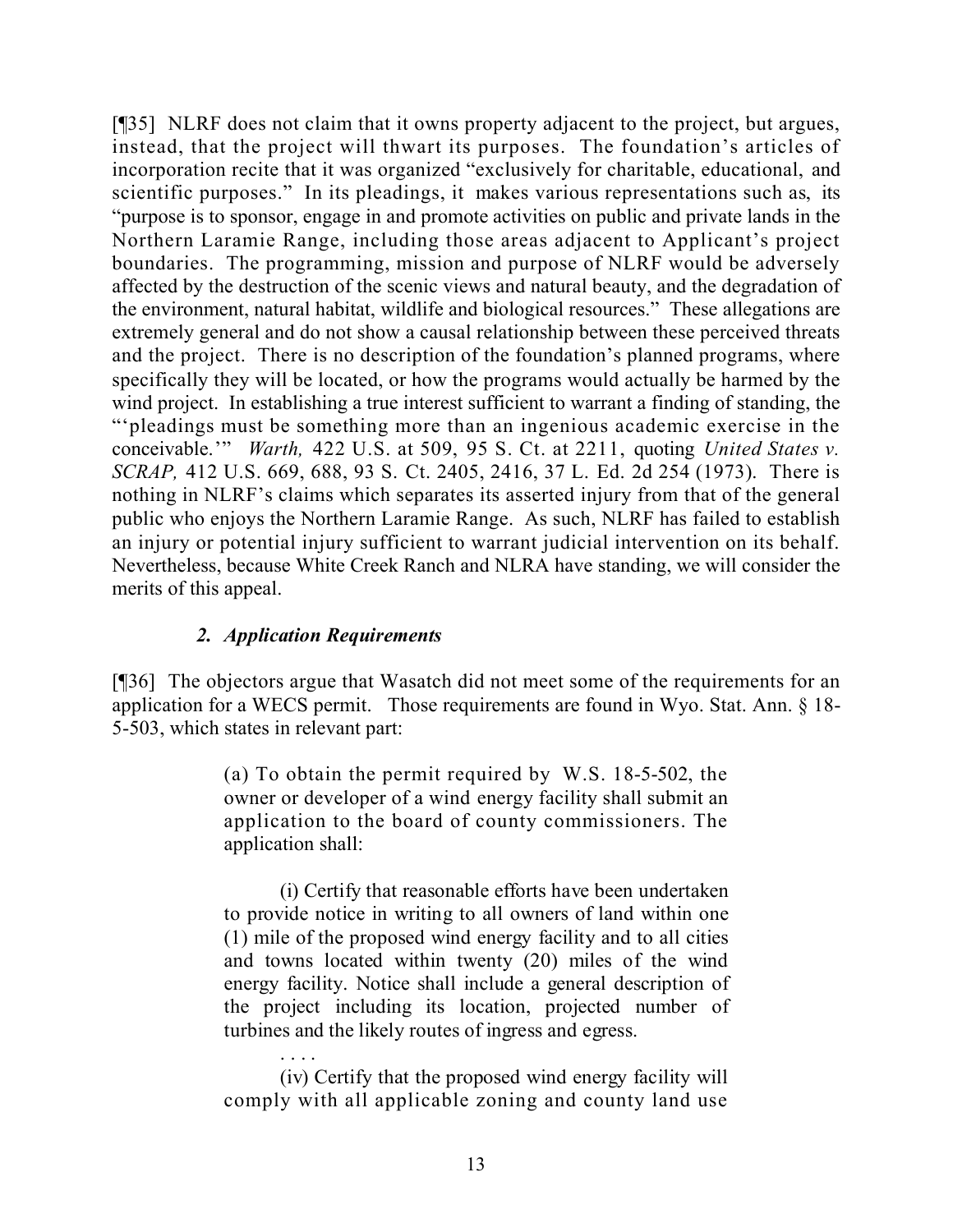[¶35] NLRF does not claim that it owns property adjacent to the project, but argues, instead, that the project will thwart its purposes. The foundation's articles of incorporation recite that it was organized "exclusively for charitable, educational, and scientific purposes." In its pleadings, it makes various representations such as, its "purpose is to sponsor, engage in and promote activities on public and private lands in the Northern Laramie Range, including those areas adjacent to Applicant's project boundaries. The programming, mission and purpose of NLRF would be adversely affected by the destruction of the scenic views and natural beauty, and the degradation of the environment, natural habitat, wildlife and biological resources." These allegations are extremely general and do not show a causal relationship between these perceived threats and the project. There is no description of the foundation's planned programs, where specifically they will be located, or how the programs would actually be harmed by the wind project. In establishing a true interest sufficient to warrant a finding of standing, the "'pleadings must be something more than an ingenious academic exercise in the conceivable.'" *Warth,* 422 U.S. at 509, 95 S. Ct. at 2211, quoting *United States v. SCRAP,* 412 U.S. 669, 688, 93 S. Ct. 2405, 2416, 37 L. Ed. 2d 254 (1973). There is nothing in NLRF's claims which separates its asserted injury from that of the general public who enjoys the Northern Laramie Range. As such, NLRF has failed to establish an injury or potential injury sufficient to warrant judicial intervention on its behalf. Nevertheless, because White Creek Ranch and NLRA have standing, we will consider the merits of this appeal.

### *2. Application Requirements*

[¶36] The objectors argue that Wasatch did not meet some of the requirements for an application for a WECS permit. Those requirements are found in Wyo. Stat. Ann. § 18-5-503, which states in relevant part:

> (a) To obtain the permit required by W.S. 18-5-502, the owner or developer of a wind energy facility shall submit an application to the board of county commissioners. The application shall:
>
> (i) Certify that reasonable efforts have been undertaken to provide notice in writing to all owners of land within one (1) mile of the proposed wind energy facility and to all cities and towns located within twenty (20) miles of the wind energy facility. Notice shall include a general description of the project including its location, projected number of turbines and the likely routes of ingress and egress.
>
> . . . .
>
> (iv) Certify that the proposed wind energy facility will comply with all applicable zoning and county land use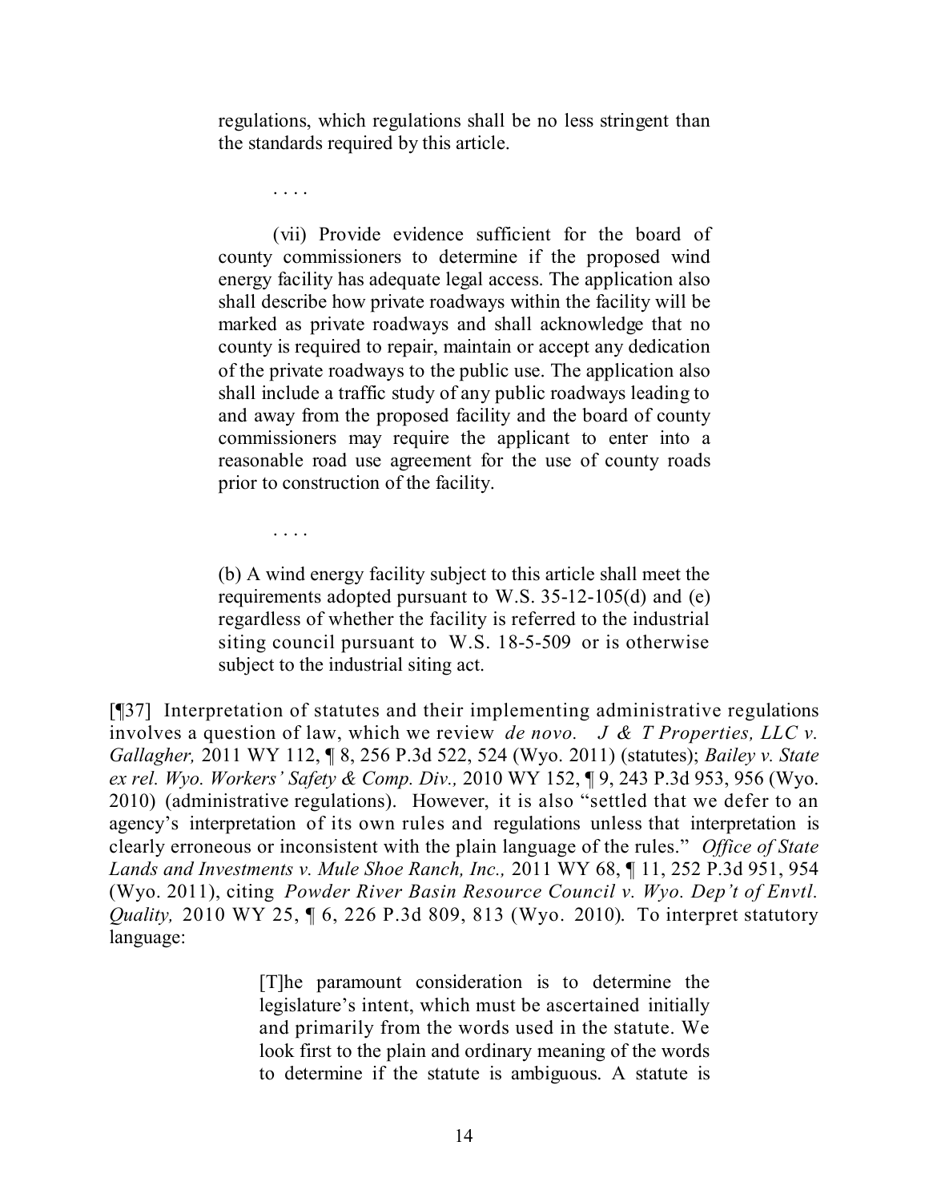> regulations, which regulations shall be no less stringent than the standards required by this article.
>
> . . . .
>
> (vii) Provide evidence sufficient for the board of county commissioners to determine if the proposed wind energy facility has adequate legal access. The application also shall describe how private roadways within the facility will be marked as private roadways and shall acknowledge that no county is required to repair, maintain or accept any dedication of the private roadways to the public use. The application also shall include a traffic study of any public roadways leading to and away from the proposed facility and the board of county commissioners may require the applicant to enter into a reasonable road use agreement for the use of county roads prior to construction of the facility.
>
> . . . .
>
> (b) A wind energy facility subject to this article shall meet the requirements adopted pursuant to W.S. 35-12-105(d) and (e) regardless of whether the facility is referred to the industrial siting council pursuant to W.S. 18-5-509 or is otherwise subject to the industrial siting act.

[¶37] Interpretation of statutes and their implementing administrative regulations involves a question of law, which we review *de novo.* *J & T Properties, LLC v. Gallagher,* 2011 WY 112, ¶ 8, 256 P.3d 522, 524 (Wyo. 2011) (statutes); *Bailey v. State ex rel. Wyo. Workers' Safety & Comp. Div.,* 2010 WY 152, ¶ 9, 243 P.3d 953, 956 (Wyo. 2010) (administrative regulations). However, it is also "settled that we defer to an agency's interpretation of its own rules and regulations unless that interpretation is clearly erroneous or inconsistent with the plain language of the rules." *Office of State Lands and Investments v. Mule Shoe Ranch, Inc.,* 2011 WY 68, ¶ 11, 252 P.3d 951, 954 (Wyo. 2011), citing *Powder River Basin Resource Council v. Wyo. Dep't of Envtl. Quality,* 2010 WY 25, ¶ 6, 226 P.3d 809, 813 (Wyo. 2010). To interpret statutory language:

> [T]he paramount consideration is to determine the legislature's intent, which must be ascertained initially and primarily from the words used in the statute. We look first to the plain and ordinary meaning of the words to determine if the statute is ambiguous. A statute is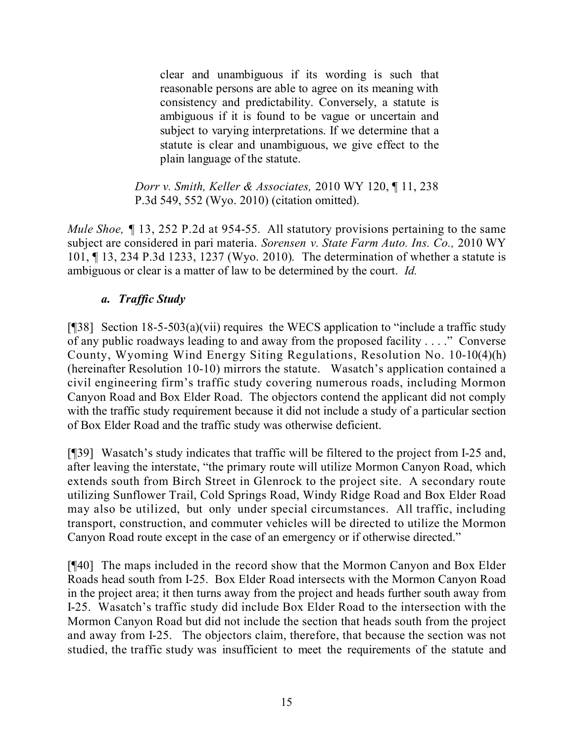> clear and unambiguous if its wording is such that reasonable persons are able to agree on its meaning with consistency and predictability. Conversely, a statute is ambiguous if it is found to be vague or uncertain and subject to varying interpretations. If we determine that a statute is clear and unambiguous, we give effect to the plain language of the statute.
>
> *Dorr v. Smith, Keller & Associates,* 2010 WY 120, ¶ 11, 238 P.3d 549, 552 (Wyo. 2010) (citation omitted).

*Mule Shoe,* ¶ 13, 252 P.2d at 954-55. All statutory provisions pertaining to the same subject are considered in pari materia. *Sorensen v. State Farm Auto. Ins. Co.,* 2010 WY 101, ¶ 13, 234 P.3d 1233, 1237 (Wyo. 2010). The determination of whether a statute is ambiguous or clear is a matter of law to be determined by the court. *Id.*

### *a. Traffic Study*

[¶38] Section 18-5-503(a)(vii) requires the WECS application to "include a traffic study of any public roadways leading to and away from the proposed facility . . . ." Converse County, Wyoming Wind Energy Siting Regulations, Resolution No. 10-10(4)(h) (hereinafter Resolution 10-10) mirrors the statute. Wasatch's application contained a civil engineering firm's traffic study covering numerous roads, including Mormon Canyon Road and Box Elder Road. The objectors contend the applicant did not comply with the traffic study requirement because it did not include a study of a particular section of Box Elder Road and the traffic study was otherwise deficient.

[¶39] Wasatch's study indicates that traffic will be filtered to the project from I-25 and, after leaving the interstate, "the primary route will utilize Mormon Canyon Road, which extends south from Birch Street in Glenrock to the project site. A secondary route utilizing Sunflower Trail, Cold Springs Road, Windy Ridge Road and Box Elder Road may also be utilized, but only under special circumstances. All traffic, including transport, construction, and commuter vehicles will be directed to utilize the Mormon Canyon Road route except in the case of an emergency or if otherwise directed."

[¶40] The maps included in the record show that the Mormon Canyon and Box Elder Roads head south from I-25. Box Elder Road intersects with the Mormon Canyon Road in the project area; it then turns away from the project and heads further south away from I-25. Wasatch's traffic study did include Box Elder Road to the intersection with the Mormon Canyon Road but did not include the section that heads south from the project and away from I-25. The objectors claim, therefore, that because the section was not studied, the traffic study was insufficient to meet the requirements of the statute and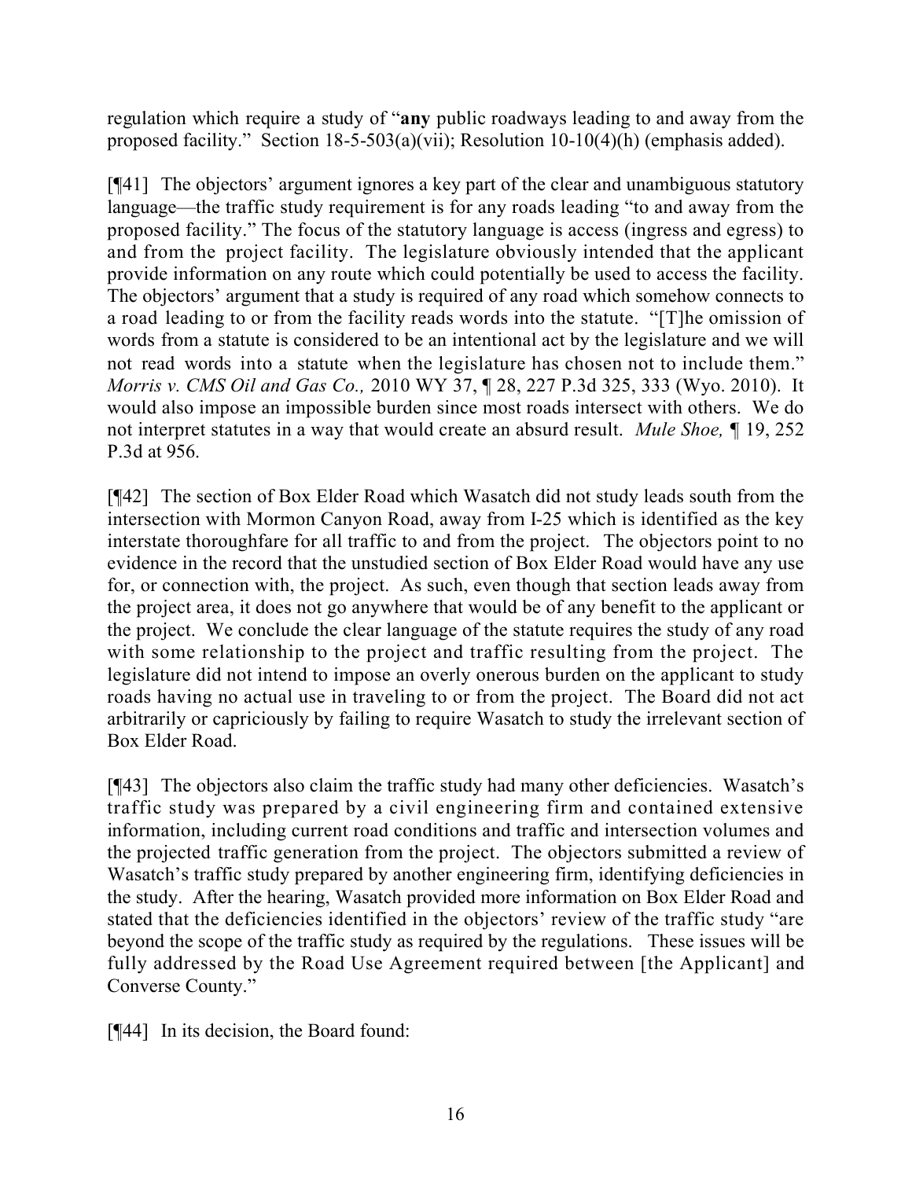regulation which require a study of "**any** public roadways leading to and away from the proposed facility." Section 18-5-503(a)(vii); Resolution 10-10(4)(h) (emphasis added).

[¶41] The objectors' argument ignores a key part of the clear and unambiguous statutory language—the traffic study requirement is for any roads leading "to and away from the proposed facility." The focus of the statutory language is access (ingress and egress) to and from the project facility. The legislature obviously intended that the applicant provide information on any route which could potentially be used to access the facility. The objectors' argument that a study is required of any road which somehow connects to a road leading to or from the facility reads words into the statute. "[T]he omission of words from a statute is considered to be an intentional act by the legislature and we will not read words into a statute when the legislature has chosen not to include them." *Morris v. CMS Oil and Gas Co.,* 2010 WY 37, ¶ 28, 227 P.3d 325, 333 (Wyo. 2010). It would also impose an impossible burden since most roads intersect with others. We do not interpret statutes in a way that would create an absurd result. *Mule Shoe,* ¶ 19, 252 P.3d at 956.

[¶42] The section of Box Elder Road which Wasatch did not study leads south from the intersection with Mormon Canyon Road, away from I-25 which is identified as the key interstate thoroughfare for all traffic to and from the project. The objectors point to no evidence in the record that the unstudied section of Box Elder Road would have any use for, or connection with, the project. As such, even though that section leads away from the project area, it does not go anywhere that would be of any benefit to the applicant or the project. We conclude the clear language of the statute requires the study of any road with some relationship to the project and traffic resulting from the project. The legislature did not intend to impose an overly onerous burden on the applicant to study roads having no actual use in traveling to or from the project. The Board did not act arbitrarily or capriciously by failing to require Wasatch to study the irrelevant section of Box Elder Road.

[¶43] The objectors also claim the traffic study had many other deficiencies. Wasatch's traffic study was prepared by a civil engineering firm and contained extensive information, including current road conditions and traffic and intersection volumes and the projected traffic generation from the project. The objectors submitted a review of Wasatch's traffic study prepared by another engineering firm, identifying deficiencies in the study. After the hearing, Wasatch provided more information on Box Elder Road and stated that the deficiencies identified in the objectors' review of the traffic study "are beyond the scope of the traffic study as required by the regulations. These issues will be fully addressed by the Road Use Agreement required between [the Applicant] and Converse County."

[¶44] In its decision, the Board found: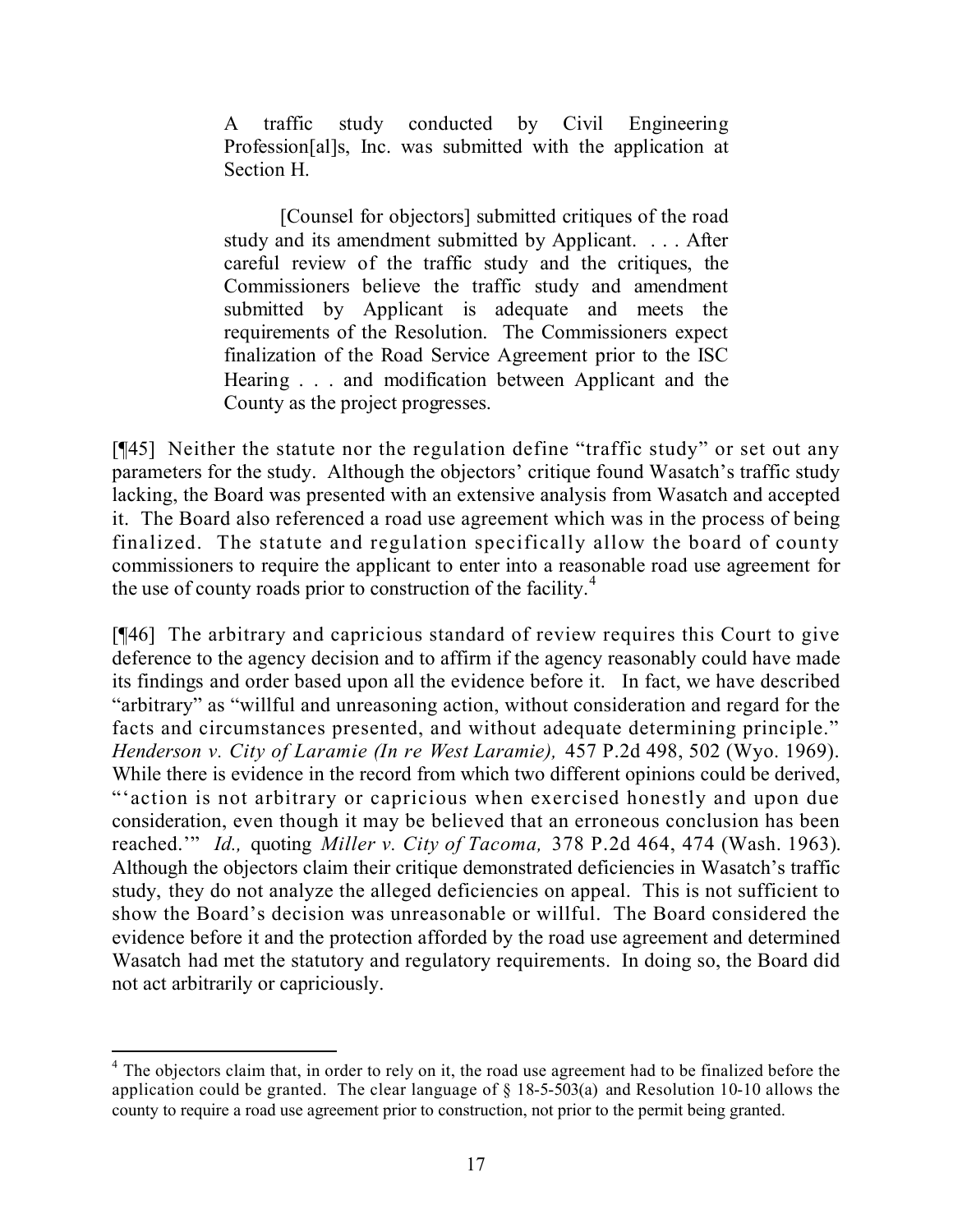> A traffic study conducted by Civil Engineering Profession[al]s, Inc. was submitted with the application at Section H.
>
> [Counsel for objectors] submitted critiques of the road study and its amendment submitted by Applicant. . . . After careful review of the traffic study and the critiques, the Commissioners believe the traffic study and amendment submitted by Applicant is adequate and meets the requirements of the Resolution. The Commissioners expect finalization of the Road Service Agreement prior to the ISC Hearing . . . and modification between Applicant and the County as the project progresses.

[¶45] Neither the statute nor the regulation define "traffic study" or set out any parameters for the study. Although the objectors' critique found Wasatch's traffic study lacking, the Board was presented with an extensive analysis from Wasatch and accepted it. The Board also referenced a road use agreement which was in the process of being finalized. The statute and regulation specifically allow the board of county commissioners to require the applicant to enter into a reasonable road use agreement for the use of county roads prior to construction of the facility.[4]

[¶46] The arbitrary and capricious standard of review requires this Court to give deference to the agency decision and to affirm if the agency reasonably could have made its findings and order based upon all the evidence before it. In fact, we have described "arbitrary" as "willful and unreasoning action, without consideration and regard for the facts and circumstances presented, and without adequate determining principle." *Henderson v. City of Laramie (In re West Laramie),* 457 P.2d 498, 502 (Wyo. 1969). While there is evidence in the record from which two different opinions could be derived, "'action is not arbitrary or capricious when exercised honestly and upon due consideration, even though it may be believed that an erroneous conclusion has been reached.'" *Id.,* quoting *Miller v. City of Tacoma,* 378 P.2d 464, 474 (Wash. 1963). Although the objectors claim their critique demonstrated deficiencies in Wasatch's traffic study, they do not analyze the alleged deficiencies on appeal. This is not sufficient to show the Board's decision was unreasonable or willful. The Board considered the evidence before it and the protection afforded by the road use agreement and determined Wasatch had met the statutory and regulatory requirements. In doing so, the Board did not act arbitrarily or capriciously.

---

[4] The objectors claim that, in order to rely on it, the road use agreement had to be finalized before the application could be granted. The clear language of § 18-5-503(a) and Resolution 10-10 allows the county to require a road use agreement prior to construction, not prior to the permit being granted.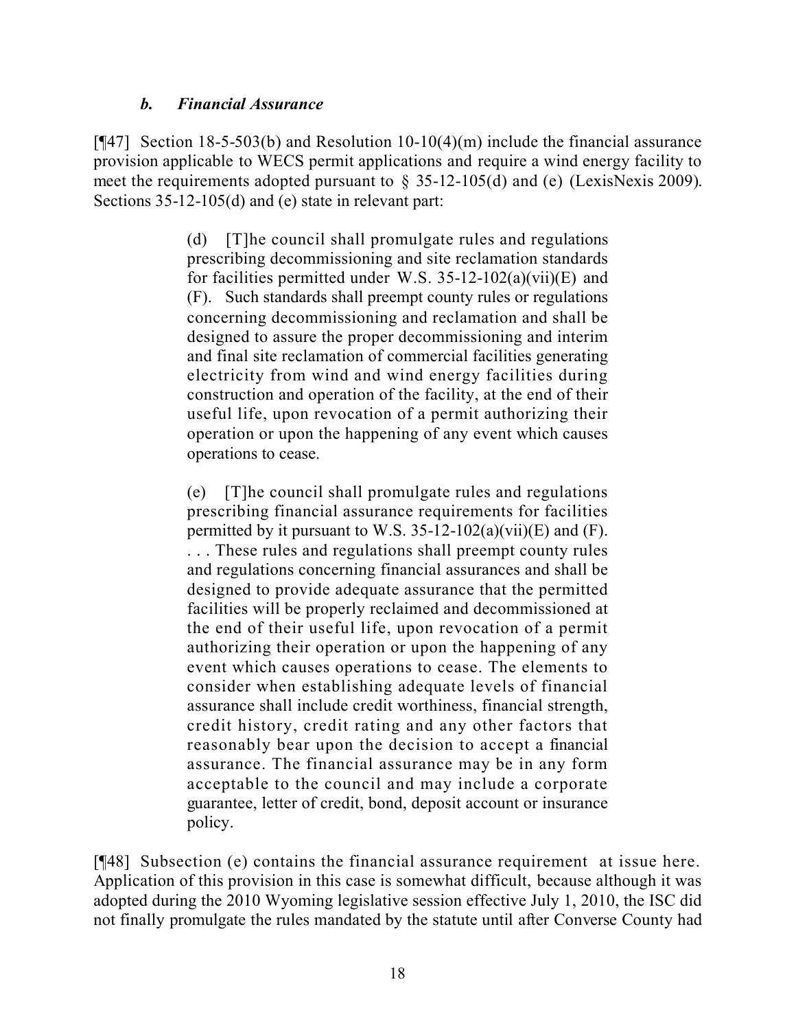### *b. Financial Assurance*

[¶47] Section 18-5-503(b) and Resolution 10-10(4)(m) include the financial assurance provision applicable to WECS permit applications and require a wind energy facility to meet the requirements adopted pursuant to § 35-12-105(d) and (e) (LexisNexis 2009). Sections 35-12-105(d) and (e) state in relevant part:

> (d) [T]he council shall promulgate rules and regulations prescribing decommissioning and site reclamation standards for facilities permitted under W.S. 35-12-102(a)(vii)(E) and (F). Such standards shall preempt county rules or regulations concerning decommissioning and reclamation and shall be designed to assure the proper decommissioning and interim and final site reclamation of commercial facilities generating electricity from wind and wind energy facilities during construction and operation of the facility, at the end of their useful life, upon revocation of a permit authorizing their operation or upon the happening of any event which causes operations to cease.
>
> (e) [T]he council shall promulgate rules and regulations prescribing financial assurance requirements for facilities permitted by it pursuant to W.S. 35-12-102(a)(vii)(E) and (F). . . . These rules and regulations shall preempt county rules and regulations concerning financial assurances and shall be designed to provide adequate assurance that the permitted facilities will be properly reclaimed and decommissioned at the end of their useful life, upon revocation of a permit authorizing their operation or upon the happening of any event which causes operations to cease. The elements to consider when establishing adequate levels of financial assurance shall include credit worthiness, financial strength, credit history, credit rating and any other factors that reasonably bear upon the decision to accept a financial assurance. The financial assurance may be in any form acceptable to the council and may include a corporate guarantee, letter of credit, bond, deposit account or insurance policy.

[¶48] Subsection (e) contains the financial assurance requirement at issue here. Application of this provision in this case is somewhat difficult, because although it was adopted during the 2010 Wyoming legislative session effective July 1, 2010, the ISC did not finally promulgate the rules mandated by the statute until after Converse County had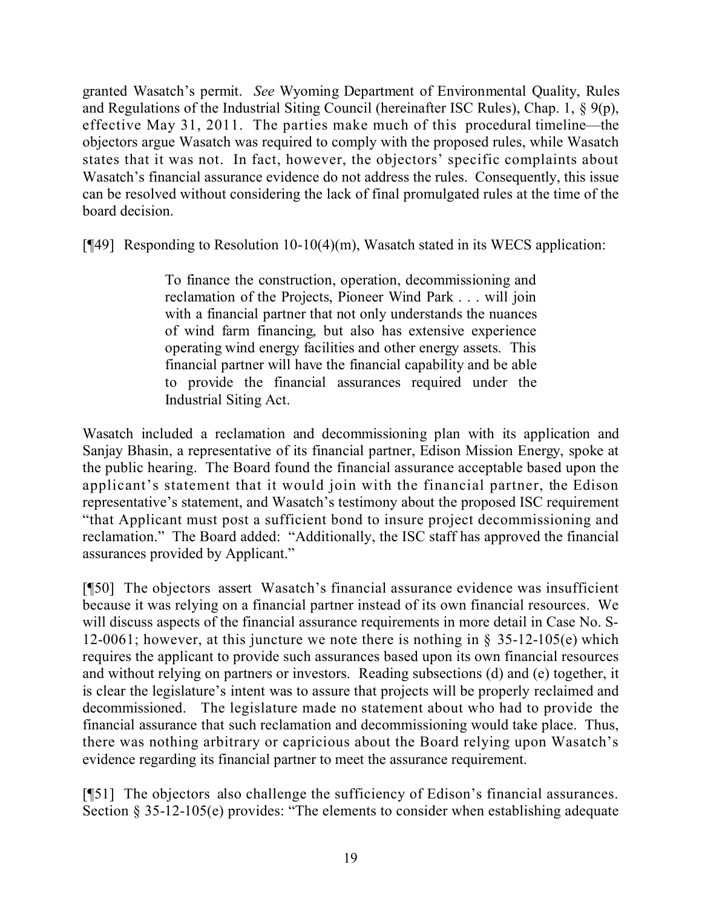granted Wasatch's permit. *See* Wyoming Department of Environmental Quality, Rules and Regulations of the Industrial Siting Council (hereinafter ISC Rules), Chap. 1, § 9(p), effective May 31, 2011. The parties make much of this procedural timeline—the objectors argue Wasatch was required to comply with the proposed rules, while Wasatch states that it was not. In fact, however, the objectors' specific complaints about Wasatch's financial assurance evidence do not address the rules. Consequently, this issue can be resolved without considering the lack of final promulgated rules at the time of the board decision.

[¶49] Responding to Resolution 10-10(4)(m), Wasatch stated in its WECS application:

> To finance the construction, operation, decommissioning and reclamation of the Projects, Pioneer Wind Park . . . will join with a financial partner that not only understands the nuances of wind farm financing, but also has extensive experience operating wind energy facilities and other energy assets. This financial partner will have the financial capability and be able to provide the financial assurances required under the Industrial Siting Act.

Wasatch included a reclamation and decommissioning plan with its application and Sanjay Bhasin, a representative of its financial partner, Edison Mission Energy, spoke at the public hearing. The Board found the financial assurance acceptable based upon the applicant's statement that it would join with the financial partner, the Edison representative's statement, and Wasatch's testimony about the proposed ISC requirement "that Applicant must post a sufficient bond to insure project decommissioning and reclamation." The Board added: "Additionally, the ISC staff has approved the financial assurances provided by Applicant."

[¶50] The objectors assert Wasatch's financial assurance evidence was insufficient because it was relying on a financial partner instead of its own financial resources. We will discuss aspects of the financial assurance requirements in more detail in Case No. S-12-0061; however, at this juncture we note there is nothing in § 35-12-105(e) which requires the applicant to provide such assurances based upon its own financial resources and without relying on partners or investors. Reading subsections (d) and (e) together, it is clear the legislature's intent was to assure that projects will be properly reclaimed and decommissioned. The legislature made no statement about who had to provide the financial assurance that such reclamation and decommissioning would take place. Thus, there was nothing arbitrary or capricious about the Board relying upon Wasatch's evidence regarding its financial partner to meet the assurance requirement.

[¶51] The objectors also challenge the sufficiency of Edison's financial assurances. Section § 35-12-105(e) provides: "The elements to consider when establishing adequate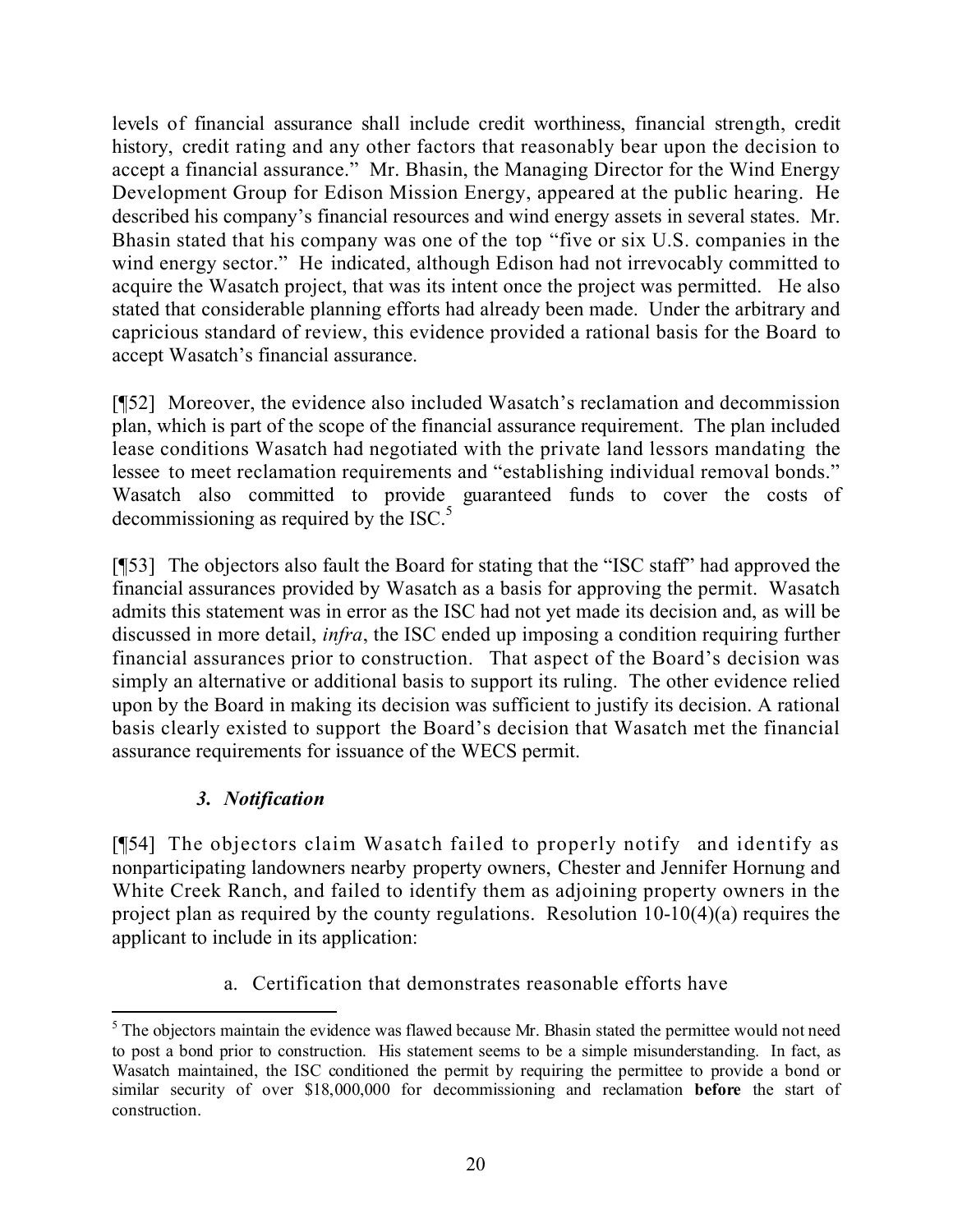levels of financial assurance shall include credit worthiness, financial strength, credit history, credit rating and any other factors that reasonably bear upon the decision to accept a financial assurance." Mr. Bhasin, the Managing Director for the Wind Energy Development Group for Edison Mission Energy, appeared at the public hearing. He described his company's financial resources and wind energy assets in several states. Mr. Bhasin stated that his company was one of the top "five or six U.S. companies in the wind energy sector." He indicated, although Edison had not irrevocably committed to acquire the Wasatch project, that was its intent once the project was permitted. He also stated that considerable planning efforts had already been made. Under the arbitrary and capricious standard of review, this evidence provided a rational basis for the Board to accept Wasatch's financial assurance.

[¶52] Moreover, the evidence also included Wasatch's reclamation and decommission plan, which is part of the scope of the financial assurance requirement. The plan included lease conditions Wasatch had negotiated with the private land lessors mandating the lessee to meet reclamation requirements and "establishing individual removal bonds." Wasatch also committed to provide guaranteed funds to cover the costs of decommissioning as required by the ISC.[5]

[¶53] The objectors also fault the Board for stating that the "ISC staff" had approved the financial assurances provided by Wasatch as a basis for approving the permit. Wasatch admits this statement was in error as the ISC had not yet made its decision and, as will be discussed in more detail, *infra*, the ISC ended up imposing a condition requiring further financial assurances prior to construction. That aspect of the Board's decision was simply an alternative or additional basis to support its ruling. The other evidence relied upon by the Board in making its decision was sufficient to justify its decision. A rational basis clearly existed to support the Board's decision that Wasatch met the financial assurance requirements for issuance of the WECS permit.

### *3. Notification*

[¶54] The objectors claim Wasatch failed to properly notify and identify as nonparticipating landowners nearby property owners, Chester and Jennifer Hornung and White Creek Ranch, and failed to identify them as adjoining property owners in the project plan as required by the county regulations. Resolution 10-10(4)(a) requires the applicant to include in its application:

> a. Certification that demonstrates reasonable efforts have

---

[5] The objectors maintain the evidence was flawed because Mr. Bhasin stated the permittee would not need to post a bond prior to construction. His statement seems to be a simple misunderstanding. In fact, as Wasatch maintained, the ISC conditioned the permit by requiring the permittee to provide a bond or similar security of over $18,000,000 for decommissioning and reclamation **before** the start of construction.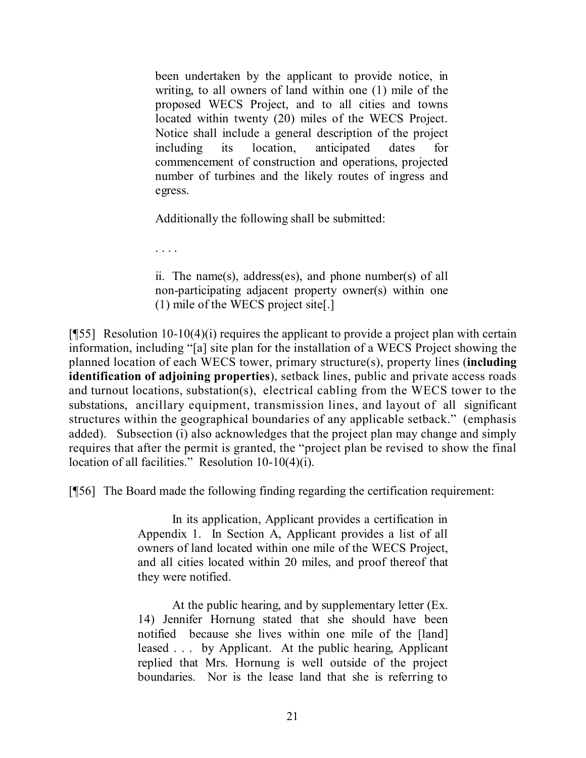> been undertaken by the applicant to provide notice, in writing, to all owners of land within one (1) mile of the proposed WECS Project, and to all cities and towns located within twenty (20) miles of the WECS Project. Notice shall include a general description of the project including its location, anticipated dates for commencement of construction and operations, projected number of turbines and the likely routes of ingress and egress.
>
> Additionally the following shall be submitted:
>
> . . . .
>
> ii. The name(s), address(es), and phone number(s) of all non-participating adjacent property owner(s) within one (1) mile of the WECS project site[.]

[¶55] Resolution 10-10(4)(i) requires the applicant to provide a project plan with certain information, including "[a] site plan for the installation of a WECS Project showing the planned location of each WECS tower, primary structure(s), property lines (**including identification of adjoining properties**), setback lines, public and private access roads and turnout locations, substation(s), electrical cabling from the WECS tower to the substations, ancillary equipment, transmission lines, and layout of all significant structures within the geographical boundaries of any applicable setback." (emphasis added). Subsection (i) also acknowledges that the project plan may change and simply requires that after the permit is granted, the "project plan be revised to show the final location of all facilities." Resolution 10-10(4)(i).

[¶56] The Board made the following finding regarding the certification requirement:

> In its application, Applicant provides a certification in Appendix 1. In Section A, Applicant provides a list of all owners of land located within one mile of the WECS Project, and all cities located within 20 miles, and proof thereof that they were notified.
>
> At the public hearing, and by supplementary letter (Ex. 14) Jennifer Hornung stated that she should have been notified because she lives within one mile of the [land] leased . . . by Applicant. At the public hearing, Applicant replied that Mrs. Hornung is well outside of the project boundaries. Nor is the lease land that she is referring to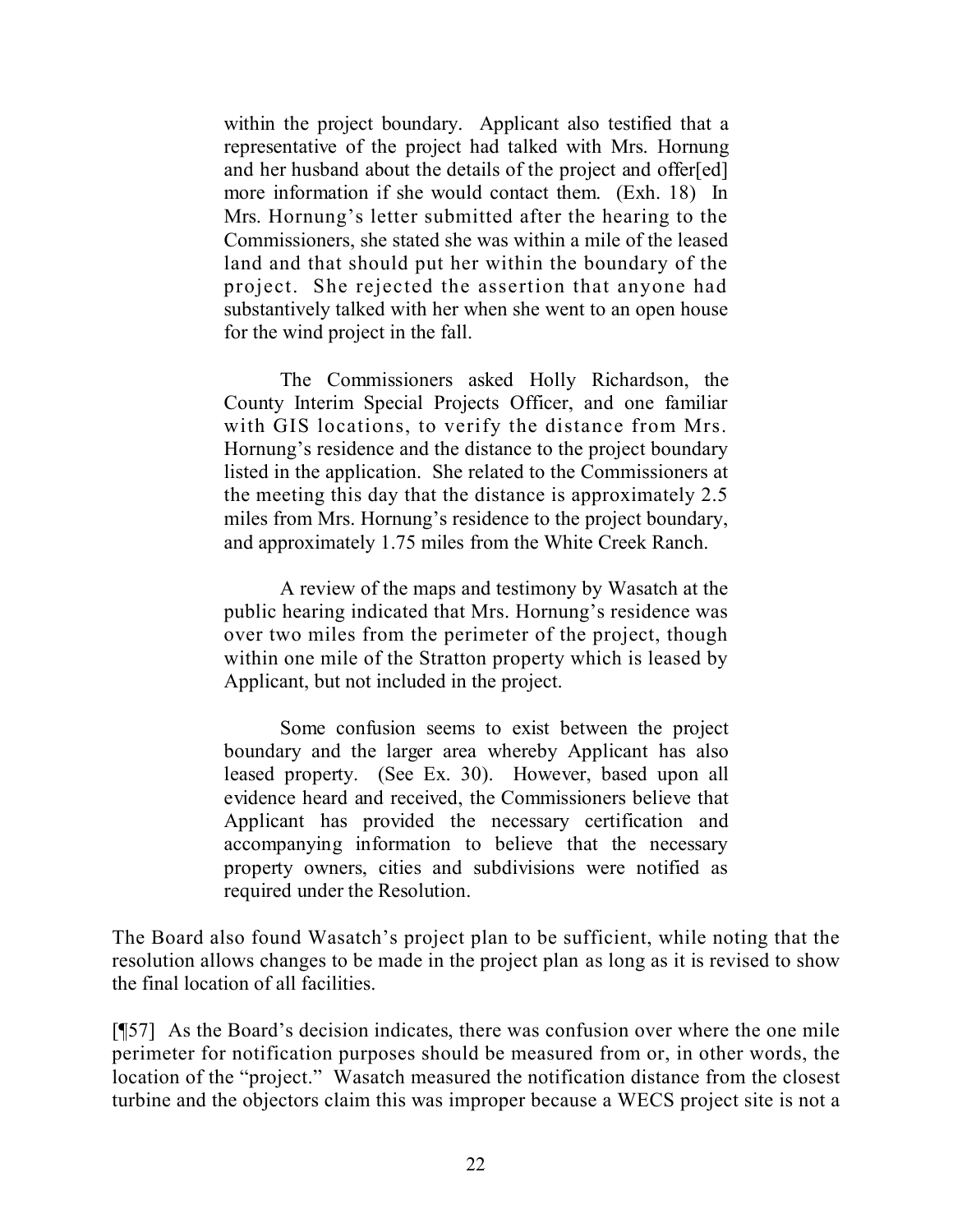> within the project boundary. Applicant also testified that a representative of the project had talked with Mrs. Hornung and her husband about the details of the project and offer[ed] more information if she would contact them. (Exh. 18) In Mrs. Hornung's letter submitted after the hearing to the Commissioners, she stated she was within a mile of the leased land and that should put her within the boundary of the project. She rejected the assertion that anyone had substantively talked with her when she went to an open house for the wind project in the fall.
>
> The Commissioners asked Holly Richardson, the County Interim Special Projects Officer, and one familiar with GIS locations, to verify the distance from Mrs. Hornung's residence and the distance to the project boundary listed in the application. She related to the Commissioners at the meeting this day that the distance is approximately 2.5 miles from Mrs. Hornung's residence to the project boundary, and approximately 1.75 miles from the White Creek Ranch.
>
> A review of the maps and testimony by Wasatch at the public hearing indicated that Mrs. Hornung's residence was over two miles from the perimeter of the project, though within one mile of the Stratton property which is leased by Applicant, but not included in the project.
>
> Some confusion seems to exist between the project boundary and the larger area whereby Applicant has also leased property. (See Ex. 30). However, based upon all evidence heard and received, the Commissioners believe that Applicant has provided the necessary certification and accompanying information to believe that the necessary property owners, cities and subdivisions were notified as required under the Resolution.

The Board also found Wasatch's project plan to be sufficient, while noting that the resolution allows changes to be made in the project plan as long as it is revised to show the final location of all facilities.

[¶57] As the Board's decision indicates, there was confusion over where the one mile perimeter for notification purposes should be measured from or, in other words, the location of the "project." Wasatch measured the notification distance from the closest turbine and the objectors claim this was improper because a WECS project site is not a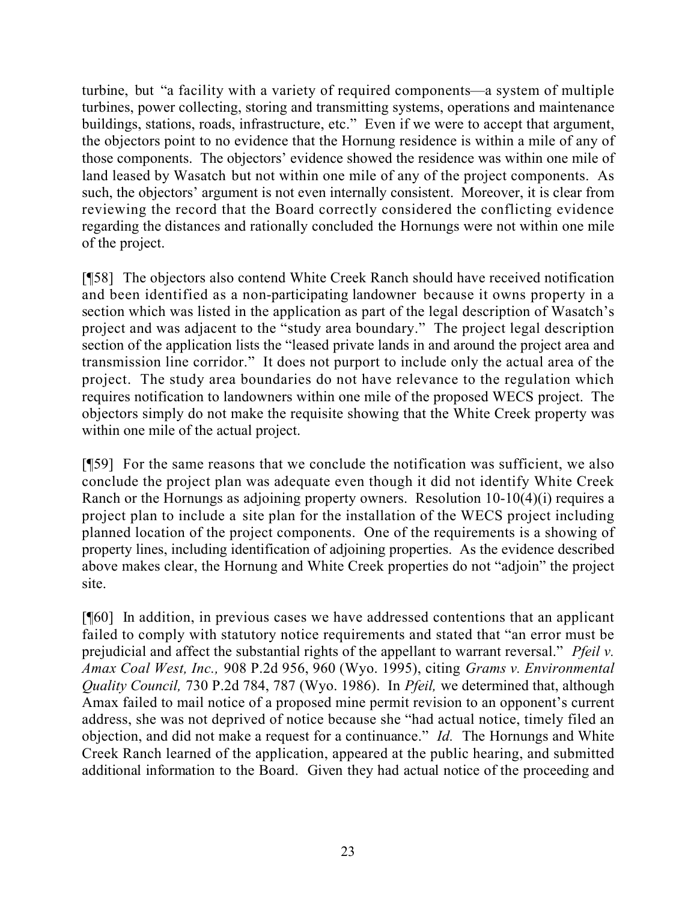turbine, but "a facility with a variety of required components—a system of multiple turbines, power collecting, storing and transmitting systems, operations and maintenance buildings, stations, roads, infrastructure, etc." Even if we were to accept that argument, the objectors point to no evidence that the Hornung residence is within a mile of any of those components. The objectors' evidence showed the residence was within one mile of land leased by Wasatch but not within one mile of any of the project components. As such, the objectors' argument is not even internally consistent. Moreover, it is clear from reviewing the record that the Board correctly considered the conflicting evidence regarding the distances and rationally concluded the Hornungs were not within one mile of the project.

[¶58] The objectors also contend White Creek Ranch should have received notification and been identified as a non-participating landowner because it owns property in a section which was listed in the application as part of the legal description of Wasatch's project and was adjacent to the "study area boundary." The project legal description section of the application lists the "leased private lands in and around the project area and transmission line corridor." It does not purport to include only the actual area of the project. The study area boundaries do not have relevance to the regulation which requires notification to landowners within one mile of the proposed WECS project. The objectors simply do not make the requisite showing that the White Creek property was within one mile of the actual project.

[¶59] For the same reasons that we conclude the notification was sufficient, we also conclude the project plan was adequate even though it did not identify White Creek Ranch or the Hornungs as adjoining property owners. Resolution 10-10(4)(i) requires a project plan to include a site plan for the installation of the WECS project including planned location of the project components. One of the requirements is a showing of property lines, including identification of adjoining properties. As the evidence described above makes clear, the Hornung and White Creek properties do not "adjoin" the project site.

[¶60] In addition, in previous cases we have addressed contentions that an applicant failed to comply with statutory notice requirements and stated that "an error must be prejudicial and affect the substantial rights of the appellant to warrant reversal." *Pfeil v. Amax Coal West, Inc.,* 908 P.2d 956, 960 (Wyo. 1995), citing *Grams v. Environmental Quality Council,* 730 P.2d 784, 787 (Wyo. 1986). In *Pfeil,* we determined that, although Amax failed to mail notice of a proposed mine permit revision to an opponent's current address, she was not deprived of notice because she "had actual notice, timely filed an objection, and did not make a request for a continuance." *Id.* The Hornungs and White Creek Ranch learned of the application, appeared at the public hearing, and submitted additional information to the Board. Given they had actual notice of the proceeding and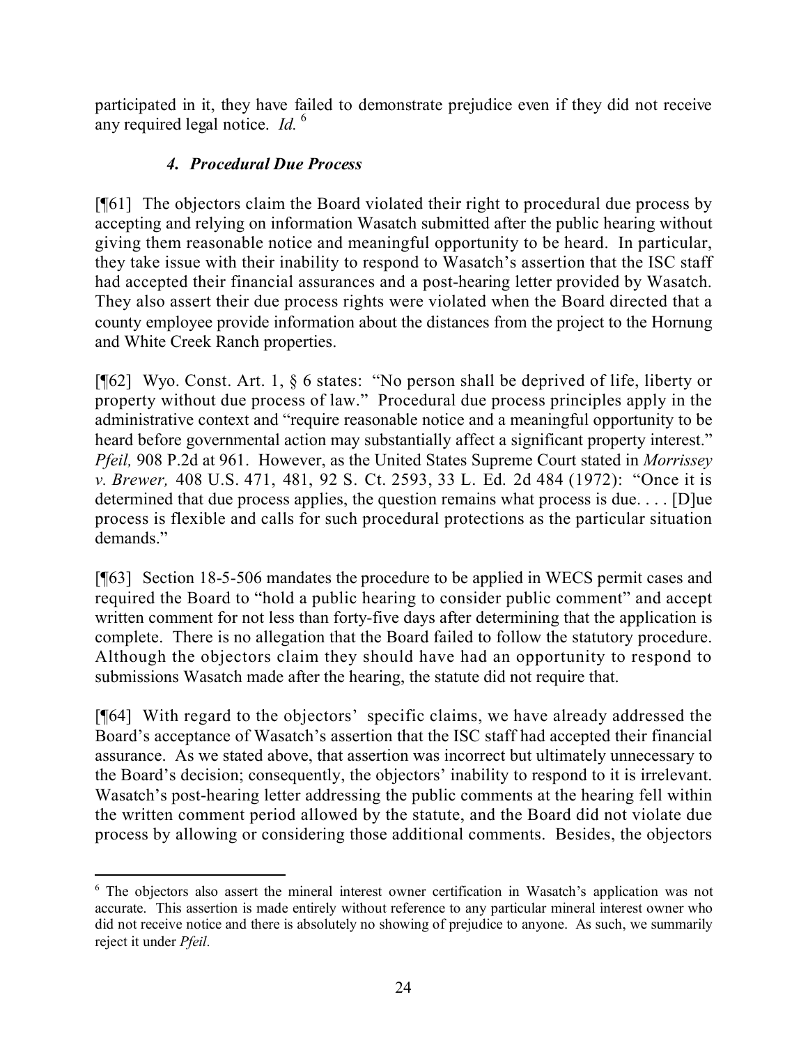participated in it, they have failed to demonstrate prejudice even if they did not receive any required legal notice. *Id.* [6]

### *4. Procedural Due Process*

[¶61] The objectors claim the Board violated their right to procedural due process by accepting and relying on information Wasatch submitted after the public hearing without giving them reasonable notice and meaningful opportunity to be heard. In particular, they take issue with their inability to respond to Wasatch's assertion that the ISC staff had accepted their financial assurances and a post-hearing letter provided by Wasatch. They also assert their due process rights were violated when the Board directed that a county employee provide information about the distances from the project to the Hornung and White Creek Ranch properties.

[¶62] Wyo. Const. Art. 1, § 6 states: "No person shall be deprived of life, liberty or property without due process of law." Procedural due process principles apply in the administrative context and "require reasonable notice and a meaningful opportunity to be heard before governmental action may substantially affect a significant property interest." *Pfeil,* 908 P.2d at 961. However, as the United States Supreme Court stated in *Morrissey v. Brewer,* 408 U.S. 471, 481, 92 S. Ct. 2593, 33 L. Ed. 2d 484 (1972): "Once it is determined that due process applies, the question remains what process is due. . . . [D]ue process is flexible and calls for such procedural protections as the particular situation demands."

[¶63] Section 18-5-506 mandates the procedure to be applied in WECS permit cases and required the Board to "hold a public hearing to consider public comment" and accept written comment for not less than forty-five days after determining that the application is complete. There is no allegation that the Board failed to follow the statutory procedure. Although the objectors claim they should have had an opportunity to respond to submissions Wasatch made after the hearing, the statute did not require that.

[¶64] With regard to the objectors' specific claims, we have already addressed the Board's acceptance of Wasatch's assertion that the ISC staff had accepted their financial assurance. As we stated above, that assertion was incorrect but ultimately unnecessary to the Board's decision; consequently, the objectors' inability to respond to it is irrelevant. Wasatch's post-hearing letter addressing the public comments at the hearing fell within the written comment period allowed by the statute, and the Board did not violate due process by allowing or considering those additional comments. Besides, the objectors

---

[6] The objectors also assert the mineral interest owner certification in Wasatch's application was not accurate. This assertion is made entirely without reference to any particular mineral interest owner who did not receive notice and there is absolutely no showing of prejudice to anyone. As such, we summarily reject it under *Pfeil.*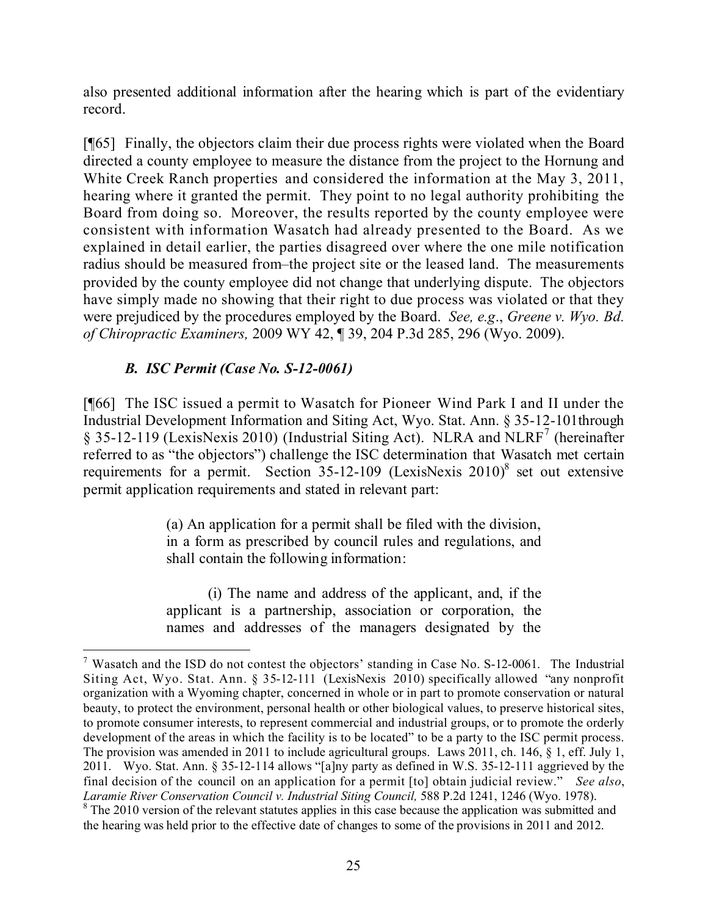also presented additional information after the hearing which is part of the evidentiary record.

[¶65] Finally, the objectors claim their due process rights were violated when the Board directed a county employee to measure the distance from the project to the Hornung and White Creek Ranch properties and considered the information at the May 3, 2011, hearing where it granted the permit. They point to no legal authority prohibiting the Board from doing so. Moreover, the results reported by the county employee were consistent with information Wasatch had already presented to the Board. As we explained in detail earlier, the parties disagreed over where the one mile notification radius should be measured from–the project site or the leased land. The measurements provided by the county employee did not change that underlying dispute. The objectors have simply made no showing that their right to due process was violated or that they were prejudiced by the procedures employed by the Board. *See, e.g*., *Greene v. Wyo. Bd. of Chiropractic Examiners,* 2009 WY 42, ¶ 39, 204 P.3d 285, 296 (Wyo. 2009).

### *B. ISC Permit (Case No. S-12-0061)*

[¶66] The ISC issued a permit to Wasatch for Pioneer Wind Park I and II under the Industrial Development Information and Siting Act, Wyo. Stat. Ann. § 35-12-101through § 35-12-119 (LexisNexis 2010) (Industrial Siting Act). NLRA and NLRF[7] (hereinafter referred to as "the objectors") challenge the ISC determination that Wasatch met certain requirements for a permit. Section 35-12-109 (LexisNexis 2010)[8] set out extensive permit application requirements and stated in relevant part:

> (a) An application for a permit shall be filed with the division, in a form as prescribed by council rules and regulations, and shall contain the following information:
>
> (i) The name and address of the applicant, and, if the applicant is a partnership, association or corporation, the names and addresses of the managers designated by the

---

[7] Wasatch and the ISD do not contest the objectors' standing in Case No. S-12-0061. The Industrial Siting Act, Wyo. Stat. Ann. § 35-12-111 (LexisNexis 2010) specifically allowed "any nonprofit organization with a Wyoming chapter, concerned in whole or in part to promote conservation or natural beauty, to protect the environment, personal health or other biological values, to preserve historical sites, to promote consumer interests, to represent commercial and industrial groups, or to promote the orderly development of the areas in which the facility is to be located" to be a party to the ISC permit process. The provision was amended in 2011 to include agricultural groups. Laws 2011, ch. 146, § 1, eff. July 1, 2011. Wyo. Stat. Ann. § 35-12-114 allows "[a]ny party as defined in W.S. 35-12-111 aggrieved by the final decision of the council on an application for a permit [to] obtain judicial review." *See also*, *Laramie River Conservation Council v. Industrial Siting Council,* 588 P.2d 1241, 1246 (Wyo. 1978).

[8] The 2010 version of the relevant statutes applies in this case because the application was submitted and the hearing was held prior to the effective date of changes to some of the provisions in 2011 and 2012.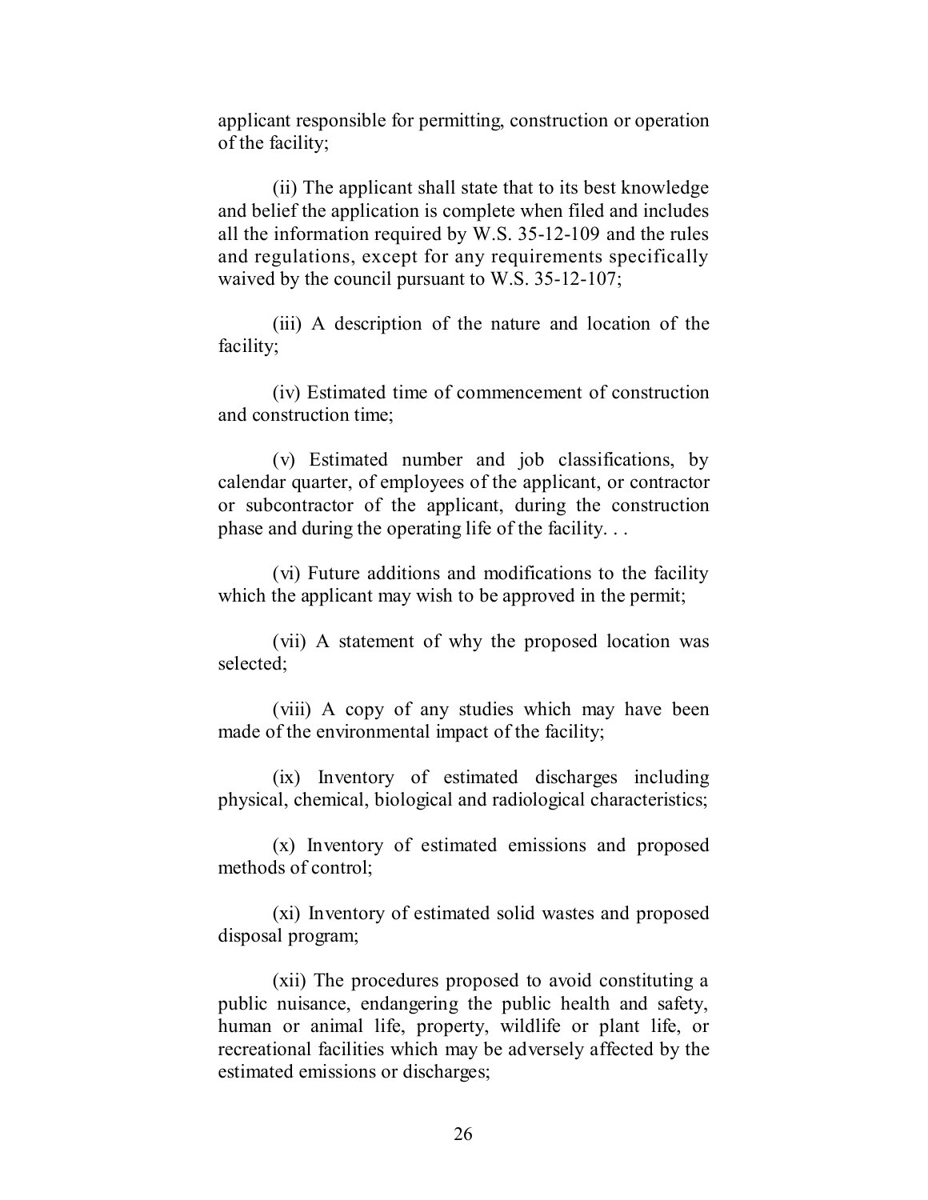applicant responsible for permitting, construction or operation of the facility;

(ii) The applicant shall state that to its best knowledge and belief the application is complete when filed and includes all the information required by W.S. 35-12-109 and the rules and regulations, except for any requirements specifically waived by the council pursuant to W.S. 35-12-107;

(iii) A description of the nature and location of the facility;

(iv) Estimated time of commencement of construction and construction time;

(v) Estimated number and job classifications, by calendar quarter, of employees of the applicant, or contractor or subcontractor of the applicant, during the construction phase and during the operating life of the facility. . .

(vi) Future additions and modifications to the facility which the applicant may wish to be approved in the permit;

(vii) A statement of why the proposed location was selected;

(viii) A copy of any studies which may have been made of the environmental impact of the facility;

(ix) Inventory of estimated discharges including physical, chemical, biological and radiological characteristics;

(x) Inventory of estimated emissions and proposed methods of control;

(xi) Inventory of estimated solid wastes and proposed disposal program;

(xii) The procedures proposed to avoid constituting a public nuisance, endangering the public health and safety, human or animal life, property, wildlife or plant life, or recreational facilities which may be adversely affected by the estimated emissions or discharges;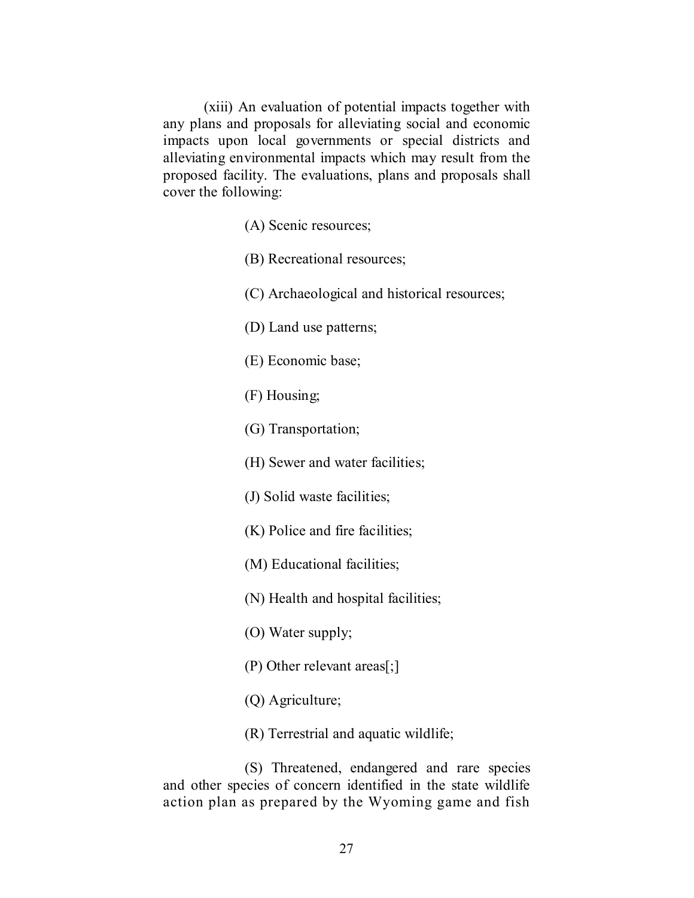(xiii) An evaluation of potential impacts together with any plans and proposals for alleviating social and economic impacts upon local governments or special districts and alleviating environmental impacts which may result from the proposed facility. The evaluations, plans and proposals shall cover the following:

(A) Scenic resources;

(B) Recreational resources;

(C) Archaeological and historical resources;

(D) Land use patterns;

(E) Economic base;

(F) Housing;

(G) Transportation;

(H) Sewer and water facilities;

(J) Solid waste facilities;

(K) Police and fire facilities;

(M) Educational facilities;

(N) Health and hospital facilities;

(O) Water supply;

(P) Other relevant areas[;]

(Q) Agriculture;

(R) Terrestrial and aquatic wildlife;

(S) Threatened, endangered and rare species and other species of concern identified in the state wildlife action plan as prepared by the Wyoming game and fish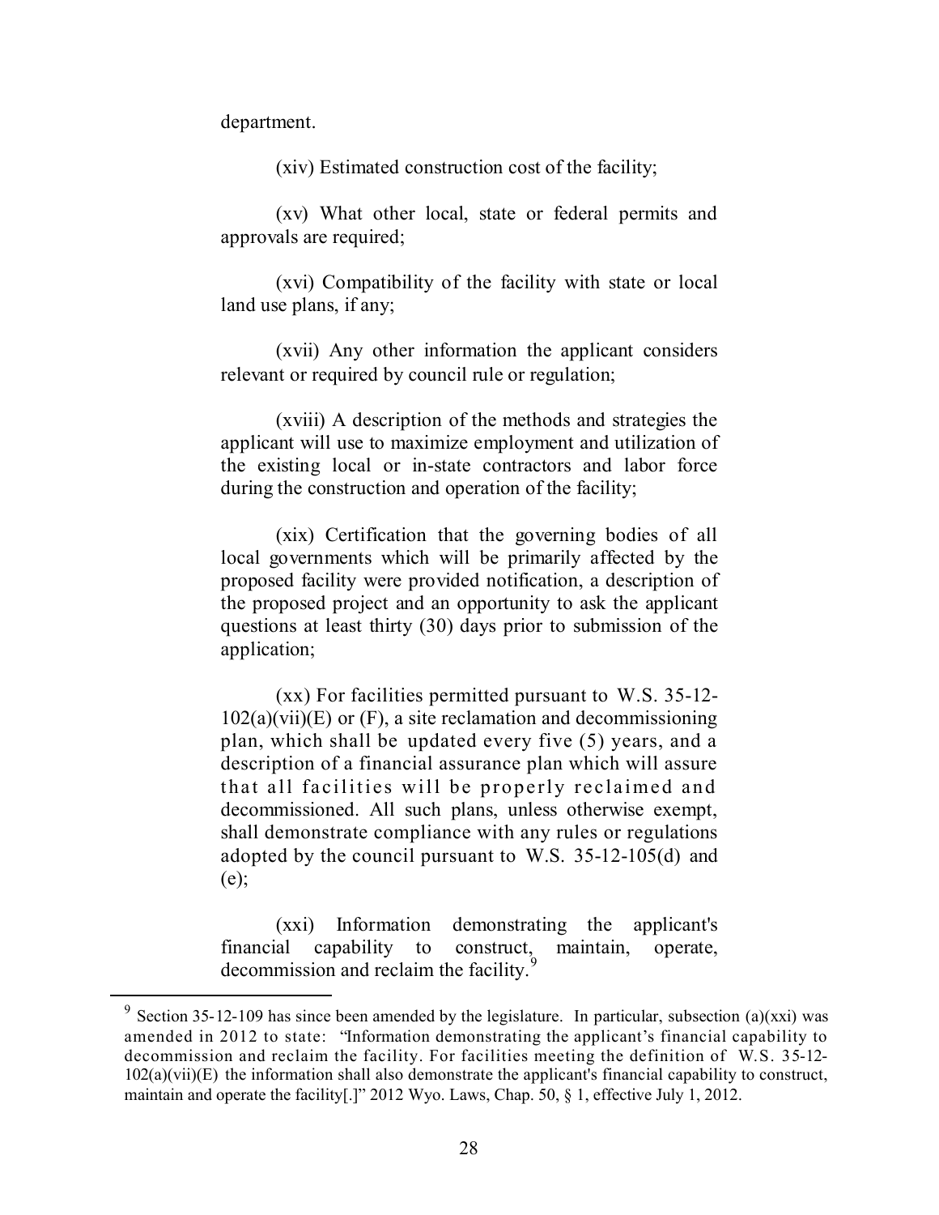department.

(xiv) Estimated construction cost of the facility;

(xv) What other local, state or federal permits and approvals are required;

(xvi) Compatibility of the facility with state or local land use plans, if any;

(xvii) Any other information the applicant considers relevant or required by council rule or regulation;

(xviii) A description of the methods and strategies the applicant will use to maximize employment and utilization of the existing local or in-state contractors and labor force during the construction and operation of the facility;

(xix) Certification that the governing bodies of all local governments which will be primarily affected by the proposed facility were provided notification, a description of the proposed project and an opportunity to ask the applicant questions at least thirty (30) days prior to submission of the application;

(xx) For facilities permitted pursuant to W.S. 35-12-102(a)(vii)(E) or (F), a site reclamation and decommissioning plan, which shall be updated every five (5) years, and a description of a financial assurance plan which will assure that all facilities will be properly reclaimed and decommissioned. All such plans, unless otherwise exempt, shall demonstrate compliance with any rules or regulations adopted by the council pursuant to W.S. 35-12-105(d) and (e);

(xxi) Information demonstrating the applicant's financial capability to construct, maintain, operate, decommission and reclaim the facility.[9]

---

[9] Section 35-12-109 has since been amended by the legislature. In particular, subsection (a)(xxi) was amended in 2012 to state: "Information demonstrating the applicant's financial capability to decommission and reclaim the facility. For facilities meeting the definition of W.S. 35-12-102(a)(vii)(E) the information shall also demonstrate the applicant's financial capability to construct, maintain and operate the facility[.]" 2012 Wyo. Laws, Chap. 50, § 1, effective July 1, 2012.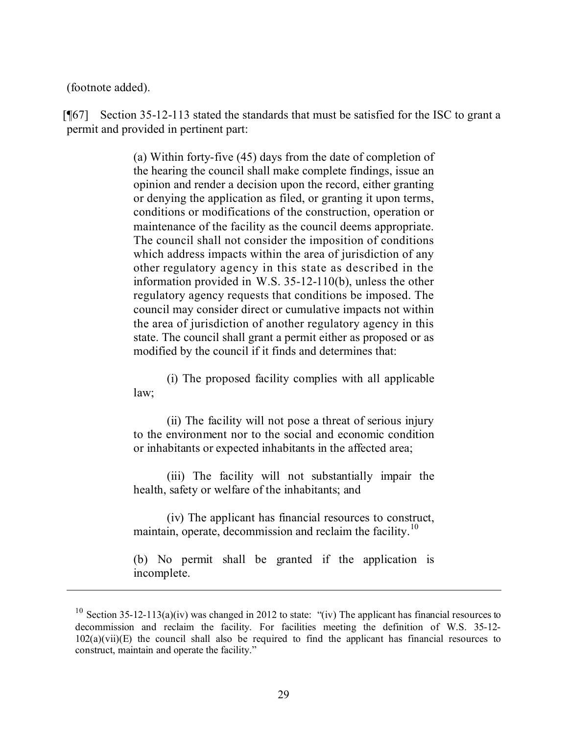(footnote added).

[¶67] Section 35-12-113 stated the standards that must be satisfied for the ISC to grant a permit and provided in pertinent part:

> (a) Within forty-five (45) days from the date of completion of the hearing the council shall make complete findings, issue an opinion and render a decision upon the record, either granting or denying the application as filed, or granting it upon terms, conditions or modifications of the construction, operation or maintenance of the facility as the council deems appropriate. The council shall not consider the imposition of conditions which address impacts within the area of jurisdiction of any other regulatory agency in this state as described in the information provided in W.S. 35-12-110(b), unless the other regulatory agency requests that conditions be imposed. The council may consider direct or cumulative impacts not within the area of jurisdiction of another regulatory agency in this state. The council shall grant a permit either as proposed or as modified by the council if it finds and determines that:
>
> (i) The proposed facility complies with all applicable law;
>
> (ii) The facility will not pose a threat of serious injury to the environment nor to the social and economic condition or inhabitants or expected inhabitants in the affected area;
>
> (iii) The facility will not substantially impair the health, safety or welfare of the inhabitants; and
>
> (iv) The applicant has financial resources to construct, maintain, operate, decommission and reclaim the facility.[10]
>
> (b) No permit shall be granted if the application is incomplete.

---

[10] Section 35-12-113(a)(iv) was changed in 2012 to state: "(iv) The applicant has financial resources to decommission and reclaim the facility. For facilities meeting the definition of W.S. 35-12-102(a)(vii)(E) the council shall also be required to find the applicant has financial resources to construct, maintain and operate the facility."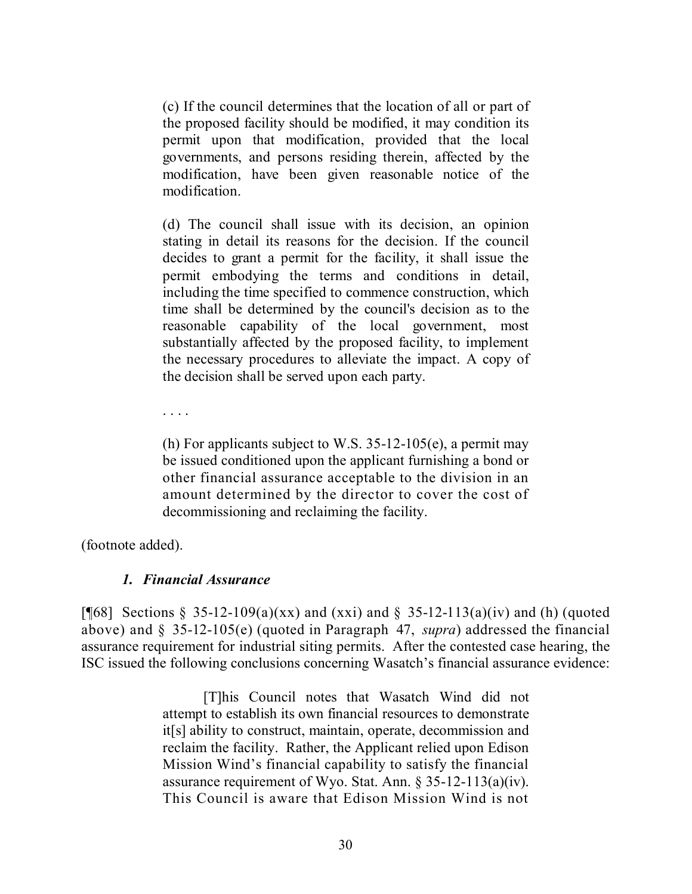> (c) If the council determines that the location of all or part of the proposed facility should be modified, it may condition its permit upon that modification, provided that the local governments, and persons residing therein, affected by the modification, have been given reasonable notice of the modification.
>
> (d) The council shall issue with its decision, an opinion stating in detail its reasons for the decision. If the council decides to grant a permit for the facility, it shall issue the permit embodying the terms and conditions in detail, including the time specified to commence construction, which time shall be determined by the council's decision as to the reasonable capability of the local government, most substantially affected by the proposed facility, to implement the necessary procedures to alleviate the impact. A copy of the decision shall be served upon each party.
>
> . . . .
>
> (h) For applicants subject to W.S. 35-12-105(e), a permit may be issued conditioned upon the applicant furnishing a bond or other financial assurance acceptable to the division in an amount determined by the director to cover the cost of decommissioning and reclaiming the facility.

(footnote added).

### *1. Financial Assurance*

[¶68] Sections § 35-12-109(a)(xx) and (xxi) and § 35-12-113(a)(iv) and (h) (quoted above) and § 35-12-105(e) (quoted in Paragraph 47, *supra*) addressed the financial assurance requirement for industrial siting permits. After the contested case hearing, the ISC issued the following conclusions concerning Wasatch's financial assurance evidence:

> [T]his Council notes that Wasatch Wind did not attempt to establish its own financial resources to demonstrate it[s] ability to construct, maintain, operate, decommission and reclaim the facility. Rather, the Applicant relied upon Edison Mission Wind's financial capability to satisfy the financial assurance requirement of Wyo. Stat. Ann. § 35-12-113(a)(iv). This Council is aware that Edison Mission Wind is not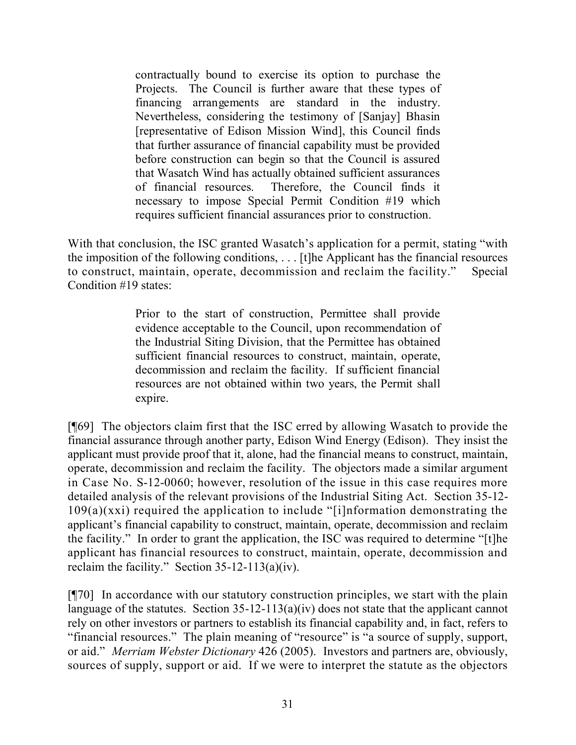> contractually bound to exercise its option to purchase the Projects. The Council is further aware that these types of financing arrangements are standard in the industry. Nevertheless, considering the testimony of [Sanjay] Bhasin [representative of Edison Mission Wind], this Council finds that further assurance of financial capability must be provided before construction can begin so that the Council is assured that Wasatch Wind has actually obtained sufficient assurances of financial resources. Therefore, the Council finds it necessary to impose Special Permit Condition #19 which requires sufficient financial assurances prior to construction.

With that conclusion, the ISC granted Wasatch's application for a permit, stating "with the imposition of the following conditions, . . . [t]he Applicant has the financial resources to construct, maintain, operate, decommission and reclaim the facility." Special Condition #19 states:

> Prior to the start of construction, Permittee shall provide evidence acceptable to the Council, upon recommendation of the Industrial Siting Division, that the Permittee has obtained sufficient financial resources to construct, maintain, operate, decommission and reclaim the facility. If sufficient financial resources are not obtained within two years, the Permit shall expire.

[¶69] The objectors claim first that the ISC erred by allowing Wasatch to provide the financial assurance through another party, Edison Wind Energy (Edison). They insist the applicant must provide proof that it, alone, had the financial means to construct, maintain, operate, decommission and reclaim the facility. The objectors made a similar argument in Case No. S-12-0060; however, resolution of the issue in this case requires more detailed analysis of the relevant provisions of the Industrial Siting Act. Section 35-12-109(a)(xxi) required the application to include "[i]nformation demonstrating the applicant's financial capability to construct, maintain, operate, decommission and reclaim the facility." In order to grant the application, the ISC was required to determine "[t]he applicant has financial resources to construct, maintain, operate, decommission and reclaim the facility." Section 35-12-113(a)(iv).

[¶70] In accordance with our statutory construction principles, we start with the plain language of the statutes. Section 35-12-113(a)(iv) does not state that the applicant cannot rely on other investors or partners to establish its financial capability and, in fact, refers to "financial resources." The plain meaning of "resource" is "a source of supply, support, or aid." *Merriam Webster Dictionary* 426 (2005). Investors and partners are, obviously, sources of supply, support or aid. If we were to interpret the statute as the objectors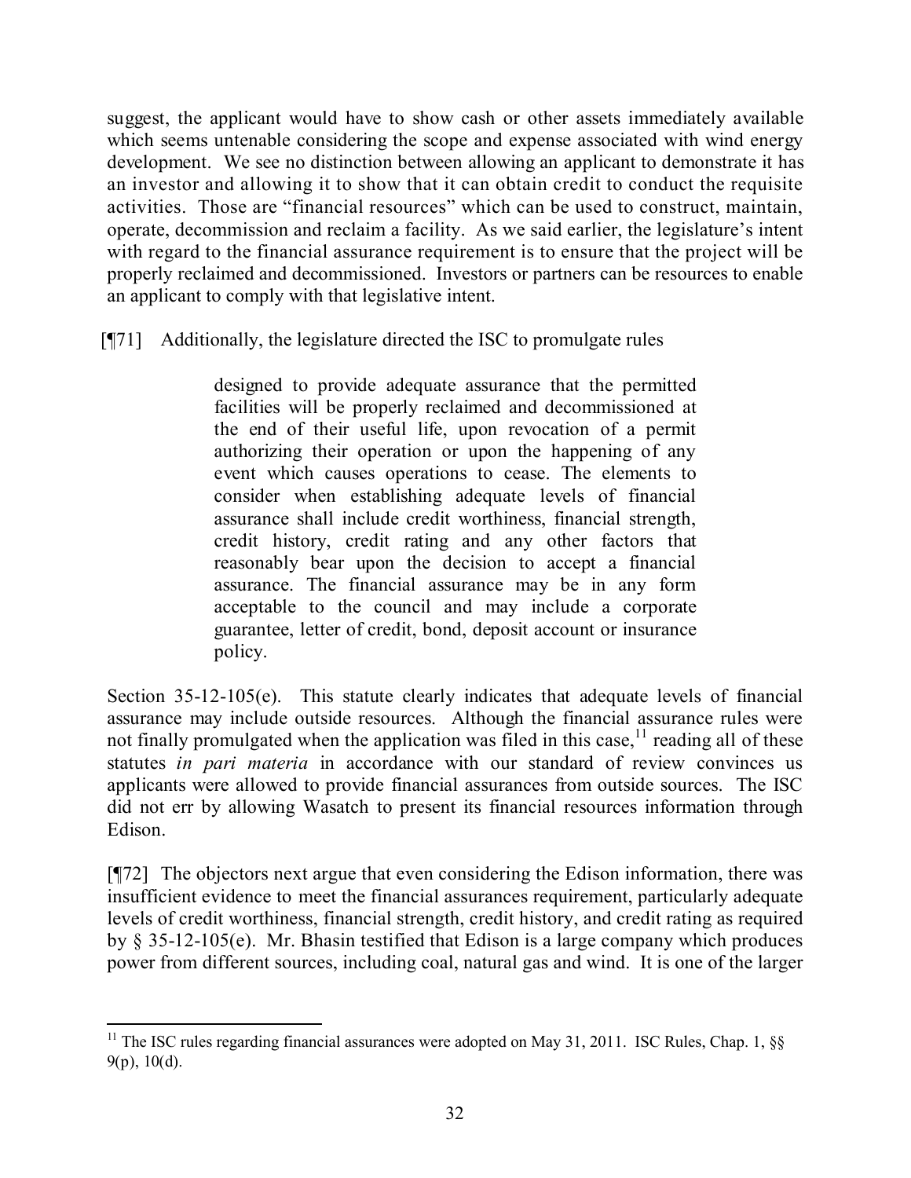suggest, the applicant would have to show cash or other assets immediately available which seems untenable considering the scope and expense associated with wind energy development. We see no distinction between allowing an applicant to demonstrate it has an investor and allowing it to show that it can obtain credit to conduct the requisite activities. Those are "financial resources" which can be used to construct, maintain, operate, decommission and reclaim a facility. As we said earlier, the legislature's intent with regard to the financial assurance requirement is to ensure that the project will be properly reclaimed and decommissioned. Investors or partners can be resources to enable an applicant to comply with that legislative intent.

[¶71] Additionally, the legislature directed the ISC to promulgate rules

> designed to provide adequate assurance that the permitted facilities will be properly reclaimed and decommissioned at the end of their useful life, upon revocation of a permit authorizing their operation or upon the happening of any event which causes operations to cease. The elements to consider when establishing adequate levels of financial assurance shall include credit worthiness, financial strength, credit history, credit rating and any other factors that reasonably bear upon the decision to accept a financial assurance. The financial assurance may be in any form acceptable to the council and may include a corporate guarantee, letter of credit, bond, deposit account or insurance policy.

Section 35-12-105(e). This statute clearly indicates that adequate levels of financial assurance may include outside resources. Although the financial assurance rules were not finally promulgated when the application was filed in this case,[11] reading all of these statutes *in pari materia* in accordance with our standard of review convinces us applicants were allowed to provide financial assurances from outside sources. The ISC did not err by allowing Wasatch to present its financial resources information through Edison.

[¶72] The objectors next argue that even considering the Edison information, there was insufficient evidence to meet the financial assurances requirement, particularly adequate levels of credit worthiness, financial strength, credit history, and credit rating as required by § 35-12-105(e). Mr. Bhasin testified that Edison is a large company which produces power from different sources, including coal, natural gas and wind. It is one of the larger

---

[11] The ISC rules regarding financial assurances were adopted on May 31, 2011. ISC Rules, Chap. 1, §§ 9(p), 10(d).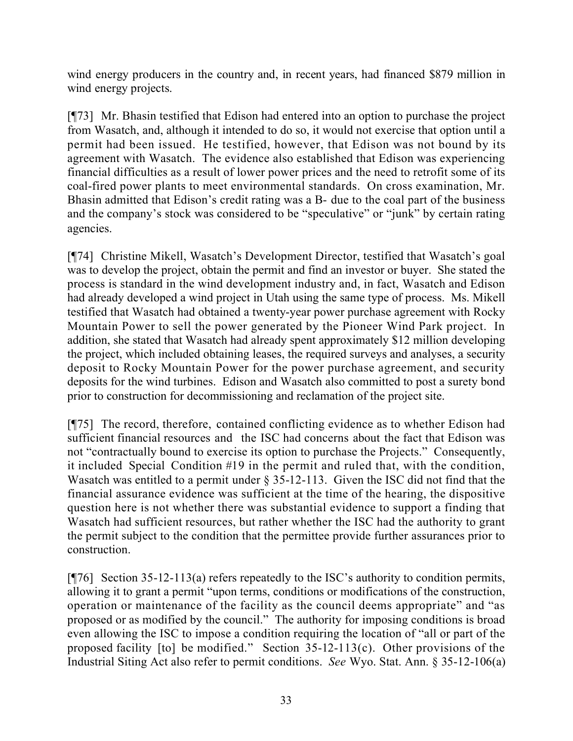wind energy producers in the country and, in recent years, had financed $879 million in wind energy projects.

[¶73] Mr. Bhasin testified that Edison had entered into an option to purchase the project from Wasatch, and, although it intended to do so, it would not exercise that option until a permit had been issued. He testified, however, that Edison was not bound by its agreement with Wasatch. The evidence also established that Edison was experiencing financial difficulties as a result of lower power prices and the need to retrofit some of its coal-fired power plants to meet environmental standards. On cross examination, Mr. Bhasin admitted that Edison's credit rating was a B- due to the coal part of the business and the company's stock was considered to be "speculative" or "junk" by certain rating agencies.

[¶74] Christine Mikell, Wasatch's Development Director, testified that Wasatch's goal was to develop the project, obtain the permit and find an investor or buyer. She stated the process is standard in the wind development industry and, in fact, Wasatch and Edison had already developed a wind project in Utah using the same type of process. Ms. Mikell testified that Wasatch had obtained a twenty-year power purchase agreement with Rocky Mountain Power to sell the power generated by the Pioneer Wind Park project. In addition, she stated that Wasatch had already spent approximately $12 million developing the project, which included obtaining leases, the required surveys and analyses, a security deposit to Rocky Mountain Power for the power purchase agreement, and security deposits for the wind turbines. Edison and Wasatch also committed to post a surety bond prior to construction for decommissioning and reclamation of the project site.

[¶75] The record, therefore, contained conflicting evidence as to whether Edison had sufficient financial resources and the ISC had concerns about the fact that Edison was not "contractually bound to exercise its option to purchase the Projects." Consequently, it included Special Condition #19 in the permit and ruled that, with the condition, Wasatch was entitled to a permit under § 35-12-113. Given the ISC did not find that the financial assurance evidence was sufficient at the time of the hearing, the dispositive question here is not whether there was substantial evidence to support a finding that Wasatch had sufficient resources, but rather whether the ISC had the authority to grant the permit subject to the condition that the permittee provide further assurances prior to construction.

[¶76] Section 35-12-113(a) refers repeatedly to the ISC's authority to condition permits, allowing it to grant a permit "upon terms, conditions or modifications of the construction, operation or maintenance of the facility as the council deems appropriate" and "as proposed or as modified by the council." The authority for imposing conditions is broad even allowing the ISC to impose a condition requiring the location of "all or part of the proposed facility [to] be modified." Section 35-12-113(c). Other provisions of the Industrial Siting Act also refer to permit conditions. *See* Wyo. Stat. Ann. § 35-12-106(a)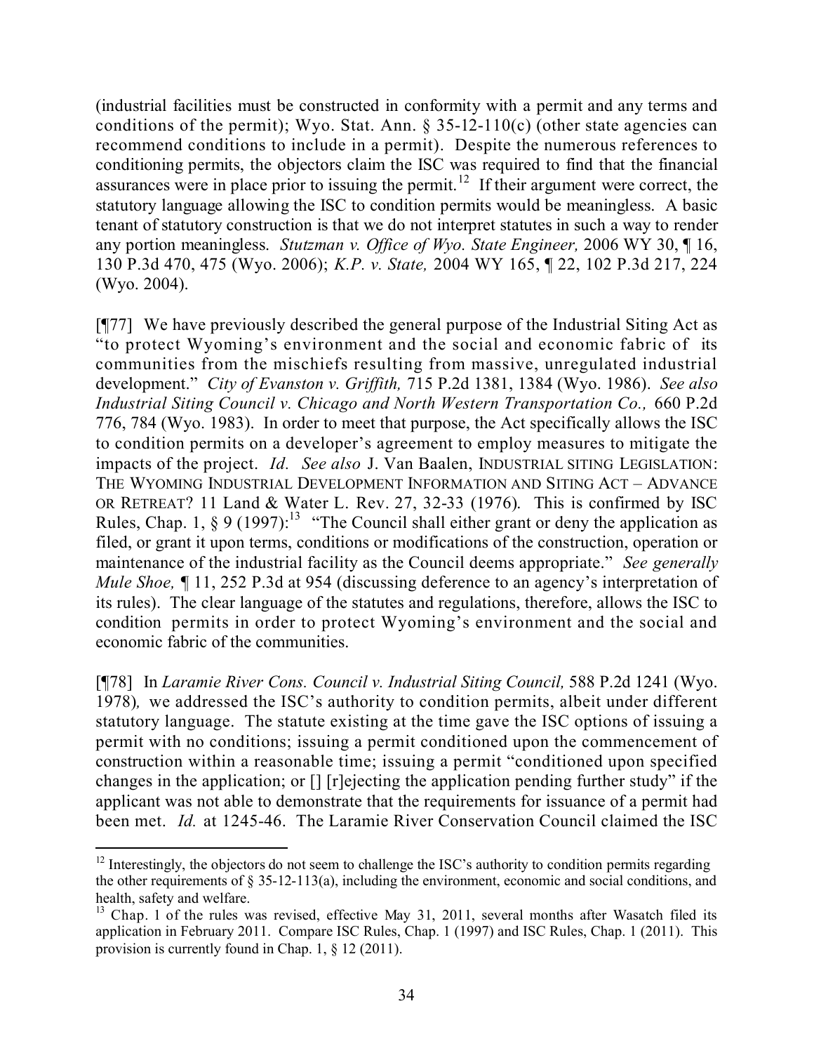(industrial facilities must be constructed in conformity with a permit and any terms and conditions of the permit); Wyo. Stat. Ann. § 35-12-110(c) (other state agencies can recommend conditions to include in a permit). Despite the numerous references to conditioning permits, the objectors claim the ISC was required to find that the financial assurances were in place prior to issuing the permit.[12] If their argument were correct, the statutory language allowing the ISC to condition permits would be meaningless. A basic tenant of statutory construction is that we do not interpret statutes in such a way to render any portion meaningless. *Stutzman v. Office of Wyo. State Engineer,* 2006 WY 30, ¶ 16, 130 P.3d 470, 475 (Wyo. 2006); *K.P. v. State,* 2004 WY 165, ¶ 22, 102 P.3d 217, 224 (Wyo. 2004).

[¶77] We have previously described the general purpose of the Industrial Siting Act as "to protect Wyoming's environment and the social and economic fabric of its communities from the mischiefs resulting from massive, unregulated industrial development." *City of Evanston v. Griffith,* 715 P.2d 1381, 1384 (Wyo. 1986). *See also Industrial Siting Council v. Chicago and North Western Transportation Co.,* 660 P.2d 776, 784 (Wyo. 1983). In order to meet that purpose, the Act specifically allows the ISC to condition permits on a developer's agreement to employ measures to mitigate the impacts of the project. *Id. See also* J. Van Baalen, INDUSTRIAL SITING LEGISLATION: THE WYOMING INDUSTRIAL DEVELOPMENT INFORMATION AND SITING ACT – ADVANCE OR RETREAT? 11 Land & Water L. Rev. 27, 32-33 (1976). This is confirmed by ISC Rules, Chap. 1, § 9 (1997):[13] "The Council shall either grant or deny the application as filed, or grant it upon terms, conditions or modifications of the construction, operation or maintenance of the industrial facility as the Council deems appropriate." *See generally Mule Shoe,* ¶ 11, 252 P.3d at 954 (discussing deference to an agency's interpretation of its rules). The clear language of the statutes and regulations, therefore, allows the ISC to condition permits in order to protect Wyoming's environment and the social and economic fabric of the communities.

[¶78] In *Laramie River Cons. Council v. Industrial Siting Council,* 588 P.2d 1241 (Wyo. 1978), we addressed the ISC's authority to condition permits, albeit under different statutory language. The statute existing at the time gave the ISC options of issuing a permit with no conditions; issuing a permit conditioned upon the commencement of construction within a reasonable time; issuing a permit "conditioned upon specified changes in the application; or [] [r]ejecting the application pending further study" if the applicant was not able to demonstrate that the requirements for issuance of a permit had been met. *Id.* at 1245-46. The Laramie River Conservation Council claimed the ISC

---

[12] Interestingly, the objectors do not seem to challenge the ISC's authority to condition permits regarding the other requirements of § 35-12-113(a), including the environment, economic and social conditions, and health, safety and welfare.

[13] Chap. 1 of the rules was revised, effective May 31, 2011, several months after Wasatch filed its application in February 2011. Compare ISC Rules, Chap. 1 (1997) and ISC Rules, Chap. 1 (2011). This provision is currently found in Chap. 1, § 12 (2011).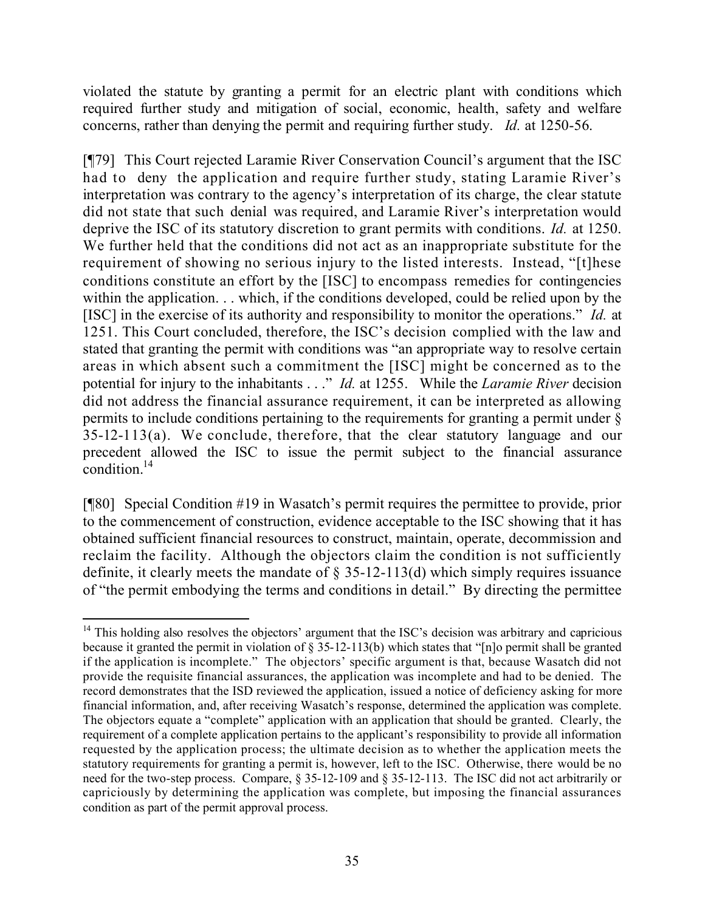violated the statute by granting a permit for an electric plant with conditions which required further study and mitigation of social, economic, health, safety and welfare concerns, rather than denying the permit and requiring further study. *Id.* at 1250-56.

[¶79] This Court rejected Laramie River Conservation Council's argument that the ISC had to deny the application and require further study, stating Laramie River's interpretation was contrary to the agency's interpretation of its charge, the clear statute did not state that such denial was required, and Laramie River's interpretation would deprive the ISC of its statutory discretion to grant permits with conditions. *Id.* at 1250. We further held that the conditions did not act as an inappropriate substitute for the requirement of showing no serious injury to the listed interests. Instead, "[t]hese conditions constitute an effort by the [ISC] to encompass remedies for contingencies within the application. . . which, if the conditions developed, could be relied upon by the [ISC] in the exercise of its authority and responsibility to monitor the operations." *Id.* at 1251. This Court concluded, therefore, the ISC's decision complied with the law and stated that granting the permit with conditions was "an appropriate way to resolve certain areas in which absent such a commitment the [ISC] might be concerned as to the potential for injury to the inhabitants . . ." *Id.* at 1255. While the *Laramie River* decision did not address the financial assurance requirement, it can be interpreted as allowing permits to include conditions pertaining to the requirements for granting a permit under § 35-12-113(a). We conclude, therefore, that the clear statutory language and our precedent allowed the ISC to issue the permit subject to the financial assurance condition.[14]

[¶80] Special Condition #19 in Wasatch's permit requires the permittee to provide, prior to the commencement of construction, evidence acceptable to the ISC showing that it has obtained sufficient financial resources to construct, maintain, operate, decommission and reclaim the facility. Although the objectors claim the condition is not sufficiently definite, it clearly meets the mandate of § 35-12-113(d) which simply requires issuance of "the permit embodying the terms and conditions in detail." By directing the permittee

---

[14] This holding also resolves the objectors' argument that the ISC's decision was arbitrary and capricious because it granted the permit in violation of § 35-12-113(b) which states that "[n]o permit shall be granted if the application is incomplete." The objectors' specific argument is that, because Wasatch did not provide the requisite financial assurances, the application was incomplete and had to be denied. The record demonstrates that the ISD reviewed the application, issued a notice of deficiency asking for more financial information, and, after receiving Wasatch's response, determined the application was complete. The objectors equate a "complete" application with an application that should be granted. Clearly, the requirement of a complete application pertains to the applicant's responsibility to provide all information requested by the application process; the ultimate decision as to whether the application meets the statutory requirements for granting a permit is, however, left to the ISC. Otherwise, there would be no need for the two-step process. Compare, § 35-12-109 and § 35-12-113. The ISC did not act arbitrarily or capriciously by determining the application was complete, but imposing the financial assurances condition as part of the permit approval process.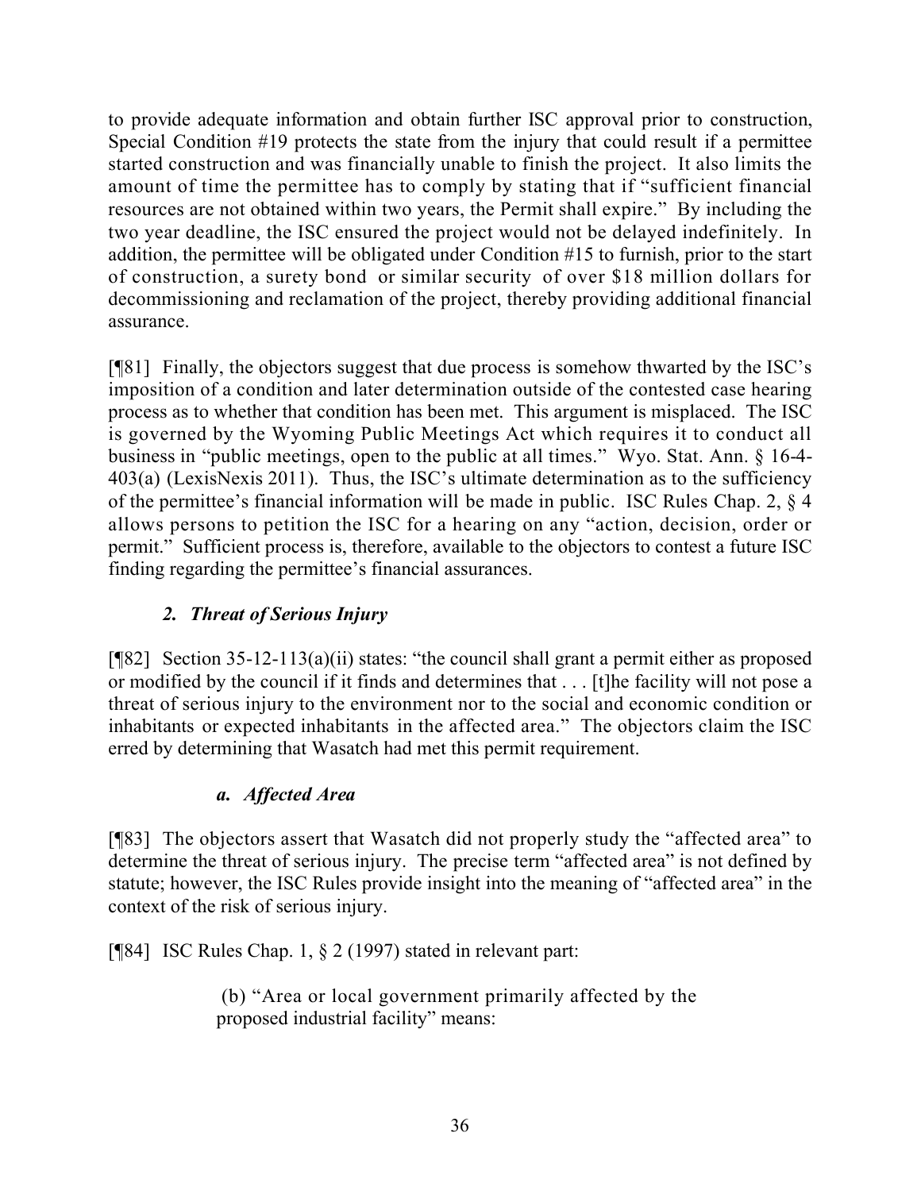to provide adequate information and obtain further ISC approval prior to construction, Special Condition #19 protects the state from the injury that could result if a permittee started construction and was financially unable to finish the project. It also limits the amount of time the permittee has to comply by stating that if "sufficient financial resources are not obtained within two years, the Permit shall expire." By including the two year deadline, the ISC ensured the project would not be delayed indefinitely. In addition, the permittee will be obligated under Condition #15 to furnish, prior to the start of construction, a surety bond or similar security of over $18 million dollars for decommissioning and reclamation of the project, thereby providing additional financial assurance.

[¶81] Finally, the objectors suggest that due process is somehow thwarted by the ISC's imposition of a condition and later determination outside of the contested case hearing process as to whether that condition has been met. This argument is misplaced. The ISC is governed by the Wyoming Public Meetings Act which requires it to conduct all business in "public meetings, open to the public at all times." Wyo. Stat. Ann. § 16-4-403(a) (LexisNexis 2011). Thus, the ISC's ultimate determination as to the sufficiency of the permittee's financial information will be made in public. ISC Rules Chap. 2, § 4 allows persons to petition the ISC for a hearing on any "action, decision, order or permit." Sufficient process is, therefore, available to the objectors to contest a future ISC finding regarding the permittee's financial assurances.

### *2. Threat of Serious Injury*

[¶82] Section 35-12-113(a)(ii) states: "the council shall grant a permit either as proposed or modified by the council if it finds and determines that . . . [t]he facility will not pose a threat of serious injury to the environment nor to the social and economic condition or inhabitants or expected inhabitants in the affected area." The objectors claim the ISC erred by determining that Wasatch had met this permit requirement.

#### *a. Affected Area*

[¶83] The objectors assert that Wasatch did not properly study the "affected area" to determine the threat of serious injury. The precise term "affected area" is not defined by statute; however, the ISC Rules provide insight into the meaning of "affected area" in the context of the risk of serious injury.

[¶84] ISC Rules Chap. 1, § 2 (1997) stated in relevant part:

> (b) "Area or local government primarily affected by the proposed industrial facility" means: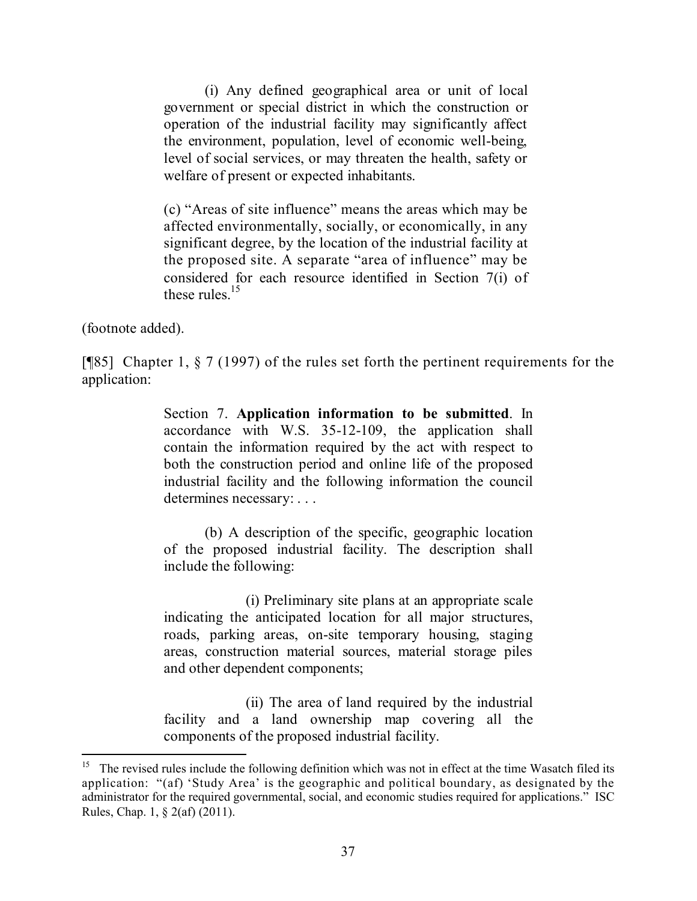(i) Any defined geographical area or unit of local government or special district in which the construction or operation of the industrial facility may significantly affect the environment, population, level of economic well-being, level of social services, or may threaten the health, safety or welfare of present or expected inhabitants.

(c) "Areas of site influence" means the areas which may be affected environmentally, socially, or economically, in any significant degree, by the location of the industrial facility at the proposed site. A separate "area of influence" may be considered for each resource identified in Section 7(i) of these rules.[15]

(footnote added).

[¶85] Chapter 1, § 7 (1997) of the rules set forth the pertinent requirements for the application:

> Section 7. **Application information to be submitted**. In accordance with W.S. 35-12-109, the application shall contain the information required by the act with respect to both the construction period and online life of the proposed industrial facility and the following information the council determines necessary: . . .
>
> (b) A description of the specific, geographic location of the proposed industrial facility. The description shall include the following:
>
> (i) Preliminary site plans at an appropriate scale indicating the anticipated location for all major structures, roads, parking areas, on-site temporary housing, staging areas, construction material sources, material storage piles and other dependent components;
>
> (ii) The area of land required by the industrial facility and a land ownership map covering all the components of the proposed industrial facility.

---

[15] The revised rules include the following definition which was not in effect at the time Wasatch filed its application: "(af) 'Study Area' is the geographic and political boundary, as designated by the administrator for the required governmental, social, and economic studies required for applications." ISC Rules, Chap. 1, § 2(af) (2011).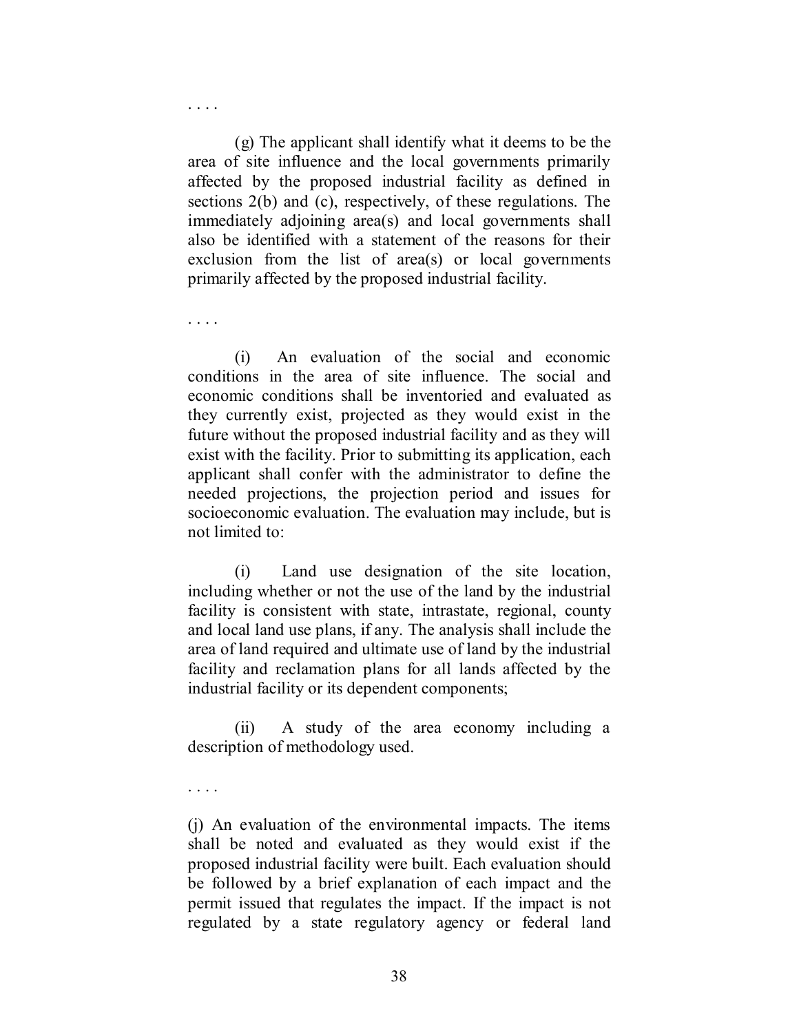. . . .

(g) The applicant shall identify what it deems to be the area of site influence and the local governments primarily affected by the proposed industrial facility as defined in sections 2(b) and (c), respectively, of these regulations. The immediately adjoining area(s) and local governments shall also be identified with a statement of the reasons for their exclusion from the list of area(s) or local governments primarily affected by the proposed industrial facility.

. . . .

(i) An evaluation of the social and economic conditions in the area of site influence. The social and economic conditions shall be inventoried and evaluated as they currently exist, projected as they would exist in the future without the proposed industrial facility and as they will exist with the facility. Prior to submitting its application, each applicant shall confer with the administrator to define the needed projections, the projection period and issues for socioeconomic evaluation. The evaluation may include, but is not limited to:

(i) Land use designation of the site location, including whether or not the use of the land by the industrial facility is consistent with state, intrastate, regional, county and local land use plans, if any. The analysis shall include the area of land required and ultimate use of land by the industrial facility and reclamation plans for all lands affected by the industrial facility or its dependent components;

(ii) A study of the area economy including a description of methodology used.

. . . .

(j) An evaluation of the environmental impacts. The items shall be noted and evaluated as they would exist if the proposed industrial facility were built. Each evaluation should be followed by a brief explanation of each impact and the permit issued that regulates the impact. If the impact is not regulated by a state regulatory agency or federal land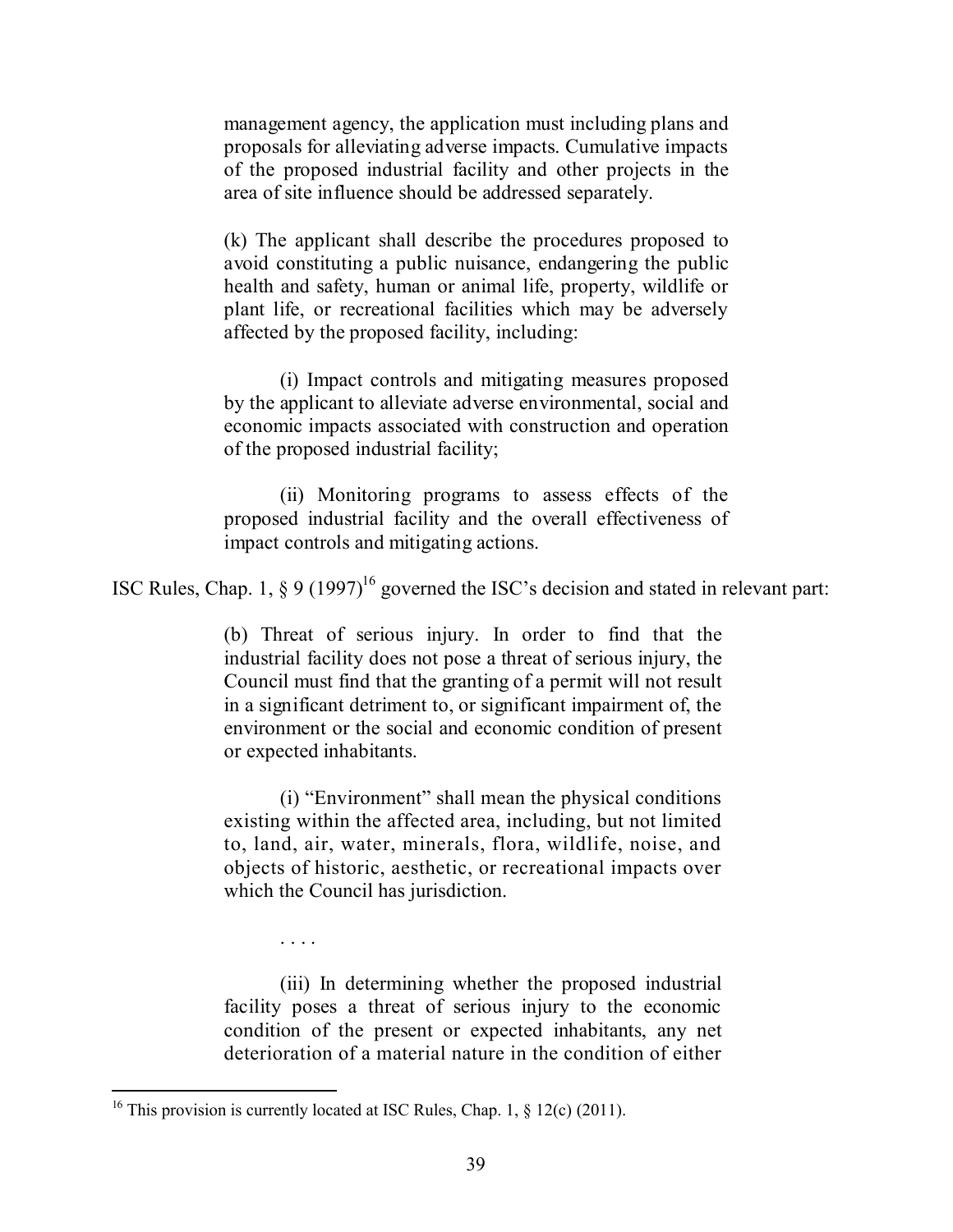management agency, the application must including plans and proposals for alleviating adverse impacts. Cumulative impacts of the proposed industrial facility and other projects in the area of site influence should be addressed separately.

> (k) The applicant shall describe the procedures proposed to avoid constituting a public nuisance, endangering the public health and safety, human or animal life, property, wildlife or plant life, or recreational facilities which may be adversely affected by the proposed facility, including:
>
> (i) Impact controls and mitigating measures proposed by the applicant to alleviate adverse environmental, social and economic impacts associated with construction and operation of the proposed industrial facility;
>
> (ii) Monitoring programs to assess effects of the proposed industrial facility and the overall effectiveness of impact controls and mitigating actions.

ISC Rules, Chap. 1, § 9 (1997)[16] governed the ISC's decision and stated in relevant part:

> (b) Threat of serious injury. In order to find that the industrial facility does not pose a threat of serious injury, the Council must find that the granting of a permit will not result in a significant detriment to, or significant impairment of, the environment or the social and economic condition of present or expected inhabitants.
>
> (i) "Environment" shall mean the physical conditions existing within the affected area, including, but not limited to, land, air, water, minerals, flora, wildlife, noise, and objects of historic, aesthetic, or recreational impacts over which the Council has jurisdiction.
>
> . . . .
>
> (iii) In determining whether the proposed industrial facility poses a threat of serious injury to the economic condition of the present or expected inhabitants, any net deterioration of a material nature in the condition of either

[16] This provision is currently located at ISC Rules, Chap. 1, § 12(c) (2011).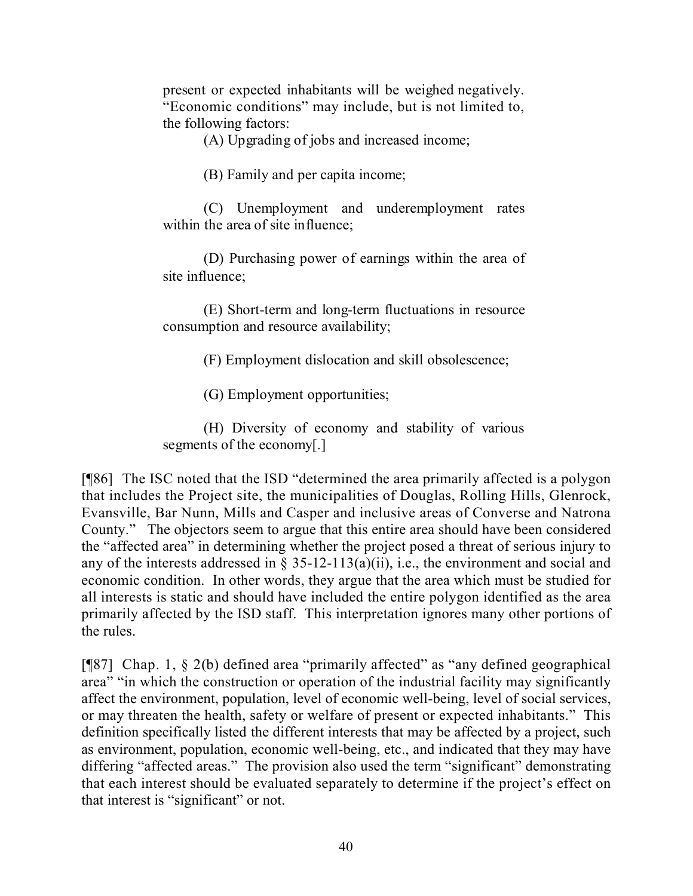present or expected inhabitants will be weighed negatively. "Economic conditions" may include, but is not limited to, the following factors:

(A) Upgrading of jobs and increased income;

(B) Family and per capita income;

(C) Unemployment and underemployment rates within the area of site influence;

(D) Purchasing power of earnings within the area of site influence;

(E) Short-term and long-term fluctuations in resource consumption and resource availability;

(F) Employment dislocation and skill obsolescence;

(G) Employment opportunities;

(H) Diversity of economy and stability of various segments of the economy[.]

[¶86] The ISC noted that the ISD "determined the area primarily affected is a polygon that includes the Project site, the municipalities of Douglas, Rolling Hills, Glenrock, Evansville, Bar Nunn, Mills and Casper and inclusive areas of Converse and Natrona County." The objectors seem to argue that this entire area should have been considered the "affected area" in determining whether the project posed a threat of serious injury to any of the interests addressed in § 35-12-113(a)(ii), i.e., the environment and social and economic condition. In other words, they argue that the area which must be studied for all interests is static and should have included the entire polygon identified as the area primarily affected by the ISD staff. This interpretation ignores many other portions of the rules.

[¶87] Chap. 1, § 2(b) defined area "primarily affected" as "any defined geographical area" "in which the construction or operation of the industrial facility may significantly affect the environment, population, level of economic well-being, level of social services, or may threaten the health, safety or welfare of present or expected inhabitants." This definition specifically listed the different interests that may be affected by a project, such as environment, population, economic well-being, etc., and indicated that they may have differing "affected areas." The provision also used the term "significant" demonstrating that each interest should be evaluated separately to determine if the project's effect on that interest is "significant" or not.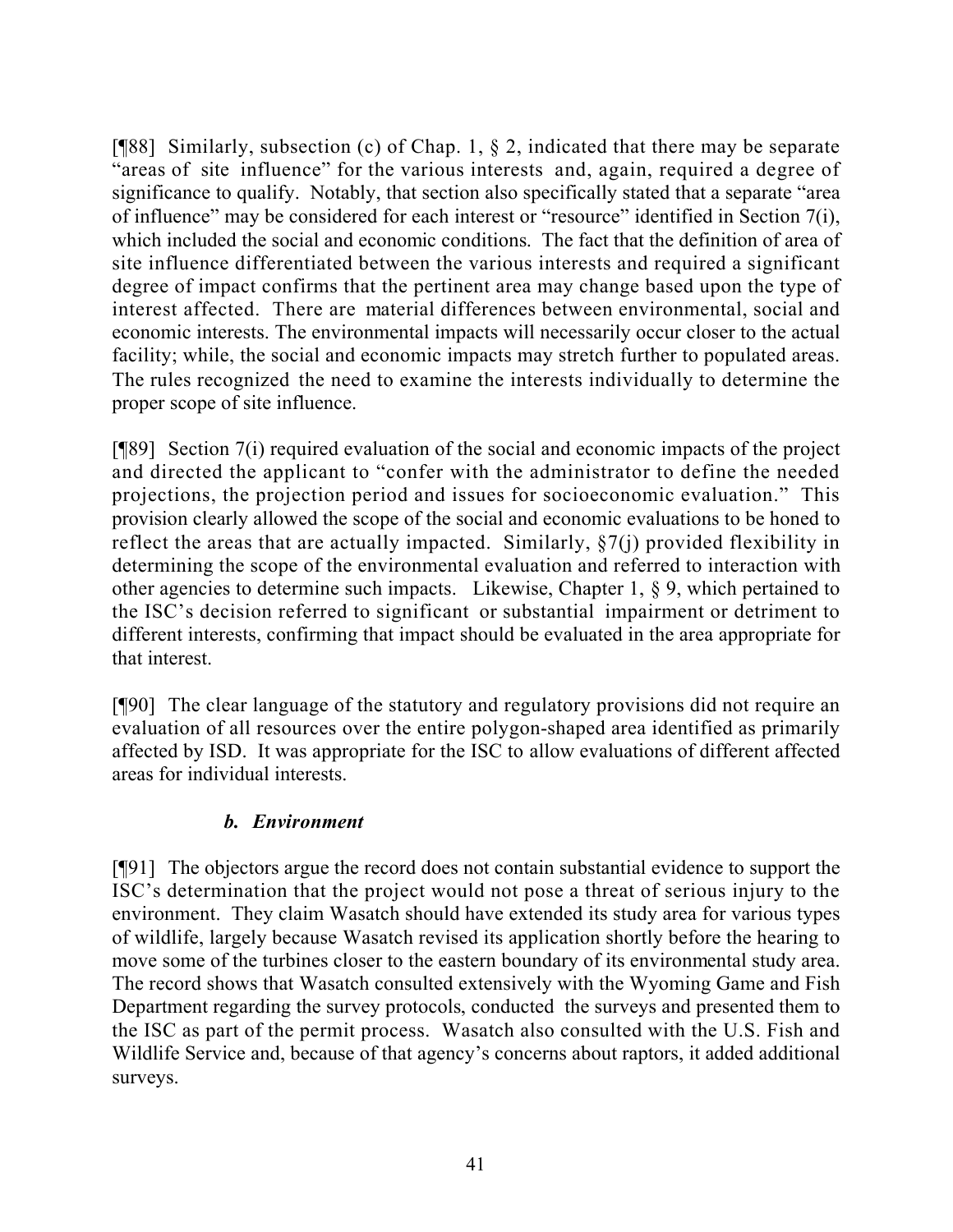[¶88] Similarly, subsection (c) of Chap. 1, § 2, indicated that there may be separate "areas of site influence" for the various interests and, again, required a degree of significance to qualify. Notably, that section also specifically stated that a separate "area of influence" may be considered for each interest or "resource" identified in Section 7(i), which included the social and economic conditions. The fact that the definition of area of site influence differentiated between the various interests and required a significant degree of impact confirms that the pertinent area may change based upon the type of interest affected. There are material differences between environmental, social and economic interests. The environmental impacts will necessarily occur closer to the actual facility; while, the social and economic impacts may stretch further to populated areas. The rules recognized the need to examine the interests individually to determine the proper scope of site influence.

[¶89] Section 7(i) required evaluation of the social and economic impacts of the project and directed the applicant to "confer with the administrator to define the needed projections, the projection period and issues for socioeconomic evaluation." This provision clearly allowed the scope of the social and economic evaluations to be honed to reflect the areas that are actually impacted. Similarly, §7(j) provided flexibility in determining the scope of the environmental evaluation and referred to interaction with other agencies to determine such impacts. Likewise, Chapter 1, § 9, which pertained to the ISC's decision referred to significant or substantial impairment or detriment to different interests, confirming that impact should be evaluated in the area appropriate for that interest.

[¶90] The clear language of the statutory and regulatory provisions did not require an evaluation of all resources over the entire polygon-shaped area identified as primarily affected by ISD. It was appropriate for the ISC to allow evaluations of different affected areas for individual interests.

### *b. Environment*

[¶91] The objectors argue the record does not contain substantial evidence to support the ISC's determination that the project would not pose a threat of serious injury to the environment. They claim Wasatch should have extended its study area for various types of wildlife, largely because Wasatch revised its application shortly before the hearing to move some of the turbines closer to the eastern boundary of its environmental study area. The record shows that Wasatch consulted extensively with the Wyoming Game and Fish Department regarding the survey protocols, conducted the surveys and presented them to the ISC as part of the permit process. Wasatch also consulted with the U.S. Fish and Wildlife Service and, because of that agency's concerns about raptors, it added additional surveys.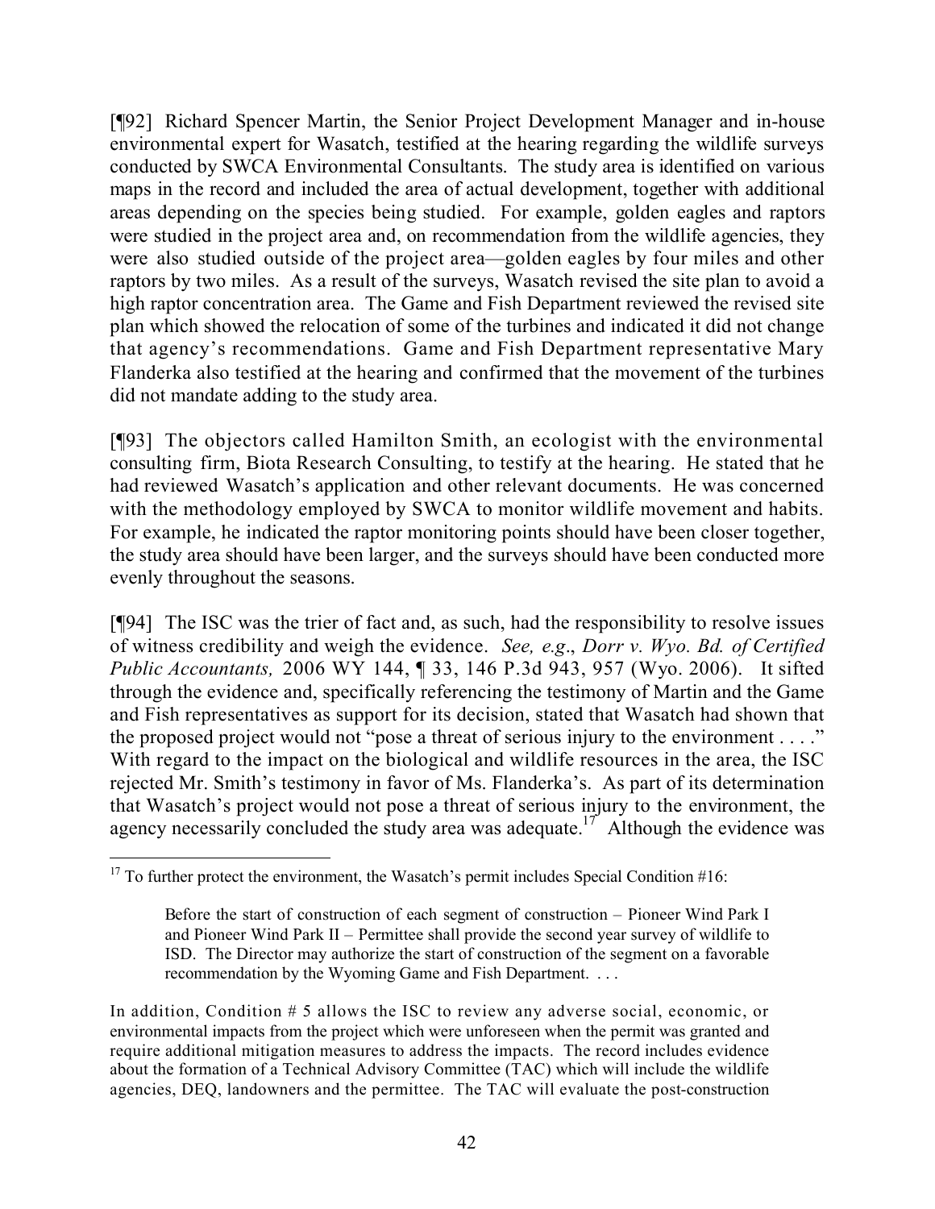[¶92] Richard Spencer Martin, the Senior Project Development Manager and in-house environmental expert for Wasatch, testified at the hearing regarding the wildlife surveys conducted by SWCA Environmental Consultants. The study area is identified on various maps in the record and included the area of actual development, together with additional areas depending on the species being studied. For example, golden eagles and raptors were studied in the project area and, on recommendation from the wildlife agencies, they were also studied outside of the project area—golden eagles by four miles and other raptors by two miles. As a result of the surveys, Wasatch revised the site plan to avoid a high raptor concentration area. The Game and Fish Department reviewed the revised site plan which showed the relocation of some of the turbines and indicated it did not change that agency's recommendations. Game and Fish Department representative Mary Flanderka also testified at the hearing and confirmed that the movement of the turbines did not mandate adding to the study area.

[¶93] The objectors called Hamilton Smith, an ecologist with the environmental consulting firm, Biota Research Consulting, to testify at the hearing. He stated that he had reviewed Wasatch's application and other relevant documents. He was concerned with the methodology employed by SWCA to monitor wildlife movement and habits. For example, he indicated the raptor monitoring points should have been closer together, the study area should have been larger, and the surveys should have been conducted more evenly throughout the seasons.

[¶94] The ISC was the trier of fact and, as such, had the responsibility to resolve issues of witness credibility and weigh the evidence. *See, e.g*., *Dorr v. Wyo. Bd. of Certified Public Accountants,* 2006 WY 144, ¶ 33, 146 P.3d 943, 957 (Wyo. 2006). It sifted through the evidence and, specifically referencing the testimony of Martin and the Game and Fish representatives as support for its decision, stated that Wasatch had shown that the proposed project would not "pose a threat of serious injury to the environment . . . ." With regard to the impact on the biological and wildlife resources in the area, the ISC rejected Mr. Smith's testimony in favor of Ms. Flanderka's. As part of its determination that Wasatch's project would not pose a threat of serious injury to the environment, the agency necessarily concluded the study area was adequate.[17] Although the evidence was

---

[17] To further protect the environment, the Wasatch's permit includes Special Condition #16:

> Before the start of construction of each segment of construction – Pioneer Wind Park I and Pioneer Wind Park II – Permittee shall provide the second year survey of wildlife to ISD. The Director may authorize the start of construction of the segment on a favorable recommendation by the Wyoming Game and Fish Department. . . .

In addition, Condition # 5 allows the ISC to review any adverse social, economic, or environmental impacts from the project which were unforeseen when the permit was granted and require additional mitigation measures to address the impacts. The record includes evidence about the formation of a Technical Advisory Committee (TAC) which will include the wildlife agencies, DEQ, landowners and the permittee. The TAC will evaluate the post-construction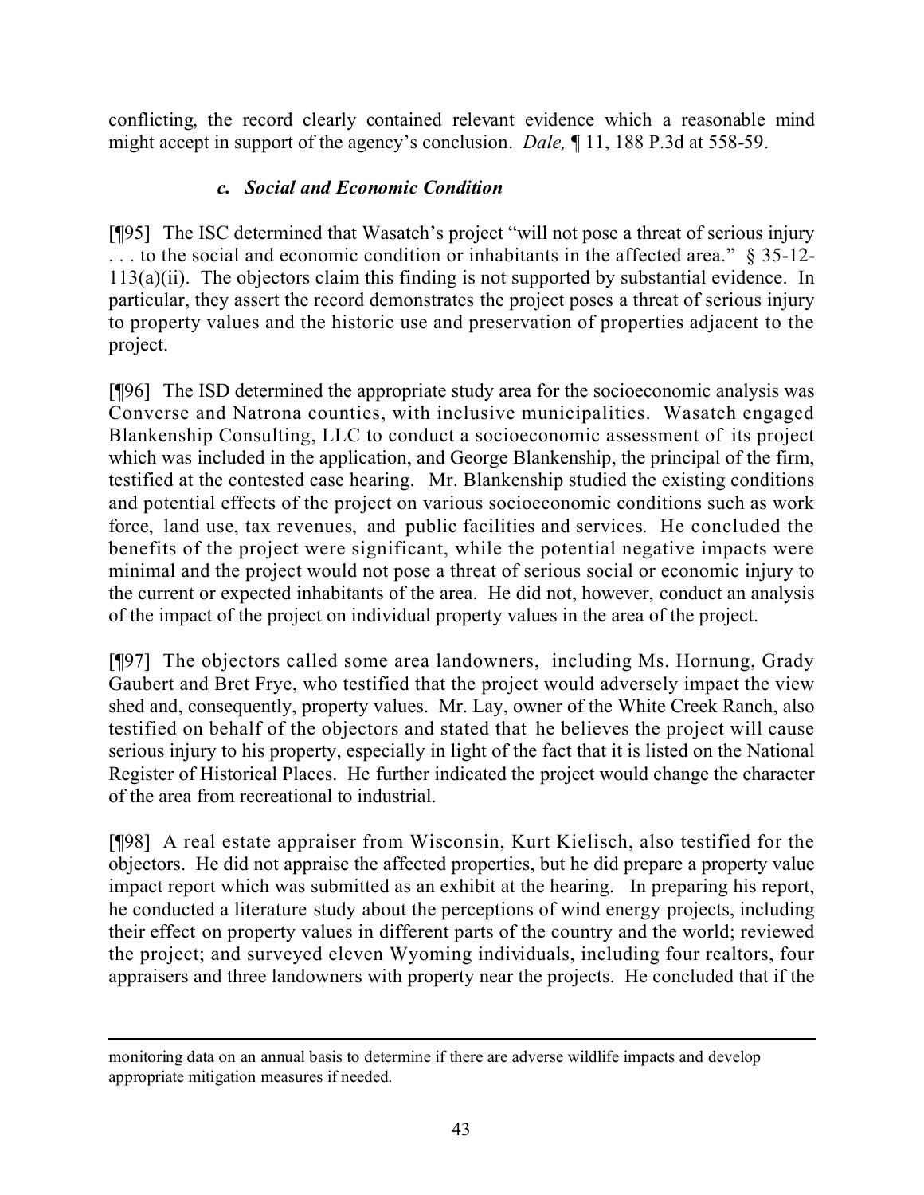conflicting, the record clearly contained relevant evidence which a reasonable mind might accept in support of the agency's conclusion. *Dale,* ¶ 11, 188 P.3d at 558-59.

### *c. Social and Economic Condition*

[¶95] The ISC determined that Wasatch's project "will not pose a threat of serious injury . . . to the social and economic condition or inhabitants in the affected area." § 35-12-113(a)(ii). The objectors claim this finding is not supported by substantial evidence. In particular, they assert the record demonstrates the project poses a threat of serious injury to property values and the historic use and preservation of properties adjacent to the project.

[¶96] The ISD determined the appropriate study area for the socioeconomic analysis was Converse and Natrona counties, with inclusive municipalities. Wasatch engaged Blankenship Consulting, LLC to conduct a socioeconomic assessment of its project which was included in the application, and George Blankenship, the principal of the firm, testified at the contested case hearing. Mr. Blankenship studied the existing conditions and potential effects of the project on various socioeconomic conditions such as work force, land use, tax revenues, and public facilities and services. He concluded the benefits of the project were significant, while the potential negative impacts were minimal and the project would not pose a threat of serious social or economic injury to the current or expected inhabitants of the area. He did not, however, conduct an analysis of the impact of the project on individual property values in the area of the project.

[¶97] The objectors called some area landowners, including Ms. Hornung, Grady Gaubert and Bret Frye, who testified that the project would adversely impact the view shed and, consequently, property values. Mr. Lay, owner of the White Creek Ranch, also testified on behalf of the objectors and stated that he believes the project will cause serious injury to his property, especially in light of the fact that it is listed on the National Register of Historical Places. He further indicated the project would change the character of the area from recreational to industrial.

[¶98] A real estate appraiser from Wisconsin, Kurt Kielisch, also testified for the objectors. He did not appraise the affected properties, but he did prepare a property value impact report which was submitted as an exhibit at the hearing. In preparing his report, he conducted a literature study about the perceptions of wind energy projects, including their effect on property values in different parts of the country and the world; reviewed the project; and surveyed eleven Wyoming individuals, including four realtors, four appraisers and three landowners with property near the projects. He concluded that if the

---

monitoring data on an annual basis to determine if there are adverse wildlife impacts and develop appropriate mitigation measures if needed.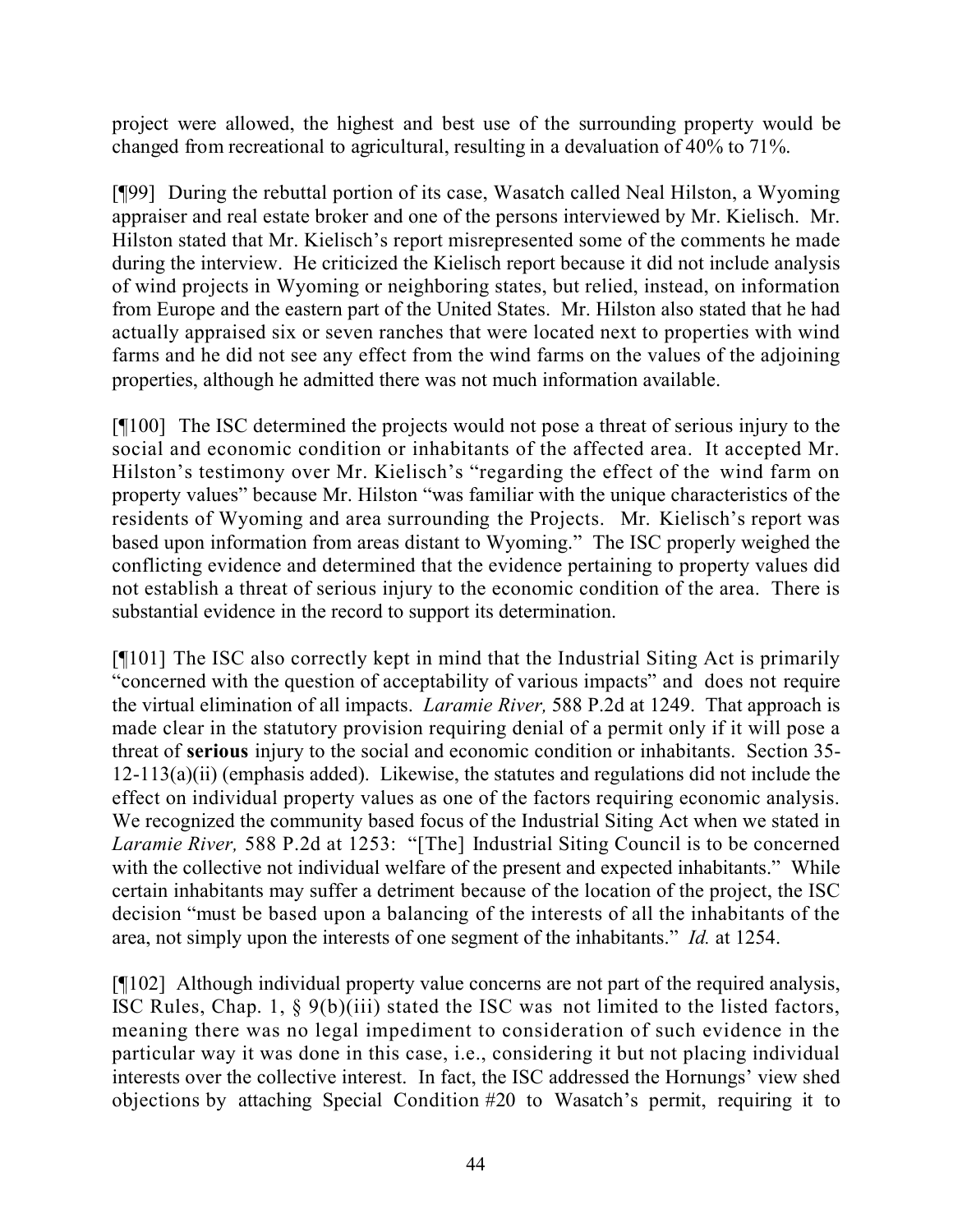project were allowed, the highest and best use of the surrounding property would be changed from recreational to agricultural, resulting in a devaluation of 40% to 71%.

[¶99] During the rebuttal portion of its case, Wasatch called Neal Hilston, a Wyoming appraiser and real estate broker and one of the persons interviewed by Mr. Kielisch. Mr. Hilston stated that Mr. Kielisch's report misrepresented some of the comments he made during the interview. He criticized the Kielisch report because it did not include analysis of wind projects in Wyoming or neighboring states, but relied, instead, on information from Europe and the eastern part of the United States. Mr. Hilston also stated that he had actually appraised six or seven ranches that were located next to properties with wind farms and he did not see any effect from the wind farms on the values of the adjoining properties, although he admitted there was not much information available.

[¶100] The ISC determined the projects would not pose a threat of serious injury to the social and economic condition or inhabitants of the affected area. It accepted Mr. Hilston's testimony over Mr. Kielisch's "regarding the effect of the wind farm on property values" because Mr. Hilston "was familiar with the unique characteristics of the residents of Wyoming and area surrounding the Projects. Mr. Kielisch's report was based upon information from areas distant to Wyoming." The ISC properly weighed the conflicting evidence and determined that the evidence pertaining to property values did not establish a threat of serious injury to the economic condition of the area. There is substantial evidence in the record to support its determination.

[¶101] The ISC also correctly kept in mind that the Industrial Siting Act is primarily "concerned with the question of acceptability of various impacts" and does not require the virtual elimination of all impacts. *Laramie River,* 588 P.2d at 1249. That approach is made clear in the statutory provision requiring denial of a permit only if it will pose a threat of **serious** injury to the social and economic condition or inhabitants. Section 35-12-113(a)(ii) (emphasis added). Likewise, the statutes and regulations did not include the effect on individual property values as one of the factors requiring economic analysis. We recognized the community based focus of the Industrial Siting Act when we stated in *Laramie River,* 588 P.2d at 1253: "[The] Industrial Siting Council is to be concerned with the collective not individual welfare of the present and expected inhabitants." While certain inhabitants may suffer a detriment because of the location of the project, the ISC decision "must be based upon a balancing of the interests of all the inhabitants of the area, not simply upon the interests of one segment of the inhabitants." *Id.* at 1254.

[¶102] Although individual property value concerns are not part of the required analysis, ISC Rules, Chap. 1, § 9(b)(iii) stated the ISC was not limited to the listed factors, meaning there was no legal impediment to consideration of such evidence in the particular way it was done in this case, i.e., considering it but not placing individual interests over the collective interest. In fact, the ISC addressed the Hornungs' view shed objections by attaching Special Condition #20 to Wasatch's permit, requiring it to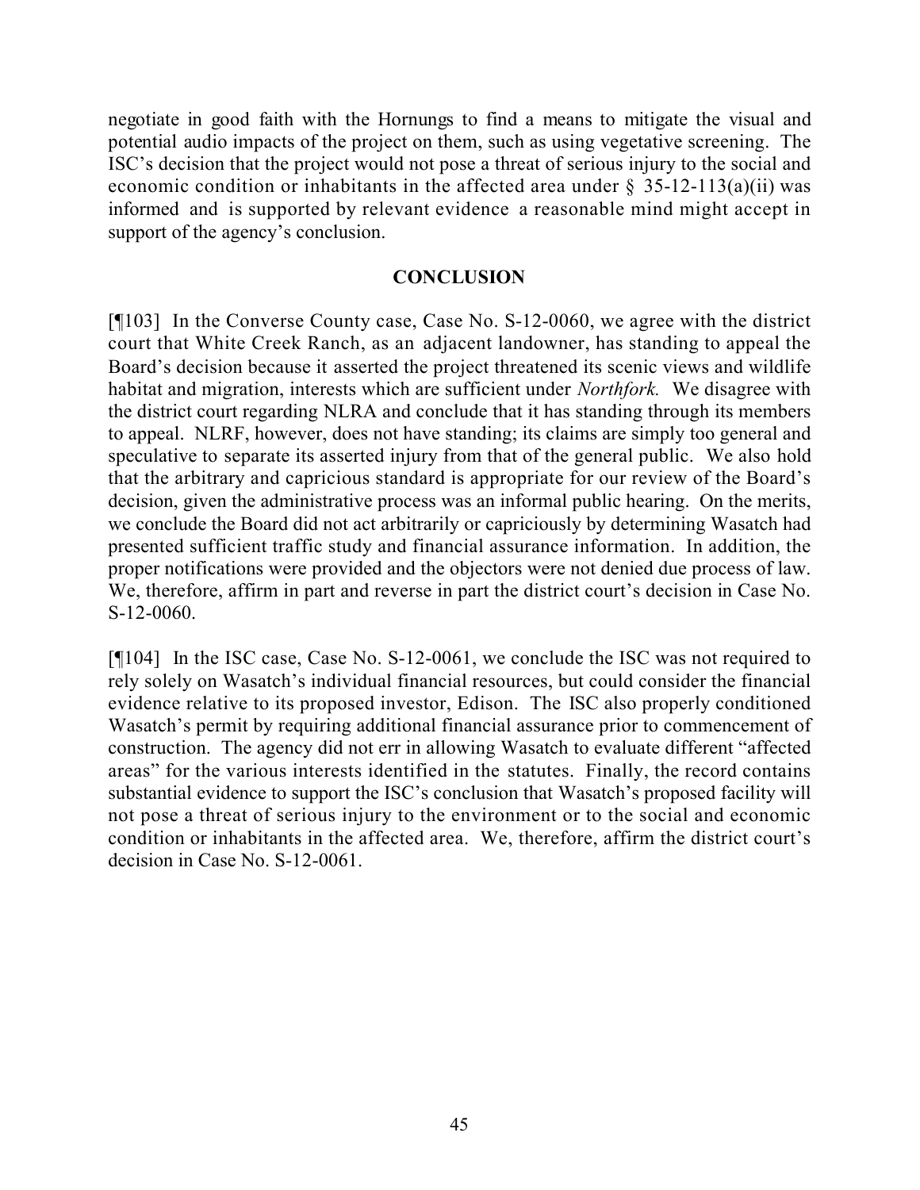negotiate in good faith with the Hornungs to find a means to mitigate the visual and potential audio impacts of the project on them, such as using vegetative screening. The ISC's decision that the project would not pose a threat of serious injury to the social and economic condition or inhabitants in the affected area under § 35-12-113(a)(ii) was informed and is supported by relevant evidence a reasonable mind might accept in support of the agency's conclusion.

## CONCLUSION

[¶103] In the Converse County case, Case No. S-12-0060, we agree with the district court that White Creek Ranch, as an adjacent landowner, has standing to appeal the Board's decision because it asserted the project threatened its scenic views and wildlife habitat and migration, interests which are sufficient under *Northfork.* We disagree with the district court regarding NLRA and conclude that it has standing through its members to appeal. NLRF, however, does not have standing; its claims are simply too general and speculative to separate its asserted injury from that of the general public. We also hold that the arbitrary and capricious standard is appropriate for our review of the Board's decision, given the administrative process was an informal public hearing. On the merits, we conclude the Board did not act arbitrarily or capriciously by determining Wasatch had presented sufficient traffic study and financial assurance information. In addition, the proper notifications were provided and the objectors were not denied due process of law. We, therefore, affirm in part and reverse in part the district court's decision in Case No. S-12-0060.

[¶104] In the ISC case, Case No. S-12-0061, we conclude the ISC was not required to rely solely on Wasatch's individual financial resources, but could consider the financial evidence relative to its proposed investor, Edison. The ISC also properly conditioned Wasatch's permit by requiring additional financial assurance prior to commencement of construction. The agency did not err in allowing Wasatch to evaluate different "affected areas" for the various interests identified in the statutes. Finally, the record contains substantial evidence to support the ISC's conclusion that Wasatch's proposed facility will not pose a threat of serious injury to the environment or to the social and economic condition or inhabitants in the affected area. We, therefore, affirm the district court's decision in Case No. S-12-0061.